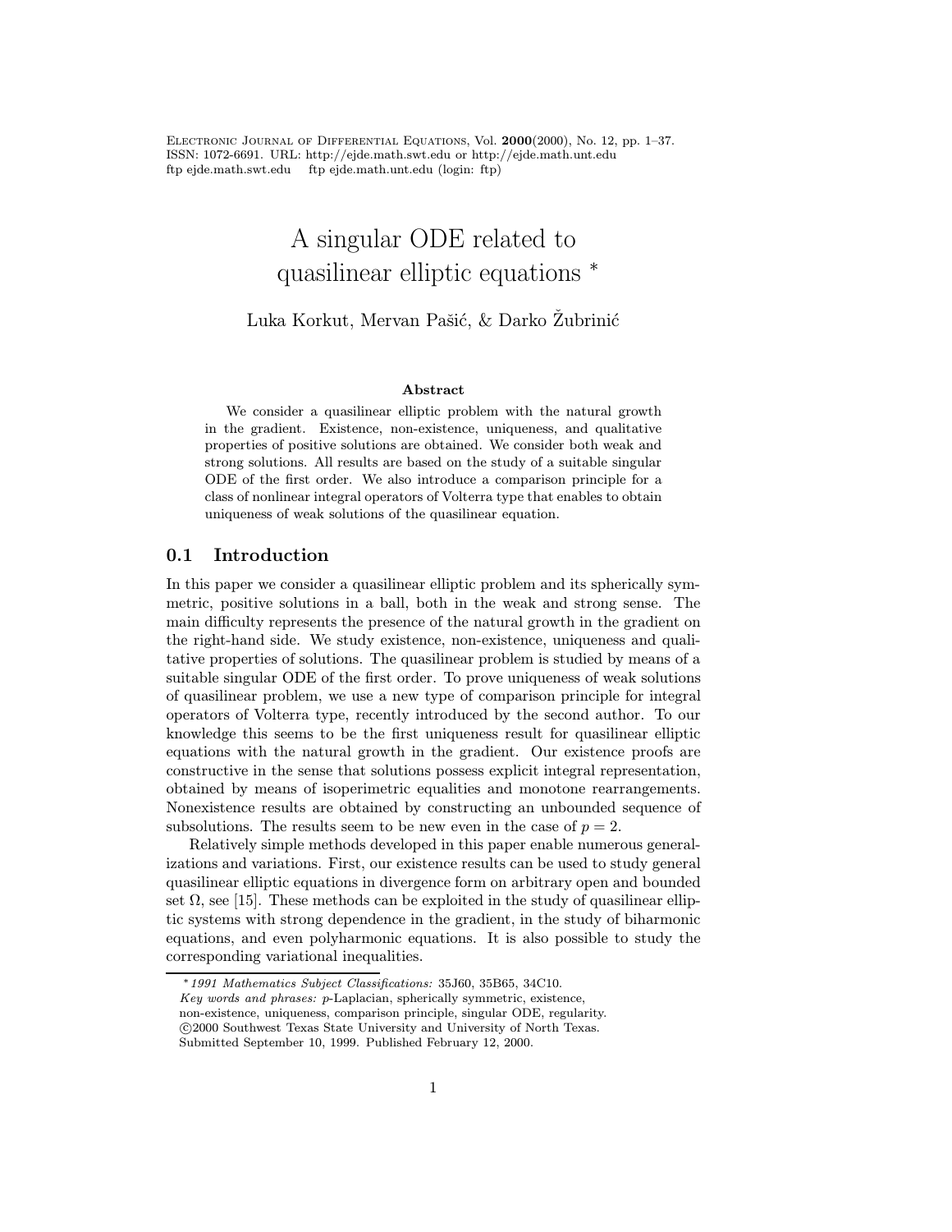# A singular ODE related to quasilinear elliptic equations *

Luka Korkut, Mervan Pašić, & Darko Žubrinić

### Abstract

We consider a quasilinear elliptic problem with the natural growth in the gradient. Existence, non-existence, uniqueness, and qualitative properties of positive solutions are obtained. We consider both weak and strong solutions. All results are based on the study of a suitable singular ODE of the first order. We also introduce a comparison principle for a class of nonlinear integral operators of Volterra type that enables to obtain uniqueness of weak solutions of the quasilinear equation.

## 0.1 Introduction

In this paper we consider a quasilinear elliptic problem and its spherically symmetric, positive solutions in a ball, both in the weak and strong sense. The main difficulty represents the presence of the natural growth in the gradient on the right-hand side. We study existence, non-existence, uniqueness and qualitative properties of solutions. The quasilinear problem is studied by means of a suitable singular ODE of the first order. To prove uniqueness of weak solutions of quasilinear problem, we use a new type of comparison principle for integral operators of Volterra type, recently introduced by the second author. To our knowledge this seems to be the first uniqueness result for quasilinear elliptic equations with the natural growth in the gradient. Our existence proofs are constructive in the sense that solutions possess explicit integral representation, obtained by means of isoperimetric equalities and monotone rearrangements. Nonexistence results are obtained by constructing an unbounded sequence of subsolutions. The results seem to be new even in the case of $p = 2$.

Relatively simple methods developed in this paper enable numerous generalizations and variations. First, our existence results can be used to study general quasilinear elliptic equations in divergence form on arbitrary open and bounded set $\Omega$, see [15]. These methods can be exploited in the study of quasilinear elliptic systems with strong dependence in the gradient, in the study of biharmonic equations, and even polyharmonic equations. It is also possible to study the corresponding variational inequalities.

---

\* *1991 Mathematics Subject Classifications:* 35J60, 35B65, 34C10.
*Key words and phrases:* $p$-Laplacian, spherically symmetric, existence, non-existence, uniqueness, comparison principle, singular ODE, regularity.
©2000 Southwest Texas State University and University of North Texas.
Submitted September 10, 1999. Published February 12, 2000.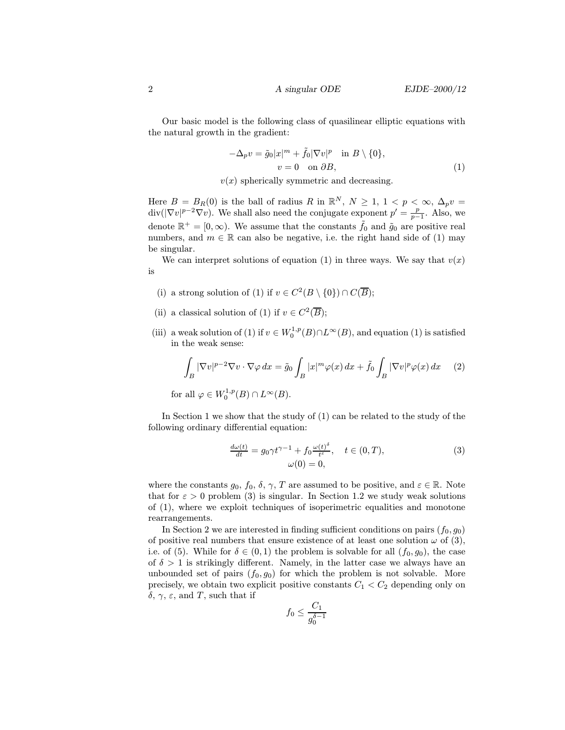Our basic model is the following class of quasilinear elliptic equations with the natural growth in the gradient:

$$
\begin{gathered}
-\Delta_p v = \tilde{g}_0 |x|^m + \tilde{f}_0 |\nabla v|^p \quad \text{in } B \setminus \{0\}, \\
v = 0 \quad \text{on } \partial B, \\
v(x) \text{ spherically symmetric and decreasing.}
\end{gathered}
\tag{1}
$$

Here $B = B_R(0)$ is the ball of radius $R$ in $\mathbb{R}^N$, $N \geq 1$, $1 < p < \infty$, $\Delta_p v = \operatorname{div}(|\nabla v|^{p-2} \nabla v)$. We shall also need the conjugate exponent $p' = \frac{p}{p-1}$. Also, we denote $\mathbb{R}^+ = [0, \infty)$. We assume that the constants $\tilde{f}_0$ and $\tilde{g}_0$ are positive real numbers, and $m \in \mathbb{R}$ can also be negative, i.e. the right hand side of (1) may be singular.

We can interpret solutions of equation (1) in three ways. We say that $v(x)$ is

(i) a strong solution of (1) if $v \in C^2(B \setminus \{0\}) \cap C(\overline{B})$;

(ii) a classical solution of (1) if $v \in C^2(\overline{B})$;

(iii) a weak solution of (1) if $v \in W_0^{1,p}(B) \cap L^\infty(B)$, and equation (1) is satisfied in the weak sense:

$$
\int_B |\nabla v|^{p-2} \nabla v \cdot \nabla \varphi \, dx = \tilde{g}_0 \int_B |x|^m \varphi(x) \, dx + \tilde{f}_0 \int_B |\nabla v|^p \varphi(x) \, dx \tag{2}
$$

for all $\varphi \in W_0^{1,p}(B) \cap L^\infty(B)$.

In Section 1 we show that the study of (1) can be related to the study of the following ordinary differential equation:

$$
\begin{gathered}
\frac{d\omega(t)}{dt} = g_0 \gamma t^{\gamma - 1} + f_0 \frac{\omega(t)^\delta}{t^\varepsilon}, \quad t \in (0, T), \\
\omega(0) = 0,
\end{gathered}
\tag{3}
$$

where the constants $g_0$, $f_0$, $\delta$, $\gamma$, $T$ are assumed to be positive, and $\varepsilon \in \mathbb{R}$. Note that for $\varepsilon > 0$ problem (3) is singular. In Section 1.2 we study weak solutions of (1), where we exploit techniques of isoperimetric equalities and monotone rearrangements.

In Section 2 we are interested in finding sufficient conditions on pairs $(f_0, g_0)$ of positive real numbers that ensure existence of at least one solution $\omega$ of (3), i.e. of (5). While for $\delta \in (0, 1)$ the problem is solvable for all $(f_0, g_0)$, the case of $\delta > 1$ is strikingly different. Namely, in the latter case we always have an unbounded set of pairs $(f_0, g_0)$ for which the problem is not solvable. More precisely, we obtain two explicit positive constants $C_1 < C_2$ depending only on $\delta$, $\gamma$, $\varepsilon$, and $T$, such that if

$$
f_0 \leq \frac{C_1}{g_0^{\delta - 1}}
$$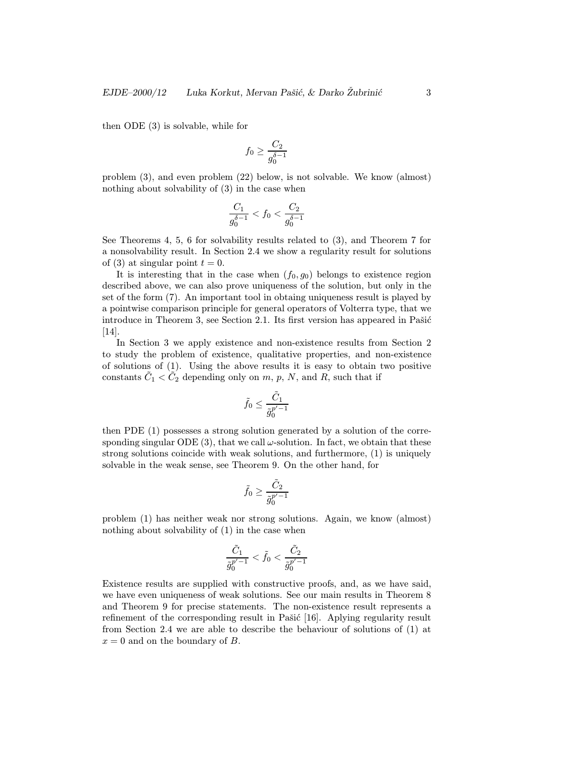then ODE (3) is solvable, while for

$$f_0 \geq \frac{C_2}{g_0^{\delta-1}}$$

problem (3), and even problem (22) below, is not solvable. We know (almost) nothing about solvability of (3) in the case when

$$\frac{C_1}{g_0^{\delta-1}} < f_0 < \frac{C_2}{g_0^{\delta-1}}$$

See Theorems 4, 5, 6 for solvability results related to (3), and Theorem 7 for a nonsolvability result. In Section 2.4 we show a regularity result for solutions of (3) at singular point $t = 0$.

It is interesting that in the case when $(f_0, g_0)$ belongs to existence region described above, we can also prove uniqueness of the solution, but only in the set of the form (7). An important tool in obtaing uniqueness result is played by a pointwise comparison principle for general operators of Volterra type, that we introduce in Theorem 3, see Section 2.1. Its first version has appeared in Pašić [14].

In Section 3 we apply existence and non-existence results from Section 2 to study the problem of existence, qualitative properties, and non-existence of solutions of (1). Using the above results it is easy to obtain two positive constants $\tilde{C}_1 < \tilde{C}_2$ depending only on $m$, $p$, $N$, and $R$, such that if

$$\tilde{f}_0 \leq \frac{\tilde{C}_1}{\tilde{g}_0^{p'-1}}$$

then PDE (1) possesses a strong solution generated by a solution of the corresponding singular ODE (3), that we call $\omega$-solution. In fact, we obtain that these strong solutions coincide with weak solutions, and furthermore, (1) is uniquely solvable in the weak sense, see Theorem 9. On the other hand, for

$$\tilde{f}_0 \geq \frac{\tilde{C}_2}{\tilde{g}_0^{p'-1}}$$

problem (1) has neither weak nor strong solutions. Again, we know (almost) nothing about solvability of (1) in the case when

$$\frac{\tilde{C}_1}{\tilde{g}_0^{p'-1}} < \tilde{f}_0 < \frac{\tilde{C}_2}{\tilde{g}_0^{p'-1}}$$

Existence results are supplied with constructive proofs, and, as we have said, we have even uniqueness of weak solutions. See our main results in Theorem 8 and Theorem 9 for precise statements. The non-existence result represents a refinement of the corresponding result in Pašić [16]. Aplying regularity result from Section 2.4 we are able to describe the behaviour of solutions of (1) at $x = 0$ and on the boundary of $B$.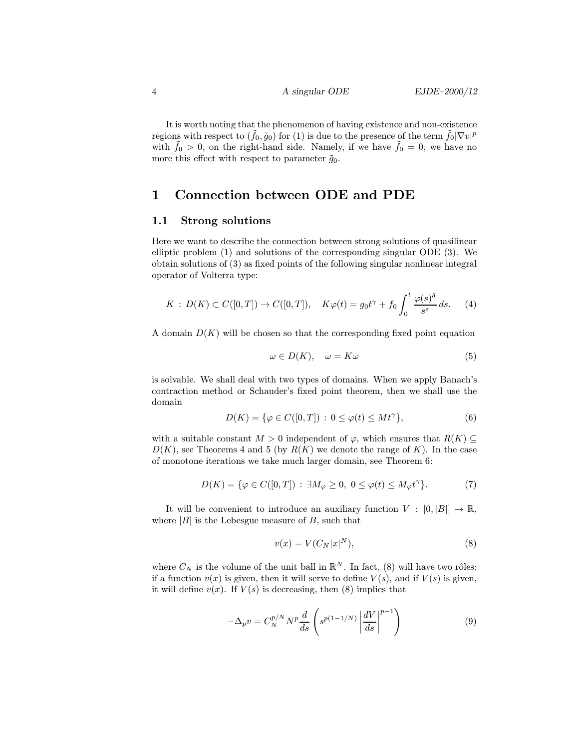It is worth noting that the phenomenon of having existence and non-existence regions with respect to $(\tilde{f}_0, \tilde{g}_0)$ for (1) is due to the presence of the term $\tilde{f}_0|\nabla v|^p$ with $\tilde{f}_0 > 0$, on the right-hand side. Namely, if we have $\tilde{f}_0 = 0$, we have no more this effect with respect to parameter $\tilde{g}_0$.

# 1 Connection between ODE and PDE

## 1.1 Strong solutions

Here we want to describe the connection between strong solutions of quasilinear elliptic problem (1) and solutions of the corresponding singular ODE (3). We obtain solutions of (3) as fixed points of the following singular nonlinear integral operator of Volterra type:

$$K : D(K) \subset C([0,T]) \to C([0,T]), \quad K\varphi(t) = g_0 t^\gamma + f_0 \int_0^t \frac{\varphi(s)^\delta}{s^\varepsilon}\, ds. \tag{4}$$

A domain $D(K)$ will be chosen so that the corresponding fixed point equation

$$\omega \in D(K), \quad \omega = K\omega \tag{5}$$

is solvable. We shall deal with two types of domains. When we apply Banach's contraction method or Schauder's fixed point theorem, then we shall use the domain

$$D(K) = \{\varphi \in C([0,T]) : 0 \le \varphi(t) \le Mt^\gamma\}, \tag{6}$$

with a suitable constant $M > 0$ independent of $\varphi$, which ensures that $R(K) \subseteq D(K)$, see Theorems 4 and 5 (by $R(K)$ we denote the range of $K$). In the case of monotone iterations we take much larger domain, see Theorem 6:

$$D(K) = \{\varphi \in C([0,T]) : \exists M_\varphi \ge 0,\ 0 \le \varphi(t) \le M_\varphi t^\gamma\}. \tag{7}$$

It will be convenient to introduce an auxiliary function $V : [0, |B|] \to \mathbb{R}$, where $|B|$ is the Lebesgue measure of $B$, such that

$$v(x) = V(C_N |x|^N), \tag{8}$$

where $C_N$ is the volume of the unit ball in $\mathbb{R}^N$. In fact, (8) will have two rôles: if a function $v(x)$ is given, then it will serve to define $V(s)$, and if $V(s)$ is given, it will define $v(x)$. If $V(s)$ is decreasing, then (8) implies that

$$-\Delta_p v = C_N^{p/N} N^p \frac{d}{ds}\left( s^{p(1-1/N)} \left| \frac{dV}{ds} \right|^{p-1} \right) \tag{9}$$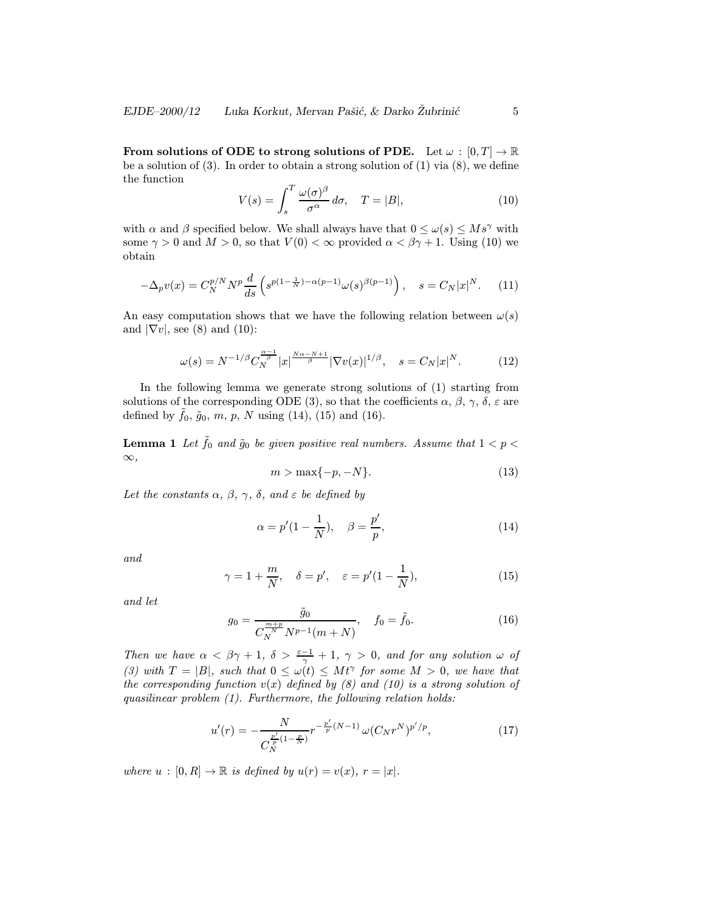**From solutions of ODE to strong solutions of PDE.** Let $\omega : [0,T] \to \mathbb{R}$ be a solution of (3). In order to obtain a strong solution of (1) via (8), we define the function

$$V(s) = \int_s^T \frac{\omega(\sigma)^\beta}{\sigma^\alpha}\, d\sigma, \quad T = |B|, \tag{10}$$

with $\alpha$ and $\beta$ specified below. We shall always have that $0 \le \omega(s) \le M s^\gamma$ with some $\gamma > 0$ and $M > 0$, so that $V(0) < \infty$ provided $\alpha < \beta\gamma + 1$. Using (10) we obtain

$$-\Delta_p v(x) = C_N^{p/N} N^p \frac{d}{ds}\left( s^{p(1-\frac{1}{N})-\alpha(p-1)} \omega(s)^{\beta(p-1)} \right), \quad s = C_N |x|^N. \tag{11}$$

An easy computation shows that we have the following relation between $\omega(s)$ and $|\nabla v|$, see (8) and (10):

$$\omega(s) = N^{-1/\beta} C_N^{\frac{\alpha-1}{\beta}} |x|^{\frac{N\alpha - N + 1}{\beta}} |\nabla v(x)|^{1/\beta}, \quad s = C_N |x|^N. \tag{12}$$

In the following lemma we generate strong solutions of (1) starting from solutions of the corresponding ODE (3), so that the coefficients $\alpha$, $\beta$, $\gamma$, $\delta$, $\varepsilon$ are defined by $\tilde{f}_0$, $\tilde{g}_0$, $m$, $p$, $N$ using (14), (15) and (16).

**Lemma 1** *Let $\tilde{f}_0$ and $\tilde{g}_0$ be given positive real numbers. Assume that $1 < p < \infty$,*

$$m > \max\{-p, -N\}. \tag{13}$$

*Let the constants $\alpha$, $\beta$, $\gamma$, $\delta$, and $\varepsilon$ be defined by*

$$\alpha = p'(1 - \frac{1}{N}), \quad \beta = \frac{p'}{p}, \tag{14}$$

*and*

$$\gamma = 1 + \frac{m}{N}, \quad \delta = p', \quad \varepsilon = p'(1 - \frac{1}{N}), \tag{15}$$

*and let*

$$g_0 = \frac{\tilde{g}_0}{C_N^{\frac{m+p}{N}} N^{p-1}(m+N)}, \quad f_0 = \tilde{f}_0. \tag{16}$$

*Then we have $\alpha < \beta\gamma + 1$, $\delta > \frac{\varepsilon - 1}{\gamma} + 1$, $\gamma > 0$, and for any solution $\omega$ of (3) with $T = |B|$, such that $0 \le \omega(t) \le M t^\gamma$ for some $M > 0$, we have that the corresponding function $v(x)$ defined by (8) and (10) is a strong solution of quasilinear problem (1). Furthermore, the following relation holds:*

$$u'(r) = -\frac{N}{C_N^{\frac{p'}{p}(1-\frac{p}{N})}} r^{-\frac{p'}{p}(N-1)}\, \omega(C_N r^N)^{p'/p}, \tag{17}$$

*where $u : [0,R] \to \mathbb{R}$ is defined by $u(r) = v(x)$, $r = |x|$.*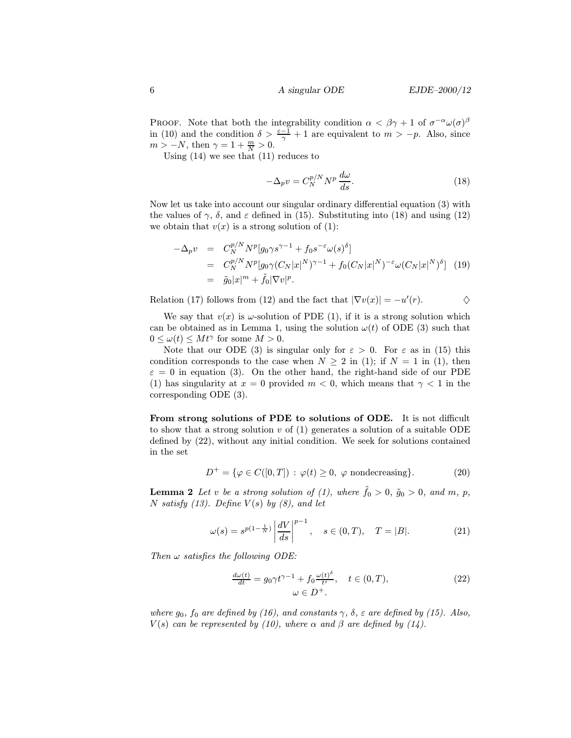**Proof.** Note that both the integrability condition $\alpha < \beta\gamma + 1$ of $\sigma^{-\alpha}\omega(\sigma)^{\beta}$ in (10) and the condition $\delta > \frac{\varepsilon - 1}{\gamma} + 1$ are equivalent to $m > -p$. Also, since $m > -N$, then $\gamma = 1 + \frac{m}{N} > 0$.

Using (14) we see that (11) reduces to

$$-\Delta_p v = C_N^{p/N} N^p \frac{d\omega}{ds}. \tag{18}$$

Now let us take into account our singular ordinary differential equation (3) with the values of $\gamma$, $\delta$, and $\varepsilon$ defined in (15). Substituting into (18) and using (12) we obtain that $v(x)$ is a strong solution of (1):

$$\begin{aligned}
-\Delta_p v &= C_N^{p/N} N^p [g_0 \gamma s^{\gamma-1} + f_0 s^{-\varepsilon} \omega(s)^{\delta}] \\
&= C_N^{p/N} N^p [g_0 \gamma (C_N |x|^N)^{\gamma-1} + f_0 (C_N |x|^N)^{-\varepsilon} \omega(C_N |x|^N)^{\delta}] \qquad (19) \\
&= \tilde{g}_0 |x|^m + \tilde{f}_0 |\nabla v|^p.
\end{aligned}$$

Relation (17) follows from (12) and the fact that $|\nabla v(x)| = -u'(r)$. $\diamondsuit$

We say that $v(x)$ is $\omega$-solution of PDE (1), if it is a strong solution which can be obtained as in Lemma 1, using the solution $\omega(t)$ of ODE (3) such that $0 \le \omega(t) \le M t^{\gamma}$ for some $M > 0$.

Note that our ODE (3) is singular only for $\varepsilon > 0$. For $\varepsilon$ as in (15) this condition corresponds to the case when $N \ge 2$ in (1); if $N = 1$ in (1), then $\varepsilon = 0$ in equation (3). On the other hand, the right-hand side of our PDE (1) has singularity at $x = 0$ provided $m < 0$, which means that $\gamma < 1$ in the corresponding ODE (3).

**From strong solutions of PDE to solutions of ODE.** It is not difficult to show that a strong solution $v$ of (1) generates a solution of a suitable ODE defined by (22), without any initial condition. We seek for solutions contained in the set

$$D^+ = \{\varphi \in C([0,T]) : \varphi(t) \ge 0, \ \varphi \text{ nondecreasing}\}. \tag{20}$$

**Lemma 2** *Let $v$ be a strong solution of (1), where $\tilde{f}_0 > 0$, $\tilde{g}_0 > 0$, and $m$, $p$, $N$ satisfy (13). Define $V(s)$ by (8), and let*

$$\omega(s) = s^{p(1-\frac{1}{N})} \left| \frac{dV}{ds} \right|^{p-1}, \quad s \in (0,T), \quad T = |B|. \tag{21}$$

*Then $\omega$ satisfies the following ODE:*

$$\begin{gathered}
\frac{d\omega(t)}{dt} = g_0 \gamma t^{\gamma-1} + f_0 \frac{\omega(t)^{\delta}}{t^{\varepsilon}}, \quad t \in (0,T), \\
\omega \in D^+.
\end{gathered} \tag{22}$$

*where $g_0$, $f_0$ are defined by (16), and constants $\gamma$, $\delta$, $\varepsilon$ are defined by (15). Also, $V(s)$ can be represented by (10), where $\alpha$ and $\beta$ are defined by (14).*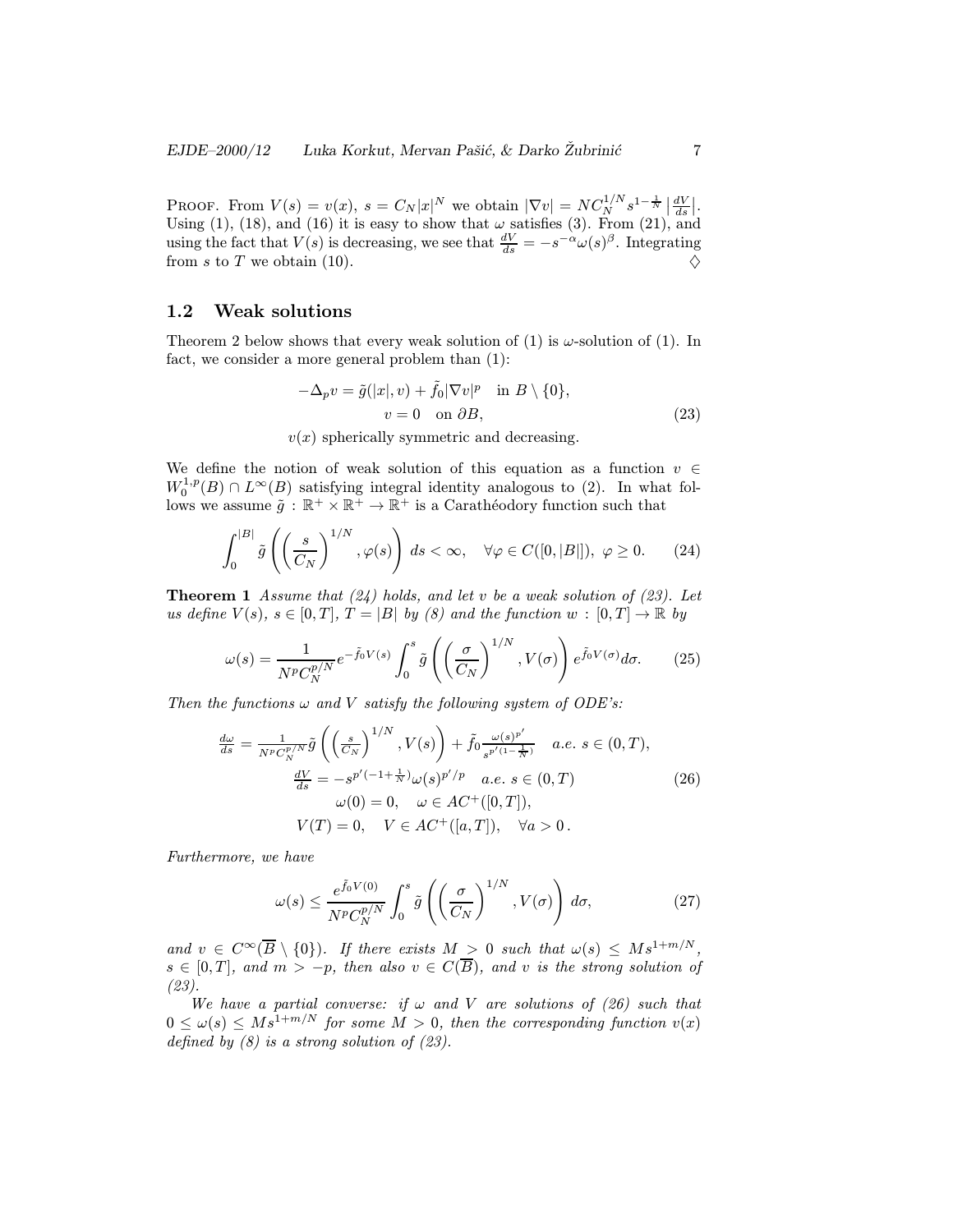PROOF. From $V(s) = v(x)$, $s = C_N|x|^N$ we obtain $|\nabla v| = NC_N^{1/N} s^{1-\frac{1}{N}} \left|\frac{dV}{ds}\right|$. Using (1), (18), and (16) it is easy to show that $\omega$ satisfies (3). From (21), and using the fact that $V(s)$ is decreasing, we see that $\frac{dV}{ds} = -s^{-\alpha}\omega(s)^{\beta}$. Integrating from $s$ to $T$ we obtain (10). $\diamondsuit$

## 1.2 Weak solutions

Theorem 2 below shows that every weak solution of (1) is $\omega$-solution of (1). In fact, we consider a more general problem than (1):

$$
\begin{gathered}
-\Delta_p v = \tilde{g}(|x|, v) + \tilde{f}_0 |\nabla v|^p \quad \text{in } B \setminus \{0\}, \\
v = 0 \quad \text{on } \partial B, \\
v(x) \text{ spherically symmetric and decreasing.}
\end{gathered}
\tag{23}
$$

We define the notion of weak solution of this equation as a function $v \in W_0^{1,p}(B) \cap L^\infty(B)$ satisfying integral identity analogous to (2). In what follows we assume $\tilde{g} : \mathbb{R}^+ \times \mathbb{R}^+ \to \mathbb{R}^+$ is a Carathéodory function such that

$$
\int_0^{|B|} \tilde{g}\left( \left( \frac{s}{C_N} \right)^{1/N}, \varphi(s) \right) ds < \infty, \quad \forall \varphi \in C([0, |B|]),\ \varphi \geq 0. \tag{24}
$$

**Theorem 1** *Assume that (24) holds, and let $v$ be a weak solution of (23). Let us define $V(s)$, $s \in [0,T]$, $T = |B|$ by (8) and the function $w : [0,T] \to \mathbb{R}$ by*

$$
\omega(s) = \frac{1}{N^p C_N^{p/N}} e^{-\tilde{f}_0 V(s)} \int_0^s \tilde{g}\left( \left( \frac{\sigma}{C_N} \right)^{1/N}, V(\sigma) \right) e^{\tilde{f}_0 V(\sigma)} d\sigma. \tag{25}
$$

*Then the functions $\omega$ and $V$ satisfy the following system of ODE's:*

$$
\begin{gathered}
\frac{d\omega}{ds} = \frac{1}{N^p C_N^{p/N}} \tilde{g}\left( \left( \frac{s}{C_N} \right)^{1/N}, V(s) \right) + \tilde{f}_0 \frac{\omega(s)^{p'}}{s^{p'(1-\frac{1}{N})}} \quad a.e.\ s \in (0,T), \\
\frac{dV}{ds} = -s^{p'(-1+\frac{1}{N})} \omega(s)^{p'/p} \quad a.e.\ s \in (0,T) \\
\omega(0) = 0, \quad \omega \in AC^+([0,T]), \\
V(T) = 0, \quad V \in AC^+([a,T]), \quad \forall a > 0\,.
\end{gathered}
\tag{26}
$$

*Furthermore, we have*

$$
\omega(s) \leq \frac{e^{\tilde{f}_0 V(0)}}{N^p C_N^{p/N}} \int_0^s \tilde{g}\left( \left( \frac{\sigma}{C_N} \right)^{1/N}, V(\sigma) \right) d\sigma, \tag{27}
$$

*and $v \in C^\infty(\overline{B} \setminus \{0\})$. If there exists $M > 0$ such that $\omega(s) \leq M s^{1+m/N}$, $s \in [0,T]$, and $m > -p$, then also $v \in C(\overline{B})$, and $v$ is the strong solution of (23).*

*We have a partial converse: if $\omega$ and $V$ are solutions of (26) such that $0 \leq \omega(s) \leq M s^{1+m/N}$ for some $M > 0$, then the corresponding function $v(x)$ defined by (8) is a strong solution of (23).*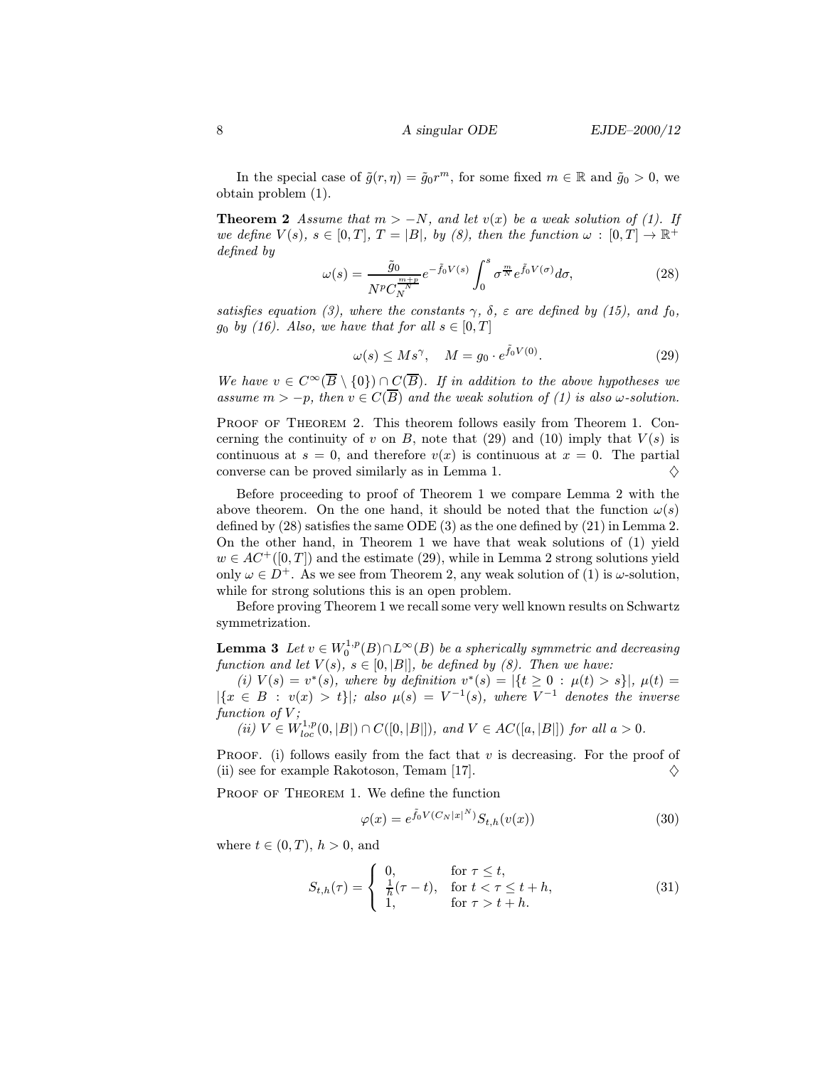In the special case of $\tilde{g}(r,\eta) = \tilde{g}_0 r^m$, for some fixed $m \in \mathbb{R}$ and $\tilde{g}_0 > 0$, we obtain problem (1).

**Theorem 2** *Assume that $m > -N$, and let $v(x)$ be a weak solution of (1). If we define $V(s)$, $s \in [0,T]$, $T = |B|$, by (8), then the function $\omega : [0,T] \to \mathbb{R}^+$ defined by*

$$\omega(s) = \frac{\tilde{g}_0}{N^p C_N^{\frac{m+p}{N}}} e^{-\tilde{f}_0 V(s)} \int_0^s \sigma^{\frac{m}{N}} e^{\tilde{f}_0 V(\sigma)} d\sigma, \tag{28}$$

*satisfies equation (3), where the constants $\gamma$, $\delta$, $\varepsilon$ are defined by (15), and $f_0$, $g_0$ by (16). Also, we have that for all $s \in [0,T]$*

$$\omega(s) \leq M s^\gamma, \quad M = g_0 \cdot e^{\tilde{f}_0 V(0)}. \tag{29}$$

*We have $v \in C^\infty(\overline{B} \setminus \{0\}) \cap C(\overline{B})$. If in addition to the above hypotheses we assume $m > -p$, then $v \in C(\overline{B})$ and the weak solution of (1) is also $\omega$-solution.*

Proof of Theorem 2. This theorem follows easily from Theorem 1. Concerning the continuity of $v$ on $B$, note that (29) and (10) imply that $V(s)$ is continuous at $s = 0$, and therefore $v(x)$ is continuous at $x = 0$. The partial converse can be proved similarly as in Lemma 1. $\diamondsuit$

Before proceeding to proof of Theorem 1 we compare Lemma 2 with the above theorem. On the one hand, it should be noted that the function $\omega(s)$ defined by (28) satisfies the same ODE (3) as the one defined by (21) in Lemma 2. On the other hand, in Theorem 1 we have that weak solutions of (1) yield $w \in AC^+([0,T])$ and the estimate (29), while in Lemma 2 strong solutions yield only $\omega \in D^+$. As we see from Theorem 2, any weak solution of (1) is $\omega$-solution, while for strong solutions this is an open problem.

Before proving Theorem 1 we recall some very well known results on Schwartz symmetrization.

**Lemma 3** *Let $v \in W_0^{1,p}(B) \cap L^\infty(B)$ be a spherically symmetric and decreasing function and let $V(s)$, $s \in [0,|B|]$, be defined by (8). Then we have:*

*(i) $V(s) = v^*(s)$, where by definition $v^*(s) = |\{t \geq 0 : \mu(t) > s\}|$, $\mu(t) = |\{x \in B : v(x) > t\}|$; also $\mu(s) = V^{-1}(s)$, where $V^{-1}$ denotes the inverse function of $V$;*

*(ii) $V \in W_{loc}^{1,p}(0,|B|) \cap C([0,|B|])$, and $V \in AC([a,|B|])$ for all $a > 0$.*

Proof. (i) follows easily from the fact that $v$ is decreasing. For the proof of (ii) see for example Rakotoson, Temam [17]. $\diamondsuit$

Proof of Theorem 1. We define the function

$$\varphi(x) = e^{\tilde{f}_0 V(C_N |x|^N)} S_{t,h}(v(x)) \tag{30}$$

where $t \in (0,T)$, $h > 0$, and

$$S_{t,h}(\tau) = \begin{cases} 0, & \text{for } \tau \leq t, \\ \frac{1}{h}(\tau - t), & \text{for } t < \tau \leq t+h, \\ 1, & \text{for } \tau > t+h. \end{cases} \tag{31}$$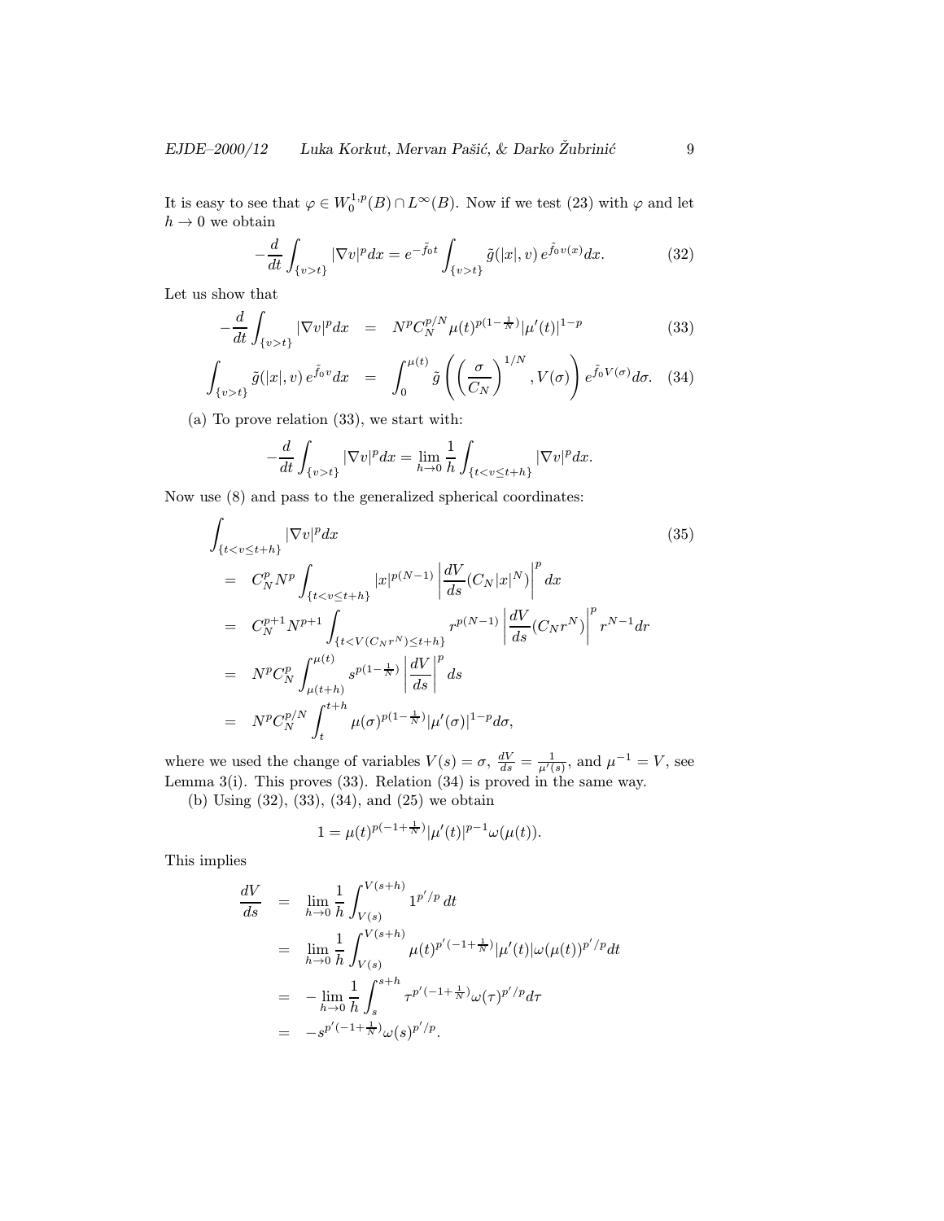It is easy to see that $\varphi \in W_0^{1,p}(B) \cap L^\infty(B)$. Now if we test (23) with $\varphi$ and let $h \to 0$ we obtain

$$-\frac{d}{dt}\int_{\{v>t\}} |\nabla v|^p dx = e^{-\tilde{f}_0 t}\int_{\{v>t\}} \tilde{g}(|x|, v)\, e^{\tilde{f}_0 v(x)} dx. \tag{32}$$

Let us show that

$$-\frac{d}{dt}\int_{\{v>t\}} |\nabla v|^p dx = N^p C_N^{p/N} \mu(t)^{p(1-\frac{1}{N})} |\mu'(t)|^{1-p} \tag{33}$$

$$\int_{\{v>t\}} \tilde{g}(|x|, v)\, e^{\tilde{f}_0 v} dx = \int_0^{\mu(t)} \tilde{g}\left(\left(\frac{\sigma}{C_N}\right)^{1/N}, V(\sigma)\right) e^{\tilde{f}_0 V(\sigma)} d\sigma. \tag{34}$$

(a) To prove relation (33), we start with:

$$-\frac{d}{dt}\int_{\{v>t\}} |\nabla v|^p dx = \lim_{h\to 0}\frac{1}{h}\int_{\{t<v\le t+h\}} |\nabla v|^p dx.$$

Now use (8) and pass to the generalized spherical coordinates:

$$\begin{aligned}
&\int_{\{t<v\le t+h\}} |\nabla v|^p dx \qquad\qquad (35)\\
&= C_N^p N^p \int_{\{t<v\le t+h\}} |x|^{p(N-1)} \left|\frac{dV}{ds}(C_N |x|^N)\right|^p dx\\
&= C_N^{p+1} N^{p+1} \int_{\{t<V(C_N r^N)\le t+h\}} r^{p(N-1)} \left|\frac{dV}{ds}(C_N r^N)\right|^p r^{N-1} dr\\
&= N^p C_N^p \int_{\mu(t+h)}^{\mu(t)} s^{p(1-\frac{1}{N})} \left|\frac{dV}{ds}\right|^p ds\\
&= N^p C_N^{p/N} \int_t^{t+h} \mu(\sigma)^{p(1-\frac{1}{N})} |\mu'(\sigma)|^{1-p} d\sigma,
\end{aligned}$$

where we used the change of variables $V(s) = \sigma$, $\frac{dV}{ds} = \frac{1}{\mu'(s)}$, and $\mu^{-1} = V$, see Lemma 3(i). This proves (33). Relation (34) is proved in the same way.

(b) Using (32), (33), (34), and (25) we obtain

$$1 = \mu(t)^{p(-1+\frac{1}{N})} |\mu'(t)|^{p-1} \omega(\mu(t)).$$

This implies

$$\begin{aligned}
\frac{dV}{ds} &= \lim_{h\to 0}\frac{1}{h}\int_{V(s)}^{V(s+h)} 1^{p'/p}\, dt\\
&= \lim_{h\to 0}\frac{1}{h}\int_{V(s)}^{V(s+h)} \mu(t)^{p'(-1+\frac{1}{N})} |\mu'(t)| \omega(\mu(t))^{p'/p} dt\\
&= -\lim_{h\to 0}\frac{1}{h}\int_s^{s+h} \tau^{p'(-1+\frac{1}{N})} \omega(\tau)^{p'/p} d\tau\\
&= -s^{p'(-1+\frac{1}{N})} \omega(s)^{p'/p}.
\end{aligned}$$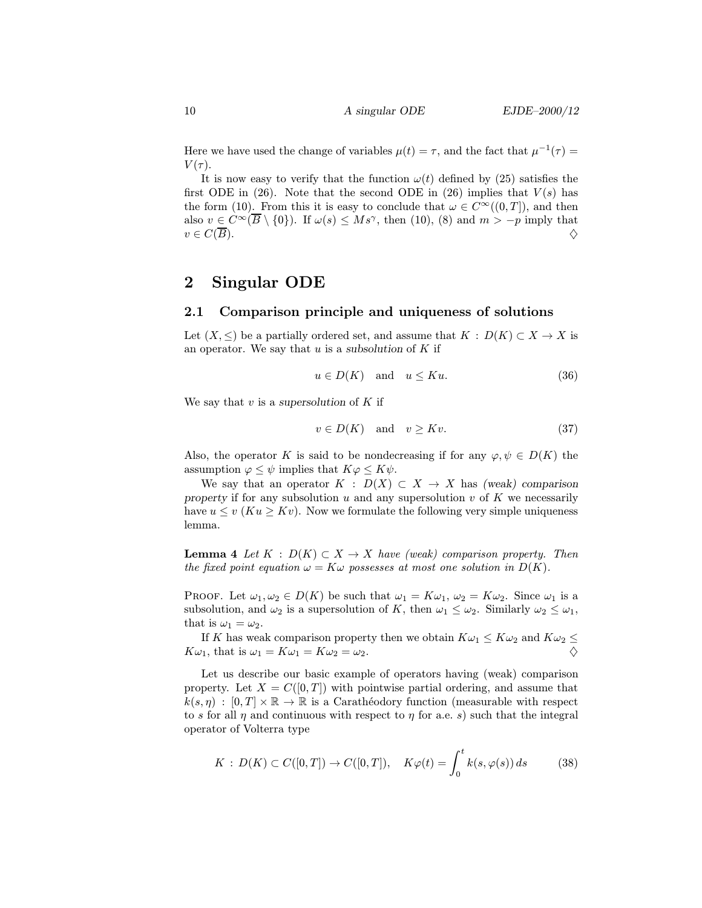Here we have used the change of variables $\mu(t) = \tau$, and the fact that $\mu^{-1}(\tau) = V(\tau)$.

It is now easy to verify that the function $\omega(t)$ defined by (25) satisfies the first ODE in (26). Note that the second ODE in (26) implies that $V(s)$ has the form (10). From this it is easy to conclude that $\omega \in C^\infty((0,T])$, and then also $v \in C^\infty(\overline{B} \setminus \{0\})$. If $\omega(s) \le Ms^\gamma$, then (10), (8) and $m > -p$ imply that $v \in C(\overline{B})$. ♢

# 2 Singular ODE

## 2.1 Comparison principle and uniqueness of solutions

Let $(X, \le)$ be a partially ordered set, and assume that $K : D(K) \subset X \to X$ is an operator. We say that $u$ is a *subsolution* of $K$ if

$$u \in D(K) \quad \text{and} \quad u \le Ku. \tag{36}$$

We say that $v$ is a *supersolution* of $K$ if

$$v \in D(K) \quad \text{and} \quad v \ge Kv. \tag{37}$$

Also, the operator $K$ is said to be nondecreasing if for any $\varphi, \psi \in D(K)$ the assumption $\varphi \le \psi$ implies that $K\varphi \le K\psi$.

We say that an operator $K : D(X) \subset X \to X$ has *(weak) comparison property* if for any subsolution $u$ and any supersolution $v$ of $K$ we necessarily have $u \le v$ ($Ku \ge Kv$). Now we formulate the following very simple uniqueness lemma.

**Lemma 4** *Let $K : D(K) \subset X \to X$ have (weak) comparison property. Then the fixed point equation $\omega = K\omega$ possesses at most one solution in $D(K)$.*

Proof. Let $\omega_1, \omega_2 \in D(K)$ be such that $\omega_1 = K\omega_1$, $\omega_2 = K\omega_2$. Since $\omega_1$ is a subsolution, and $\omega_2$ is a supersolution of $K$, then $\omega_1 \le \omega_2$. Similarly $\omega_2 \le \omega_1$, that is $\omega_1 = \omega_2$.

If $K$ has weak comparison property then we obtain $K\omega_1 \le K\omega_2$ and $K\omega_2 \le K\omega_1$, that is $\omega_1 = K\omega_1 = K\omega_2 = \omega_2$. ♢

Let us describe our basic example of operators having (weak) comparison property. Let $X = C([0,T])$ with pointwise partial ordering, and assume that $k(s,\eta) : [0,T] \times \mathbb{R} \to \mathbb{R}$ is a Carathéodory function (measurable with respect to $s$ for all $\eta$ and continuous with respect to $\eta$ for a.e. $s$) such that the integral operator of Volterra type

$$K : D(K) \subset C([0,T]) \to C([0,T]), \quad K\varphi(t) = \int_0^t k(s, \varphi(s))\, ds \tag{38}$$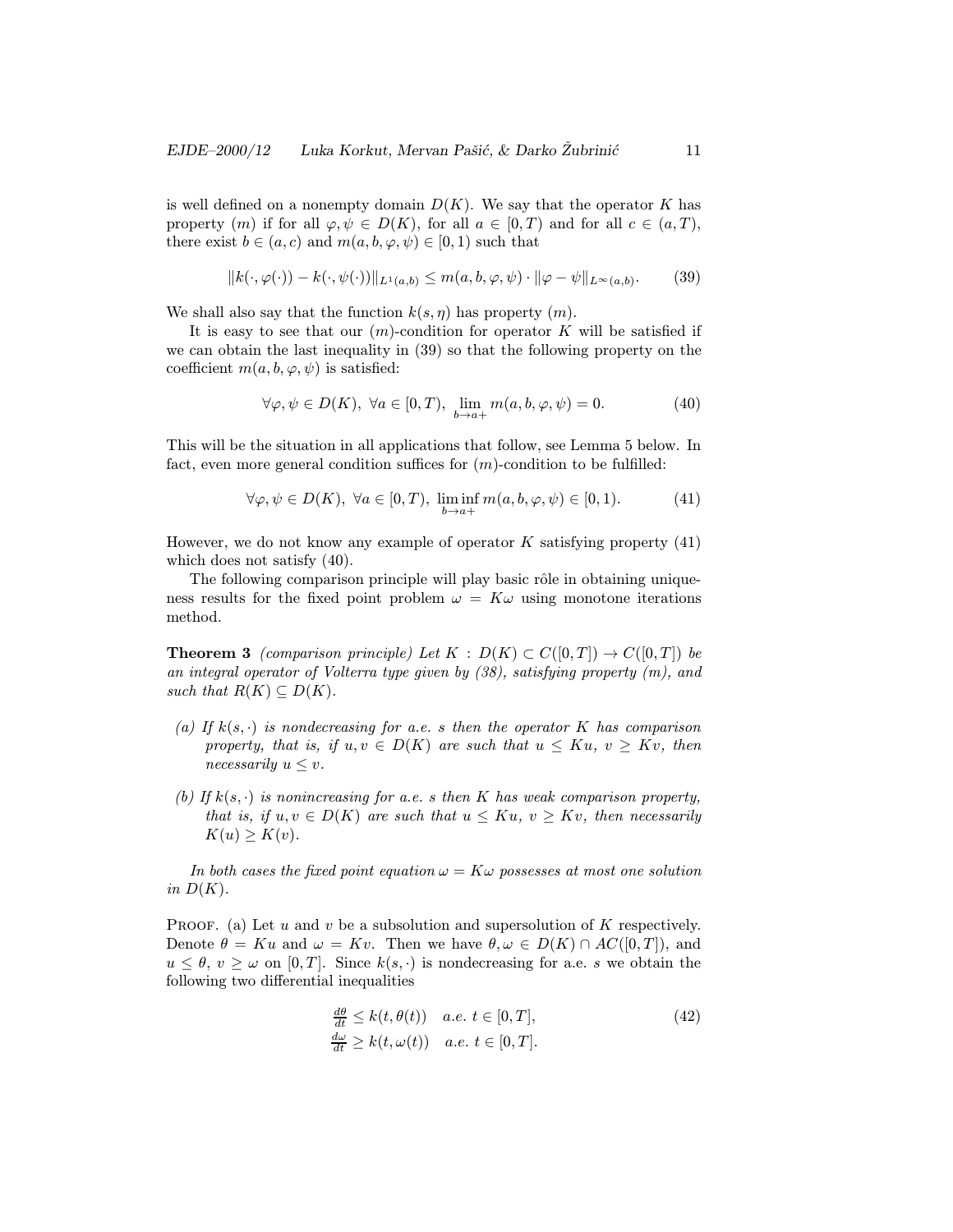is well defined on a nonempty domain $D(K)$. We say that the operator $K$ has property $(m)$ if for all $\varphi, \psi \in D(K)$, for all $a \in [0,T)$ and for all $c \in (a,T)$, there exist $b \in (a,c)$ and $m(a,b,\varphi,\psi) \in [0,1)$ such that

$$\|k(\cdot,\varphi(\cdot)) - k(\cdot,\psi(\cdot))\|_{L^1(a,b)} \le m(a,b,\varphi,\psi) \cdot \|\varphi - \psi\|_{L^\infty(a,b)}. \tag{39}$$

We shall also say that the function $k(s,\eta)$ has property $(m)$.

It is easy to see that our $(m)$-condition for operator $K$ will be satisfied if we can obtain the last inequality in (39) so that the following property on the coefficient $m(a,b,\varphi,\psi)$ is satisfied:

$$\forall \varphi, \psi \in D(K),\ \forall a \in [0,T),\ \lim_{b \to a+} m(a,b,\varphi,\psi) = 0. \tag{40}$$

This will be the situation in all applications that follow, see Lemma 5 below. In fact, even more general condition suffices for $(m)$-condition to be fulfilled:

$$\forall \varphi, \psi \in D(K),\ \forall a \in [0,T),\ \liminf_{b \to a+} m(a,b,\varphi,\psi) \in [0,1). \tag{41}$$

However, we do not know any example of operator $K$ satisfying property (41) which does not satisfy (40).

The following comparison principle will play basic rôle in obtaining uniqueness results for the fixed point problem $\omega = K\omega$ using monotone iterations method.

**Theorem 3** *(comparison principle) Let $K : D(K) \subset C([0,T]) \to C([0,T])$ be an integral operator of Volterra type given by (38), satisfying property (m), and such that $R(K) \subseteq D(K)$.*

- *(a) If $k(s,\cdot)$ is nondecreasing for a.e. $s$ then the operator $K$ has comparison property, that is, if $u, v \in D(K)$ are such that $u \le Ku$, $v \ge Kv$, then necessarily $u \le v$.*
- *(b) If $k(s,\cdot)$ is nonincreasing for a.e. $s$ then $K$ has weak comparison property, that is, if $u, v \in D(K)$ are such that $u \le Ku$, $v \ge Kv$, then necessarily $K(u) \ge K(v)$.*

*In both cases the fixed point equation $\omega = K\omega$ possesses at most one solution in $D(K)$.*

Proof. (a) Let $u$ and $v$ be a subsolution and supersolution of $K$ respectively. Denote $\theta = Ku$ and $\omega = Kv$. Then we have $\theta, \omega \in D(K) \cap AC([0,T])$, and $u \le \theta$, $v \ge \omega$ on $[0,T]$. Since $k(s,\cdot)$ is nondecreasing for a.e. $s$ we obtain the following two differential inequalities

$$\begin{aligned} \tfrac{d\theta}{dt} &\le k(t,\theta(t)) \quad a.e.\ t \in [0,T], \\ \tfrac{d\omega}{dt} &\ge k(t,\omega(t)) \quad a.e.\ t \in [0,T]. \end{aligned} \tag{42}$$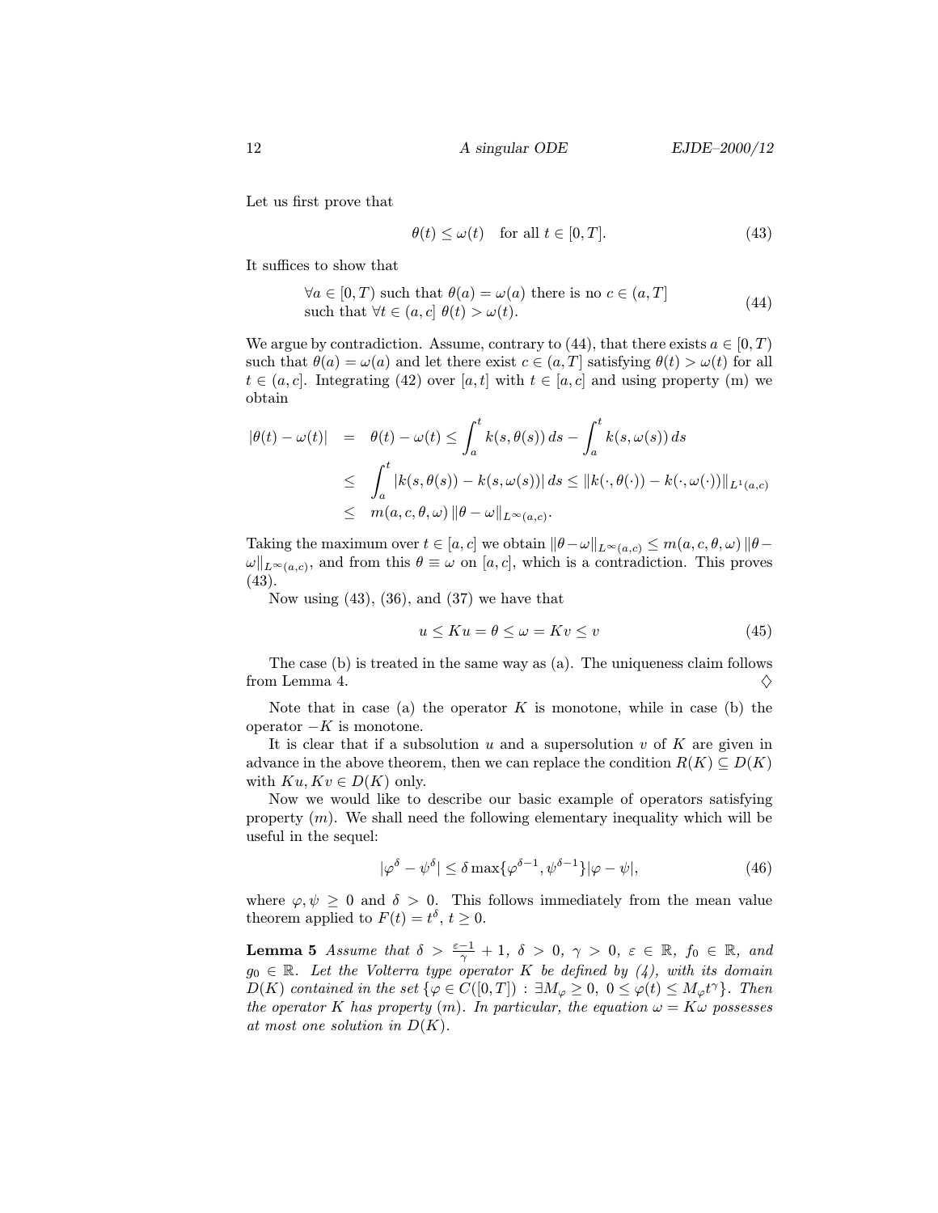Let us first prove that

$$\theta(t) \le \omega(t) \quad \text{for all } t \in [0,T]. \tag{43}$$

It suffices to show that

$$\begin{aligned} &\forall a \in [0,T) \text{ such that } \theta(a) = \omega(a) \text{ there is no } c \in (a,T] \\ &\text{such that } \forall t \in (a,c]\ \theta(t) > \omega(t). \end{aligned} \tag{44}$$

We argue by contradiction. Assume, contrary to (44), that there exists $a \in [0,T)$ such that $\theta(a) = \omega(a)$ and let there exist $c \in (a,T]$ satisfying $\theta(t) > \omega(t)$ for all $t \in (a,c]$. Integrating (42) over $[a,t]$ with $t \in [a,c]$ and using property (m) we obtain

$$\begin{aligned} |\theta(t) - \omega(t)| &= \theta(t) - \omega(t) \le \int_a^t k(s,\theta(s))\,ds - \int_a^t k(s,\omega(s))\,ds \\ &\le \int_a^t |k(s,\theta(s)) - k(s,\omega(s))|\,ds \le \|k(\cdot,\theta(\cdot)) - k(\cdot,\omega(\cdot))\|_{L^1(a,c)} \\ &\le m(a,c,\theta,\omega)\,\|\theta - \omega\|_{L^\infty(a,c)}. \end{aligned}$$

Taking the maximum over $t \in [a,c]$ we obtain $\|\theta-\omega\|_{L^\infty(a,c)} \le m(a,c,\theta,\omega)\,\|\theta - \omega\|_{L^\infty(a,c)}$, and from this $\theta \equiv \omega$ on $[a,c]$, which is a contradiction. This proves (43).

Now using (43), (36), and (37) we have that

$$u \le Ku = \theta \le \omega = Kv \le v \tag{45}$$

The case (b) is treated in the same way as (a). The uniqueness claim follows from Lemma 4. ♢

Note that in case (a) the operator $K$ is monotone, while in case (b) the operator $-K$ is monotone.

It is clear that if a subsolution $u$ and a supersolution $v$ of $K$ are given in advance in the above theorem, then we can replace the condition $R(K) \subseteq D(K)$ with $Ku, Kv \in D(K)$ only.

Now we would like to describe our basic example of operators satisfying property $(m)$. We shall need the following elementary inequality which will be useful in the sequel:

$$|\varphi^\delta - \psi^\delta| \le \delta \max\{\varphi^{\delta-1}, \psi^{\delta-1}\}|\varphi - \psi|, \tag{46}$$

where $\varphi, \psi \ge 0$ and $\delta > 0$. This follows immediately from the mean value theorem applied to $F(t) = t^\delta$, $t \ge 0$.

**Lemma 5** *Assume that $\delta > \frac{\varepsilon-1}{\gamma} + 1$, $\delta > 0$, $\gamma > 0$, $\varepsilon \in \mathbb{R}$, $f_0 \in \mathbb{R}$, and $g_0 \in \mathbb{R}$. Let the Volterra type operator $K$ be defined by (4), with its domain $D(K)$ contained in the set $\{\varphi \in C([0,T]) : \exists M_\varphi \ge 0,\ 0 \le \varphi(t) \le M_\varphi t^\gamma\}$. Then the operator $K$ has property $(m)$. In particular, the equation $\omega = K\omega$ possesses at most one solution in $D(K)$.*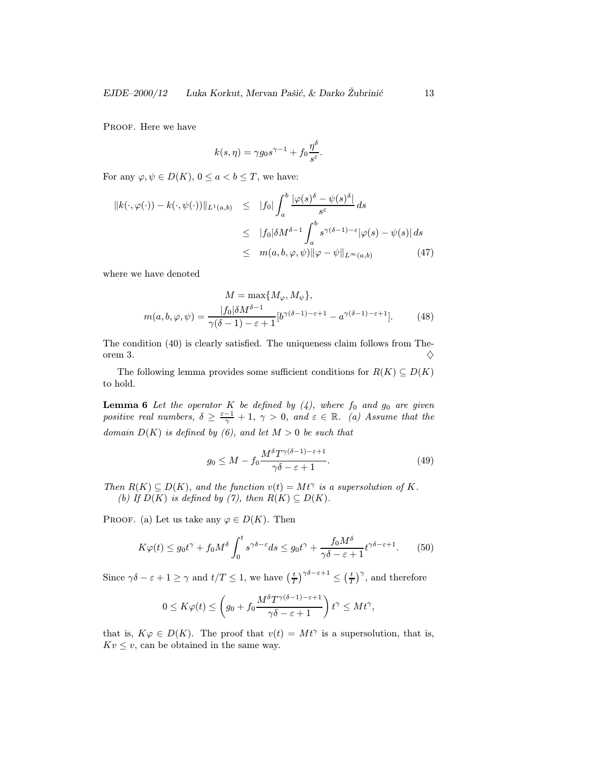Proof. Here we have

$$k(s,\eta) = \gamma g_0 s^{\gamma-1} + f_0 \frac{\eta^\delta}{s^\varepsilon}.$$

For any $\varphi, \psi \in D(K)$, $0 \le a < b \le T$, we have:

$$\begin{aligned}
\|k(\cdot,\varphi(\cdot)) - k(\cdot,\psi(\cdot))\|_{L^1(a,b)} &\le |f_0| \int_a^b \frac{|\varphi(s)^\delta - \psi(s)^\delta|}{s^\varepsilon}\, ds \\
&\le |f_0| \delta M^{\delta-1} \int_a^b s^{\gamma(\delta-1)-\varepsilon} |\varphi(s) - \psi(s)|\, ds \\
&\le m(a,b,\varphi,\psi) \|\varphi - \psi\|_{L^\infty(a,b)} \qquad (47)
\end{aligned}$$

where we have denoted

$$\begin{aligned}
M &= \max\{M_\varphi, M_\psi\}, \\
m(a,b,\varphi,\psi) &= \frac{|f_0|\delta M^{\delta-1}}{\gamma(\delta-1)-\varepsilon+1}[b^{\gamma(\delta-1)-\varepsilon+1} - a^{\gamma(\delta-1)-\varepsilon+1}]. \qquad (48)
\end{aligned}$$

The condition (40) is clearly satisfied. The uniqueness claim follows from Theorem 3. $\diamondsuit$

The following lemma provides some sufficient conditions for $R(K) \subseteq D(K)$ to hold.

**Lemma 6** *Let the operator $K$ be defined by (4), where $f_0$ and $g_0$ are given positive real numbers, $\delta \ge \frac{\varepsilon-1}{\gamma} + 1$, $\gamma > 0$, and $\varepsilon \in \mathbb{R}$. (a) Assume that the domain $D(K)$ is defined by (6), and let $M > 0$ be such that*

$$g_0 \le M - f_0 \frac{M^\delta T^{\gamma(\delta-1)-\varepsilon+1}}{\gamma\delta - \varepsilon + 1}. \qquad (49)$$

*Then $R(K) \subseteq D(K)$, and the function $v(t) = Mt^\gamma$ is a supersolution of $K$.*
*(b) If $D(K)$ is defined by (7), then $R(K) \subseteq D(K)$.*

Proof. (a) Let us take any $\varphi \in D(K)$. Then

$$K\varphi(t) \le g_0 t^\gamma + f_0 M^\delta \int_0^t s^{\gamma\delta-\varepsilon} ds \le g_0 t^\gamma + \frac{f_0 M^\delta}{\gamma\delta - \varepsilon + 1} t^{\gamma\delta-\varepsilon+1}. \qquad (50)$$

Since $\gamma\delta - \varepsilon + 1 \ge \gamma$ and $t/T \le 1$, we have $\left(\frac{t}{T}\right)^{\gamma\delta-\varepsilon+1} \le \left(\frac{t}{T}\right)^\gamma$, and therefore

$$0 \le K\varphi(t) \le \left( g_0 + f_0 \frac{M^\delta T^{\gamma(\delta-1)-\varepsilon+1}}{\gamma\delta - \varepsilon + 1} \right) t^\gamma \le Mt^\gamma,$$

that is, $K\varphi \in D(K)$. The proof that $v(t) = Mt^\gamma$ is a supersolution, that is, $Kv \le v$, can be obtained in the same way.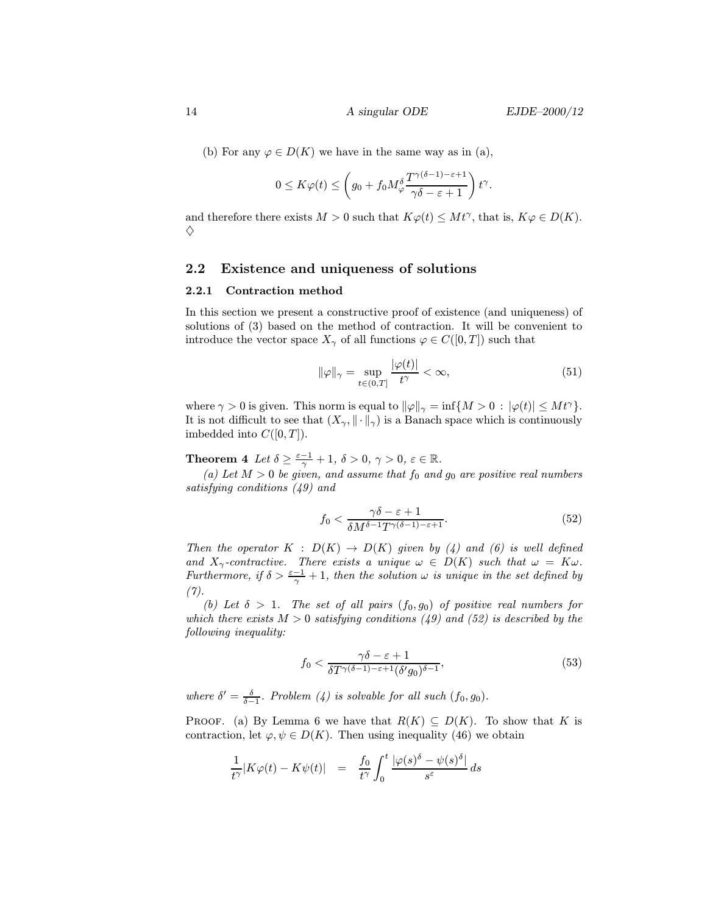(b) For any $\varphi \in D(K)$ we have in the same way as in (a),

$$0 \le K\varphi(t) \le \left( g_0 + f_0 M_\varphi^\delta \frac{T^{\gamma(\delta-1)-\varepsilon+1}}{\gamma\delta - \varepsilon + 1} \right) t^\gamma .$$

and therefore there exists $M > 0$ such that $K\varphi(t) \le Mt^\gamma$, that is, $K\varphi \in D(K)$. $\diamondsuit$

## 2.2 Existence and uniqueness of solutions

### 2.2.1 Contraction method

In this section we present a constructive proof of existence (and uniqueness) of solutions of (3) based on the method of contraction. It will be convenient to introduce the vector space $X_\gamma$ of all functions $\varphi \in C([0,T])$ such that

$$\|\varphi\|_\gamma = \sup_{t\in(0,T]} \frac{|\varphi(t)|}{t^\gamma} < \infty, \tag{51}$$

where $\gamma > 0$ is given. This norm is equal to $\|\varphi\|_\gamma = \inf\{M > 0 : |\varphi(t)| \le Mt^\gamma\}$. It is not difficult to see that $(X_\gamma, \|\cdot\|_\gamma)$ is a Banach space which is continuously imbedded into $C([0,T])$.

**Theorem 4** *Let $\delta \ge \frac{\varepsilon-1}{\gamma} + 1$, $\delta > 0$, $\gamma > 0$, $\varepsilon \in \mathbb{R}$.*

*(a) Let $M > 0$ be given, and assume that $f_0$ and $g_0$ are positive real numbers satisfying conditions (49) and*

$$f_0 < \frac{\gamma\delta - \varepsilon + 1}{\delta M^{\delta-1} T^{\gamma(\delta-1)-\varepsilon+1}}. \tag{52}$$

*Then the operator $K : D(K) \to D(K)$ given by (4) and (6) is well defined and $X_\gamma$-contractive. There exists a unique $\omega \in D(K)$ such that $\omega = K\omega$. Furthermore, if $\delta > \frac{\varepsilon-1}{\gamma} + 1$, then the solution $\omega$ is unique in the set defined by (7).*

*(b) Let $\delta > 1$. The set of all pairs $(f_0, g_0)$ of positive real numbers for which there exists $M > 0$ satisfying conditions (49) and (52) is described by the following inequality:*

$$f_0 < \frac{\gamma\delta - \varepsilon + 1}{\delta T^{\gamma(\delta-1)-\varepsilon+1} (\delta' g_0)^{\delta-1}}, \tag{53}$$

*where $\delta' = \frac{\delta}{\delta-1}$. Problem (4) is solvable for all such $(f_0, g_0)$.*

Proof. (a) By Lemma 6 we have that $R(K) \subseteq D(K)$. To show that $K$ is contraction, let $\varphi, \psi \in D(K)$. Then using inequality (46) we obtain

$$\frac{1}{t^\gamma} |K\varphi(t) - K\psi(t)| \;\; = \;\; \frac{f_0}{t^\gamma} \int_0^t \frac{|\varphi(s)^\delta - \psi(s)^\delta|}{s^\varepsilon}\, ds$$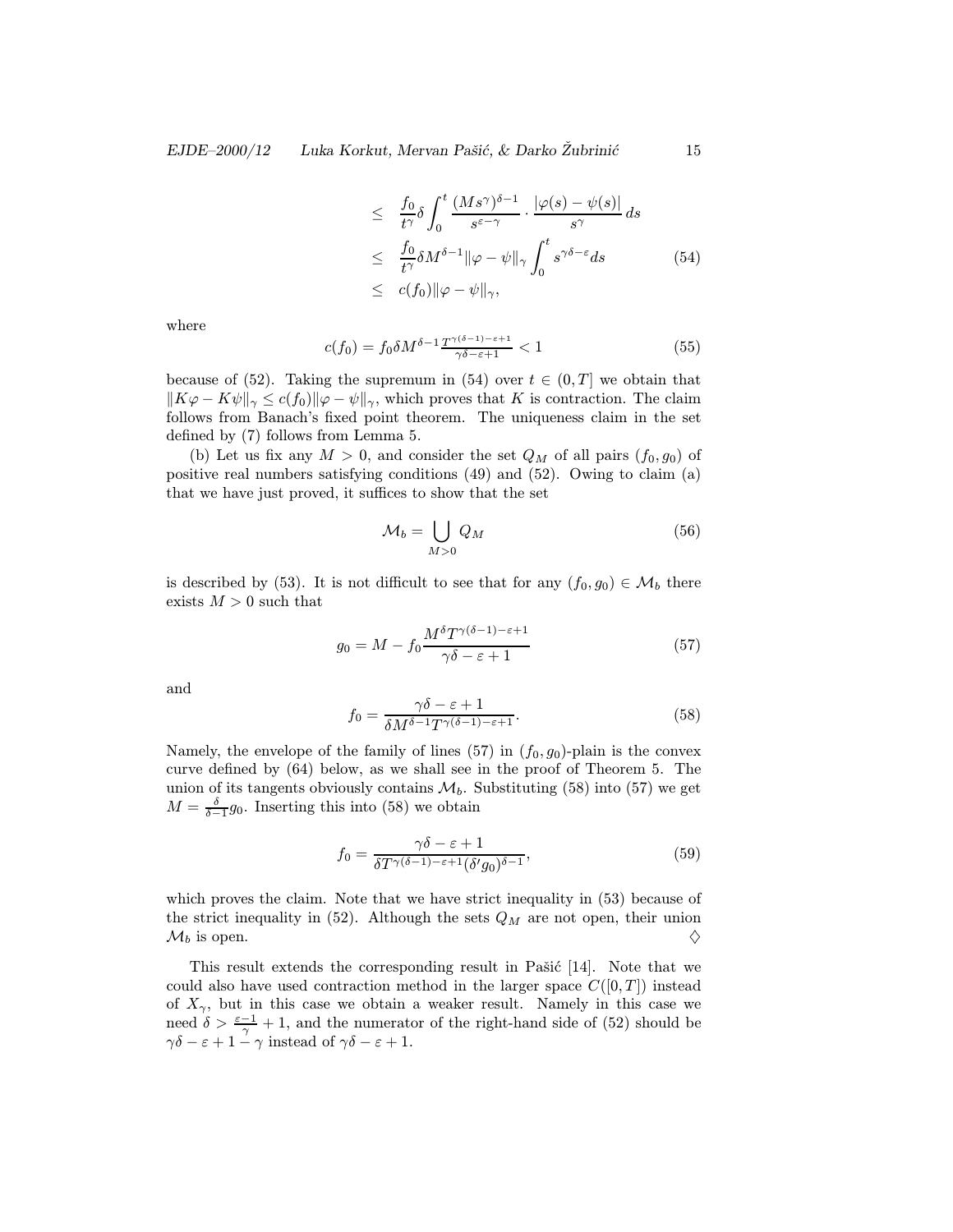$$
\begin{aligned}
&\leq \frac{f_0}{t^\gamma}\delta \int_0^t \frac{(Ms^\gamma)^{\delta-1}}{s^{\varepsilon-\gamma}} \cdot \frac{|\varphi(s)-\psi(s)|}{s^\gamma}\, ds \\
&\leq \frac{f_0}{t^\gamma}\delta M^{\delta-1}\|\varphi-\psi\|_\gamma \int_0^t s^{\gamma\delta-\varepsilon} ds \qquad (54)\\
&\leq c(f_0)\|\varphi-\psi\|_\gamma,
\end{aligned}
$$

where

$$
c(f_0) = f_0 \delta M^{\delta-1} \tfrac{T^{\gamma(\delta-1)-\varepsilon+1}}{\gamma\delta-\varepsilon+1} < 1 \qquad (55)
$$

because of (52). Taking the supremum in (54) over $t \in (0,T]$ we obtain that $\|K\varphi - K\psi\|_\gamma \leq c(f_0)\|\varphi-\psi\|_\gamma$, which proves that $K$ is contraction. The claim follows from Banach's fixed point theorem. The uniqueness claim in the set defined by (7) follows from Lemma 5.

(b) Let us fix any $M > 0$, and consider the set $Q_M$ of all pairs $(f_0, g_0)$ of positive real numbers satisfying conditions (49) and (52). Owing to claim (a) that we have just proved, it suffices to show that the set

$$
\mathcal{M}_b = \bigcup_{M>0} Q_M \qquad (56)
$$

is described by (53). It is not difficult to see that for any $(f_0, g_0) \in \mathcal{M}_b$ there exists $M > 0$ such that

$$
g_0 = M - f_0 \frac{M^\delta T^{\gamma(\delta-1)-\varepsilon+1}}{\gamma\delta-\varepsilon+1} \qquad (57)
$$

and

$$
f_0 = \frac{\gamma\delta-\varepsilon+1}{\delta M^{\delta-1} T^{\gamma(\delta-1)-\varepsilon+1}}. \qquad (58)
$$

Namely, the envelope of the family of lines (57) in $(f_0, g_0)$-plain is the convex curve defined by (64) below, as we shall see in the proof of Theorem 5. The union of its tangents obviously contains $\mathcal{M}_b$. Substituting (58) into (57) we get $M = \frac{\delta}{\delta-1} g_0$. Inserting this into (58) we obtain

$$
f_0 = \frac{\gamma\delta-\varepsilon+1}{\delta T^{\gamma(\delta-1)-\varepsilon+1}(\delta' g_0)^{\delta-1}}, \qquad (59)
$$

which proves the claim. Note that we have strict inequality in (53) because of the strict inequality in (52). Although the sets $Q_M$ are not open, their union $\mathcal{M}_b$ is open. ♢

This result extends the corresponding result in Pašić [14]. Note that we could also have used contraction method in the larger space $C([0,T])$ instead of $X_\gamma$, but in this case we obtain a weaker result. Namely in this case we need $\delta > \frac{\varepsilon-1}{\gamma} + 1$, and the numerator of the right-hand side of (52) should be $\gamma\delta - \varepsilon + 1 - \gamma$ instead of $\gamma\delta - \varepsilon + 1$.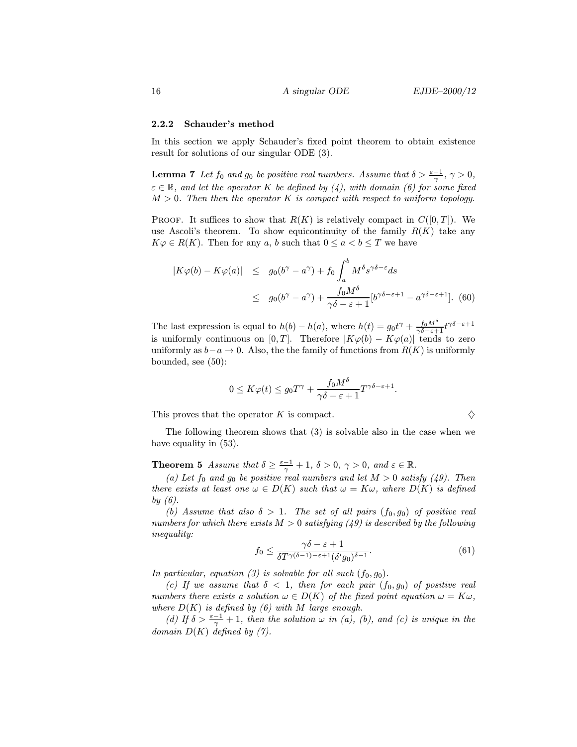### 2.2.2 Schauder's method

In this section we apply Schauder's fixed point theorem to obtain existence result for solutions of our singular ODE (3).

**Lemma 7** *Let $f_0$ and $g_0$ be positive real numbers. Assume that $\delta > \frac{\varepsilon-1}{\gamma}$, $\gamma > 0$, $\varepsilon \in \mathbb{R}$, and let the operator $K$ be defined by (4), with domain (6) for some fixed $M > 0$. Then then the operator $K$ is compact with respect to uniform topology.*

Proof. It suffices to show that $R(K)$ is relatively compact in $C([0,T])$. We use Ascoli's theorem. To show equicontinuity of the family $R(K)$ take any $K\varphi \in R(K)$. Then for any $a$, $b$ such that $0 \le a < b \le T$ we have

$$\begin{aligned} |K\varphi(b) - K\varphi(a)| &\le g_0(b^\gamma - a^\gamma) + f_0 \int_a^b M^\delta s^{\gamma\delta-\varepsilon} ds \\ &\le g_0(b^\gamma - a^\gamma) + \frac{f_0 M^\delta}{\gamma\delta - \varepsilon + 1}[b^{\gamma\delta-\varepsilon+1} - a^{\gamma\delta-\varepsilon+1}]. \quad (60) \end{aligned}$$

The last expression is equal to $h(b) - h(a)$, where $h(t) = g_0 t^\gamma + \frac{f_0 M^\delta}{\gamma\delta-\varepsilon+1} t^{\gamma\delta-\varepsilon+1}$ is uniformly continuous on $[0,T]$. Therefore $|K\varphi(b) - K\varphi(a)|$ tends to zero uniformly as $b-a \to 0$. Also, the the family of functions from $R(K)$ is uniformly bounded, see (50):

$$0 \le K\varphi(t) \le g_0 T^\gamma + \frac{f_0 M^\delta}{\gamma\delta - \varepsilon + 1} T^{\gamma\delta-\varepsilon+1}.$$

This proves that the operator $K$ is compact. $\diamondsuit$

The following theorem shows that (3) is solvable also in the case when we have equality in (53).

**Theorem 5** *Assume that $\delta \ge \frac{\varepsilon-1}{\gamma} + 1$, $\delta > 0$, $\gamma > 0$, and $\varepsilon \in \mathbb{R}$.*

*(a) Let $f_0$ and $g_0$ be positive real numbers and let $M > 0$ satisfy (49). Then there exists at least one $\omega \in D(K)$ such that $\omega = K\omega$, where $D(K)$ is defined by (6).*

*(b) Assume that also $\delta > 1$. The set of all pairs $(f_0, g_0)$ of positive real numbers for which there exists $M > 0$ satisfying (49) is described by the following inequality:*

$$f_0 \le \frac{\gamma\delta - \varepsilon + 1}{\delta T^{\gamma(\delta-1)-\varepsilon+1}(\delta' g_0)^{\delta-1}}. \quad (61)$$

*In particular, equation (3) is solvable for all such $(f_0, g_0)$.*

*(c) If we assume that $\delta < 1$, then for each pair $(f_0, g_0)$ of positive real numbers there exists a solution $\omega \in D(K)$ of the fixed point equation $\omega = K\omega$, where $D(K)$ is defined by (6) with $M$ large enough.*

*(d) If $\delta > \frac{\varepsilon-1}{\gamma} + 1$, then the solution $\omega$ in (a), (b), and (c) is unique in the domain $D(K)$ defined by (7).*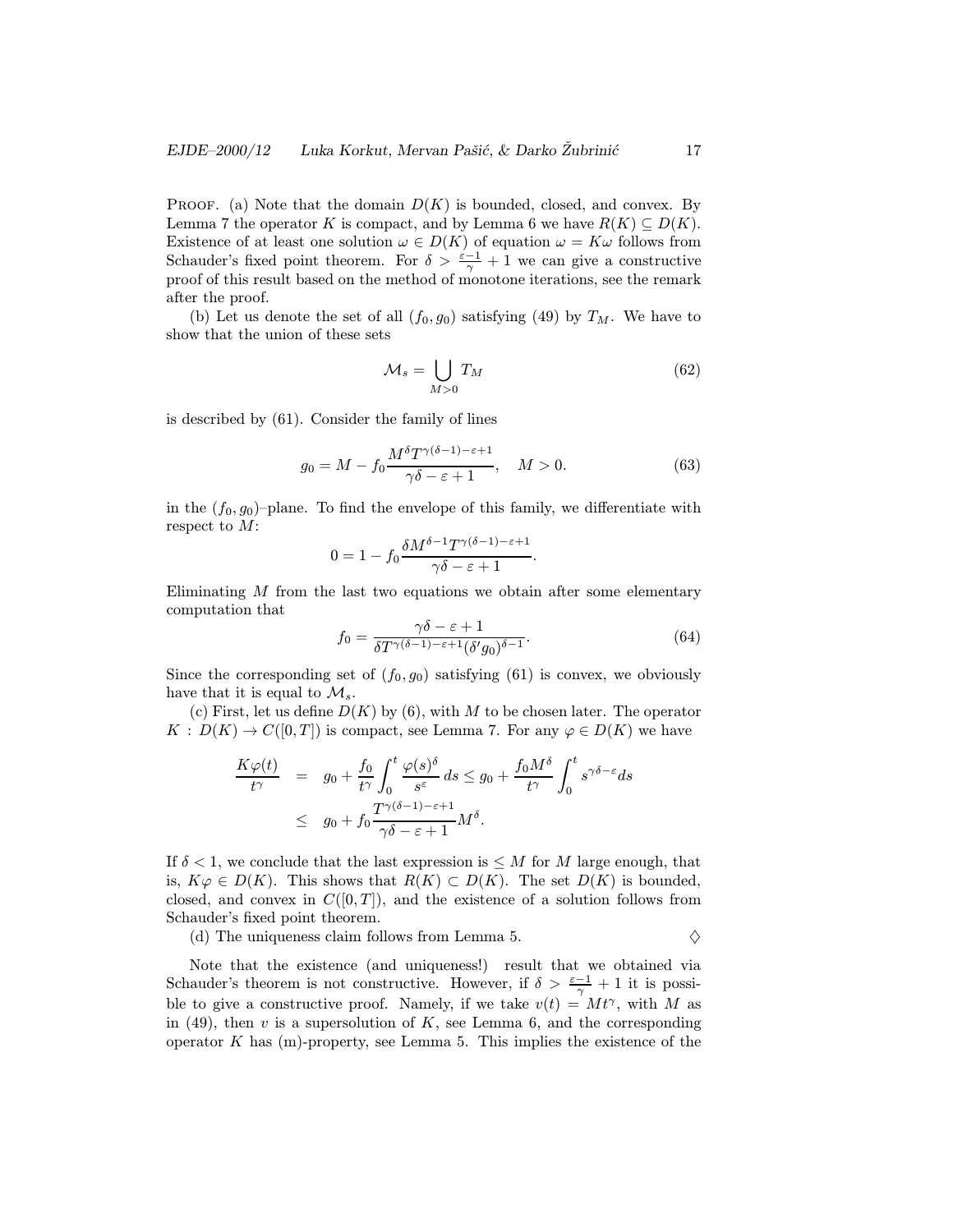PROOF. (a) Note that the domain $D(K)$ is bounded, closed, and convex. By Lemma 7 the operator $K$ is compact, and by Lemma 6 we have $R(K) \subseteq D(K)$. Existence of at least one solution $\omega \in D(K)$ of equation $\omega = K\omega$ follows from Schauder's fixed point theorem. For $\delta > \frac{\varepsilon-1}{\gamma} + 1$ we can give a constructive proof of this result based on the method of monotone iterations, see the remark after the proof.

(b) Let us denote the set of all $(f_0, g_0)$ satisfying (49) by $T_M$. We have to show that the union of these sets

$$\mathcal{M}_s = \bigcup_{M>0} T_M \tag{62}$$

is described by (61). Consider the family of lines

$$g_0 = M - f_0 \frac{M^\delta T^{\gamma(\delta-1)-\varepsilon+1}}{\gamma\delta - \varepsilon + 1}, \quad M > 0. \tag{63}$$

in the $(f_0, g_0)$–plane. To find the envelope of this family, we differentiate with respect to $M$:

$$0 = 1 - f_0 \frac{\delta M^{\delta-1} T^{\gamma(\delta-1)-\varepsilon+1}}{\gamma\delta - \varepsilon + 1}.$$

Eliminating $M$ from the last two equations we obtain after some elementary computation that

$$f_0 = \frac{\gamma\delta - \varepsilon + 1}{\delta T^{\gamma(\delta-1)-\varepsilon+1} (\delta' g_0)^{\delta-1}}. \tag{64}$$

Since the corresponding set of $(f_0, g_0)$ satisfying (61) is convex, we obviously have that it is equal to $\mathcal{M}_s$.

(c) First, let us define $D(K)$ by (6), with $M$ to be chosen later. The operator $K : D(K) \to C([0, T])$ is compact, see Lemma 7. For any $\varphi \in D(K)$ we have

$$\begin{aligned} \frac{K\varphi(t)}{t^\gamma} &= g_0 + \frac{f_0}{t^\gamma} \int_0^t \frac{\varphi(s)^\delta}{s^\varepsilon}\, ds \le g_0 + \frac{f_0 M^\delta}{t^\gamma} \int_0^t s^{\gamma\delta-\varepsilon} ds \\ &\le g_0 + f_0 \frac{T^{\gamma(\delta-1)-\varepsilon+1}}{\gamma\delta - \varepsilon + 1} M^\delta. \end{aligned}$$

If $\delta < 1$, we conclude that the last expression is $\le M$ for $M$ large enough, that is, $K\varphi \in D(K)$. This shows that $R(K) \subset D(K)$. The set $D(K)$ is bounded, closed, and convex in $C([0, T])$, and the existence of a solution follows from Schauder's fixed point theorem.

(d) The uniqueness claim follows from Lemma 5. $\diamondsuit$

Note that the existence (and uniqueness!) result that we obtained via Schauder's theorem is not constructive. However, if $\delta > \frac{\varepsilon-1}{\gamma} + 1$ it is possible to give a constructive proof. Namely, if we take $v(t) = Mt^\gamma$, with $M$ as in (49), then $v$ is a supersolution of $K$, see Lemma 6, and the corresponding operator $K$ has (m)-property, see Lemma 5. This implies the existence of the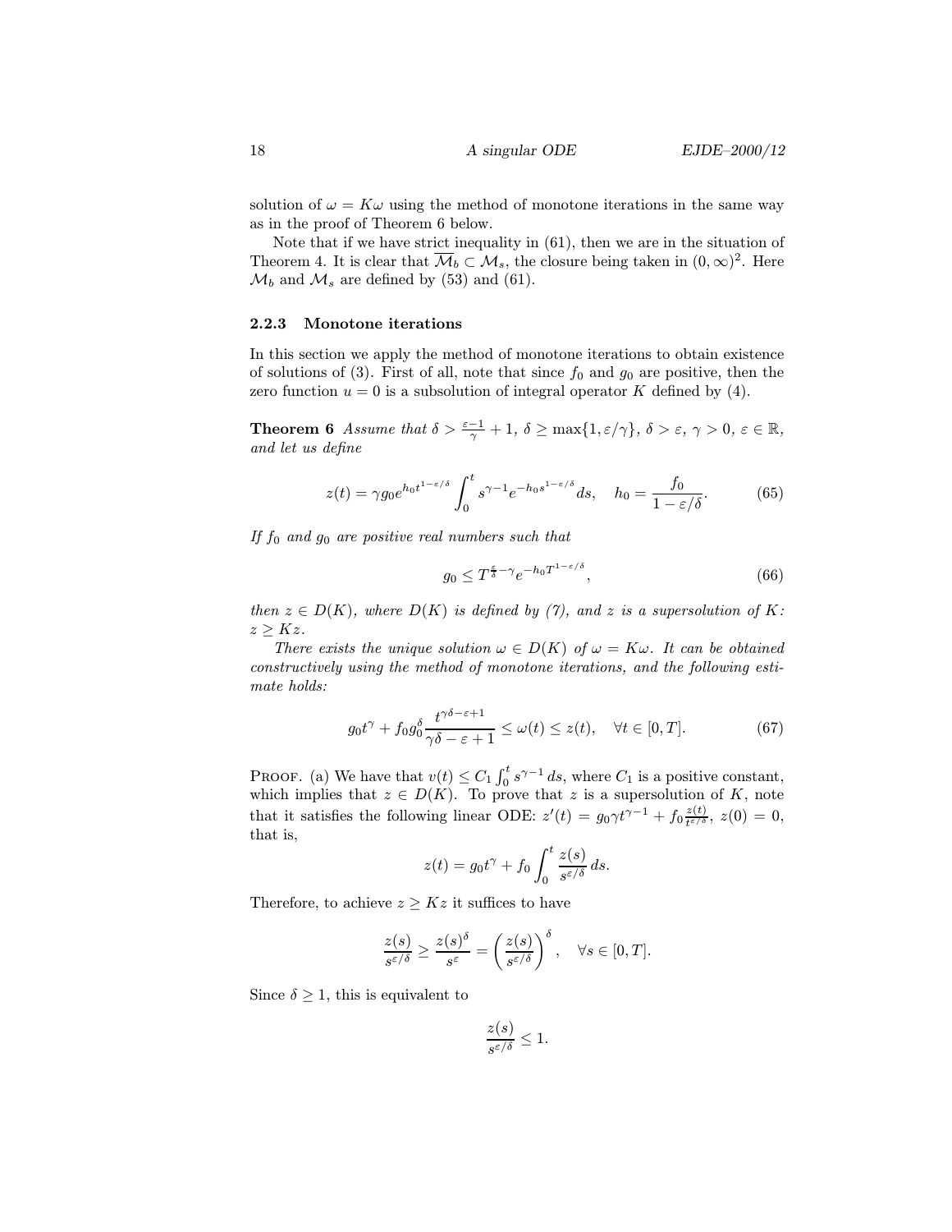solution of $\omega = K\omega$ using the method of monotone iterations in the same way as in the proof of Theorem 6 below.

Note that if we have strict inequality in (61), then we are in the situation of Theorem 4. It is clear that $\overline{\mathcal{M}_b} \subset \mathcal{M}_s$, the closure being taken in $(0,\infty)^2$. Here $\mathcal{M}_b$ and $\mathcal{M}_s$ are defined by (53) and (61).

### 2.2.3 Monotone iterations

In this section we apply the method of monotone iterations to obtain existence of solutions of (3). First of all, note that since $f_0$ and $g_0$ are positive, then the zero function $u = 0$ is a subsolution of integral operator $K$ defined by (4).

**Theorem 6** *Assume that $\delta > \frac{\varepsilon - 1}{\gamma} + 1$, $\delta \geq \max\{1, \varepsilon/\gamma\}$, $\delta > \varepsilon$, $\gamma > 0$, $\varepsilon \in \mathbb{R}$, and let us define*

$$z(t) = \gamma g_0 e^{h_0 t^{1-\varepsilon/\delta}} \int_0^t s^{\gamma-1} e^{-h_0 s^{1-\varepsilon/\delta}}\, ds, \quad h_0 = \frac{f_0}{1 - \varepsilon/\delta}. \tag{65}$$

*If $f_0$ and $g_0$ are positive real numbers such that*

$$g_0 \leq T^{\frac{\varepsilon}{\delta} - \gamma} e^{-h_0 T^{1-\varepsilon/\delta}}, \tag{66}$$

*then $z \in D(K)$, where $D(K)$ is defined by (7), and $z$ is a supersolution of $K$: $z \geq Kz$.*

*There exists the unique solution $\omega \in D(K)$ of $\omega = K\omega$. It can be obtained constructively using the method of monotone iterations, and the following estimate holds:*

$$g_0 t^\gamma + f_0 g_0^\delta \frac{t^{\gamma\delta - \varepsilon + 1}}{\gamma\delta - \varepsilon + 1} \leq \omega(t) \leq z(t), \quad \forall t \in [0, T]. \tag{67}$$

Proof. (a) We have that $v(t) \leq C_1 \int_0^t s^{\gamma-1}\, ds$, where $C_1$ is a positive constant, which implies that $z \in D(K)$. To prove that $z$ is a supersolution of $K$, note that it satisfies the following linear ODE: $z'(t) = g_0 \gamma t^{\gamma-1} + f_0 \frac{z(t)}{t^{\varepsilon/\delta}}$, $z(0) = 0$, that is,

$$z(t) = g_0 t^\gamma + f_0 \int_0^t \frac{z(s)}{s^{\varepsilon/\delta}}\, ds.$$

Therefore, to achieve $z \geq Kz$ it suffices to have

$$\frac{z(s)}{s^{\varepsilon/\delta}} \geq \frac{z(s)^\delta}{s^\varepsilon} = \left(\frac{z(s)}{s^{\varepsilon/\delta}}\right)^\delta, \quad \forall s \in [0, T].$$

Since $\delta \geq 1$, this is equivalent to

$$\frac{z(s)}{s^{\varepsilon/\delta}} \leq 1.$$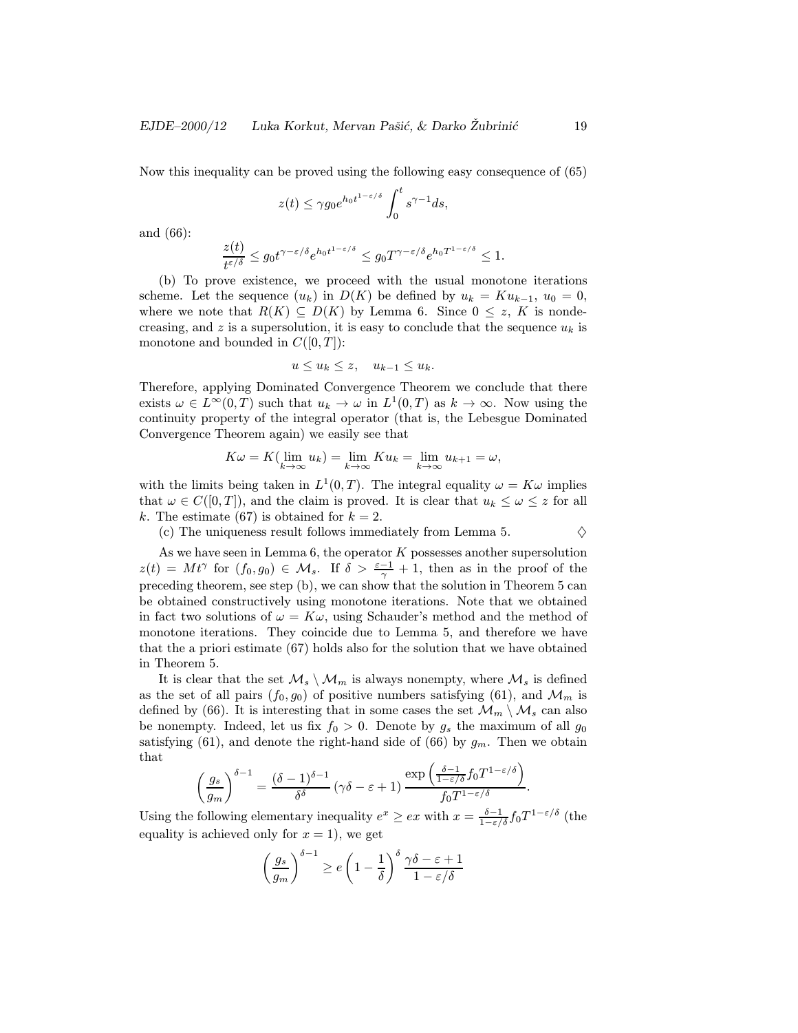Now this inequality can be proved using the following easy consequence of (65)

$$z(t) \le \gamma g_0 e^{h_0 t^{1-\varepsilon/\delta}} \int_0^t s^{\gamma-1} ds,$$

and (66):

$$\frac{z(t)}{t^{\varepsilon/\delta}} \le g_0 t^{\gamma-\varepsilon/\delta} e^{h_0 t^{1-\varepsilon/\delta}} \le g_0 T^{\gamma-\varepsilon/\delta} e^{h_0 T^{1-\varepsilon/\delta}} \le 1.$$

(b) To prove existence, we proceed with the usual monotone iterations scheme. Let the sequence $(u_k)$ in $D(K)$ be defined by $u_k = K u_{k-1}$, $u_0 = 0$, where we note that $R(K) \subseteq D(K)$ by Lemma 6. Since $0 \le z$, $K$ is nondecreasing, and $z$ is a supersolution, it is easy to conclude that the sequence $u_k$ is monotone and bounded in $C([0,T])$:

$$u \le u_k \le z, \quad u_{k-1} \le u_k.$$

Therefore, applying Dominated Convergence Theorem we conclude that there exists $\omega \in L^\infty(0,T)$ such that $u_k \to \omega$ in $L^1(0,T)$ as $k \to \infty$. Now using the continuity property of the integral operator (that is, the Lebesgue Dominated Convergence Theorem again) we easily see that

$$K\omega = K(\lim_{k\to\infty} u_k) = \lim_{k\to\infty} K u_k = \lim_{k\to\infty} u_{k+1} = \omega,$$

with the limits being taken in $L^1(0,T)$. The integral equality $\omega = K\omega$ implies that $\omega \in C([0,T])$, and the claim is proved. It is clear that $u_k \le \omega \le z$ for all $k$. The estimate (67) is obtained for $k = 2$.

(c) The uniqueness result follows immediately from Lemma 5. ♢

As we have seen in Lemma 6, the operator $K$ possesses another supersolution $z(t) = M t^\gamma$ for $(f_0, g_0) \in \mathcal{M}_s$. If $\delta > \frac{\varepsilon-1}{\gamma} + 1$, then as in the proof of the preceding theorem, see step (b), we can show that the solution in Theorem 5 can be obtained constructively using monotone iterations. Note that we obtained in fact two solutions of $\omega = K\omega$, using Schauder's method and the method of monotone iterations. They coincide due to Lemma 5, and therefore we have that the a priori estimate (67) holds also for the solution that we have obtained in Theorem 5.

It is clear that the set $\mathcal{M}_s \setminus \mathcal{M}_m$ is always nonempty, where $\mathcal{M}_s$ is defined as the set of all pairs $(f_0, g_0)$ of positive numbers satisfying (61), and $\mathcal{M}_m$ is defined by (66). It is interesting that in some cases the set $\mathcal{M}_m \setminus \mathcal{M}_s$ can also be nonempty. Indeed, let us fix $f_0 > 0$. Denote by $g_s$ the maximum of all $g_0$ satisfying (61), and denote the right-hand side of (66) by $g_m$. Then we obtain that

$$\left(\frac{g_s}{g_m}\right)^{\delta-1} = \frac{(\delta-1)^{\delta-1}}{\delta^\delta} (\gamma\delta - \varepsilon + 1) \frac{\exp\left(\frac{\delta-1}{1-\varepsilon/\delta} f_0 T^{1-\varepsilon/\delta}\right)}{f_0 T^{1-\varepsilon/\delta}}.$$

Using the following elementary inequality $e^x \ge ex$ with $x = \frac{\delta-1}{1-\varepsilon/\delta} f_0 T^{1-\varepsilon/\delta}$ (the equality is achieved only for $x = 1$), we get

$$\left(\frac{g_s}{g_m}\right)^{\delta-1} \ge e\left(1 - \frac{1}{\delta}\right)^\delta \frac{\gamma\delta - \varepsilon + 1}{1 - \varepsilon/\delta}$$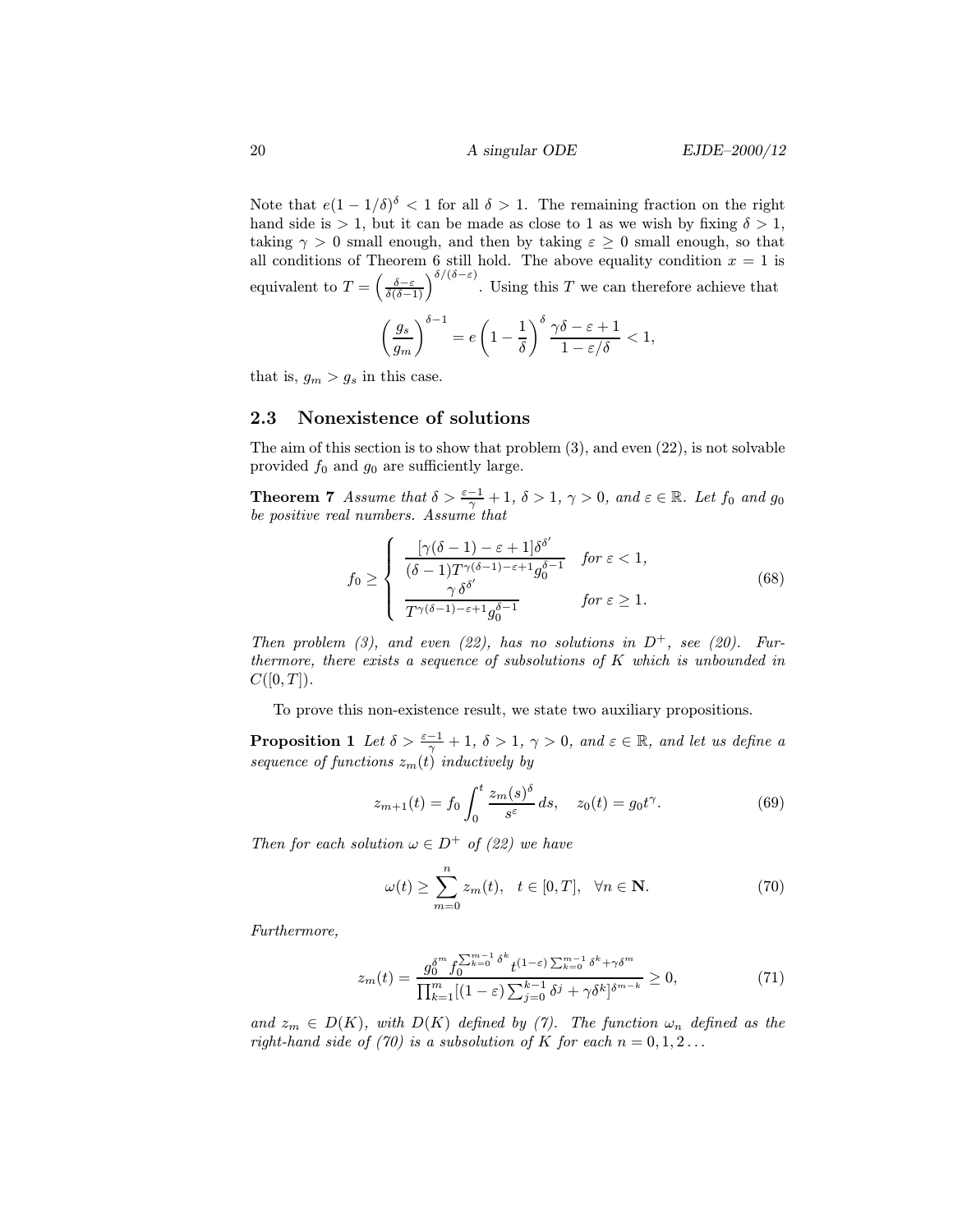Note that $e(1-1/\delta)^\delta < 1$ for all $\delta > 1$. The remaining fraction on the right hand side is $> 1$, but it can be made as close to 1 as we wish by fixing $\delta > 1$, taking $\gamma > 0$ small enough, and then by taking $\varepsilon \geq 0$ small enough, so that all conditions of Theorem 6 still hold. The above equality condition $x = 1$ is equivalent to $T = \left(\frac{\delta-\varepsilon}{\delta(\delta-1)}\right)^{\delta/(\delta-\varepsilon)}$. Using this $T$ we can therefore achieve that

$$\left(\frac{g_s}{g_m}\right)^{\delta-1} = e\left(1-\frac{1}{\delta}\right)^\delta \frac{\gamma\delta-\varepsilon+1}{1-\varepsilon/\delta} < 1,$$

that is, $g_m > g_s$ in this case.

## 2.3 Nonexistence of solutions

The aim of this section is to show that problem (3), and even (22), is not solvable provided $f_0$ and $g_0$ are sufficiently large.

**Theorem 7** *Assume that $\delta > \frac{\varepsilon-1}{\gamma}+1$, $\delta > 1$, $\gamma > 0$, and $\varepsilon \in \mathbb{R}$. Let $f_0$ and $g_0$ be positive real numbers. Assume that*

$$f_0 \geq \begin{cases} \dfrac{[\gamma(\delta-1)-\varepsilon+1]\delta^{\delta'}}{(\delta-1)T^{\gamma(\delta-1)-\varepsilon+1}g_0^{\delta-1}} & \text{for } \varepsilon < 1, \\ \dfrac{\gamma\,\delta^{\delta'}}{T^{\gamma(\delta-1)-\varepsilon+1}g_0^{\delta-1}} & \text{for } \varepsilon \geq 1. \end{cases} \tag{68}$$

*Then problem (3), and even (22), has no solutions in $D^+$, see (20). Furthermore, there exists a sequence of subsolutions of $K$ which is unbounded in $C([0,T])$.*

To prove this non-existence result, we state two auxiliary propositions.

**Proposition 1** *Let $\delta > \frac{\varepsilon-1}{\gamma}+1$, $\delta > 1$, $\gamma > 0$, and $\varepsilon \in \mathbb{R}$, and let us define a sequence of functions $z_m(t)$ inductively by*

$$z_{m+1}(t) = f_0 \int_0^t \frac{z_m(s)^\delta}{s^\varepsilon}\,ds, \quad z_0(t) = g_0 t^\gamma. \tag{69}$$

*Then for each solution $\omega \in D^+$ of (22) we have*

$$\omega(t) \geq \sum_{m=0}^{n} z_m(t), \quad t \in [0,T], \quad \forall n \in \mathbf{N}. \tag{70}$$

*Furthermore,*

$$z_m(t) = \frac{g_0^{\delta^m} f_0^{\sum_{k=0}^{m-1}\delta^k} t^{(1-\varepsilon)\sum_{k=0}^{m-1}\delta^k + \gamma\delta^m}}{\prod_{k=1}^{m}[(1-\varepsilon)\sum_{j=0}^{k-1}\delta^j + \gamma\delta^k]^{\delta^{m-k}}} \geq 0, \tag{71}$$

*and $z_m \in D(K)$, with $D(K)$ defined by (7). The function $\omega_n$ defined as the right-hand side of (70) is a subsolution of $K$ for each $n = 0, 1, 2 \ldots$*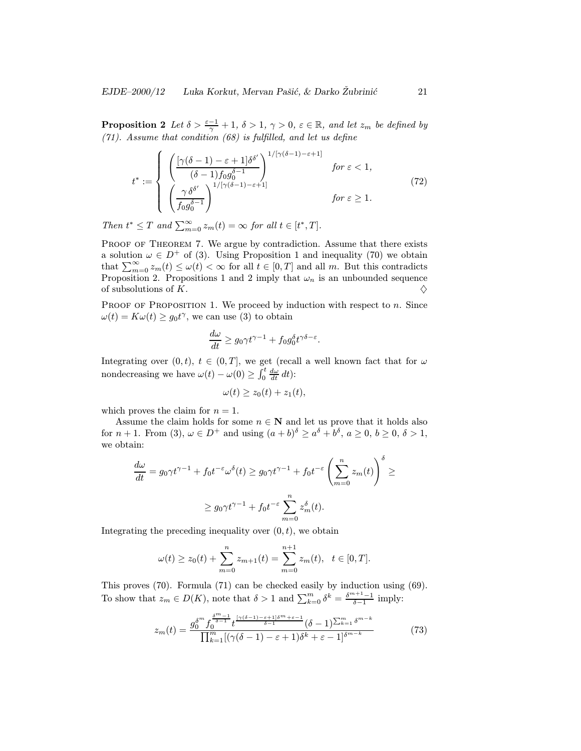**Proposition 2** *Let $\delta > \frac{\varepsilon-1}{\gamma}+1$, $\delta > 1$, $\gamma > 0$, $\varepsilon \in \mathbb{R}$, and let $z_m$ be defined by (71). Assume that condition (68) is fulfilled, and let us define*

$$
t^* := \begin{cases} \left( \dfrac{[\gamma(\delta-1)-\varepsilon+1]\delta^{\delta'}}{(\delta-1)f_0 g_0^{\delta-1}} \right)^{1/[\gamma(\delta-1)-\varepsilon+1]} & \text{for } \varepsilon < 1, \\ \left( \dfrac{\gamma\,\delta^{\delta'}}{f_0 g_0^{\delta-1}} \right)^{1/[\gamma(\delta-1)-\varepsilon+1]} & \text{for } \varepsilon \geq 1. \end{cases} \tag{72}
$$

*Then $t^* \leq T$ and $\sum_{m=0}^{\infty} z_m(t) = \infty$ for all $t \in [t^*, T]$.*

Proof of Theorem 7. We argue by contradiction. Assume that there exists a solution $\omega \in D^+$ of (3). Using Proposition 1 and inequality (70) we obtain that $\sum_{m=0}^{\infty} z_m(t) \leq \omega(t) < \infty$ for all $t \in [0,T]$ and all $m$. But this contradicts Proposition 2. Propositions 1 and 2 imply that $\omega_n$ is an unbounded sequence of subsolutions of $K$. $\diamondsuit$

Proof of Proposition 1. We proceed by induction with respect to $n$. Since $\omega(t) = K\omega(t) \geq g_0 t^{\gamma}$, we can use (3) to obtain

$$
\frac{d\omega}{dt} \geq g_0 \gamma t^{\gamma-1} + f_0 g_0^{\delta} t^{\gamma\delta-\varepsilon}.
$$

Integrating over $(0,t)$, $t \in (0,T]$, we get (recall a well known fact that for $\omega$ nondecreasing we have $\omega(t) - \omega(0) \geq \int_0^t \frac{d\omega}{dt}\,dt$):

$$
\omega(t) \geq z_0(t) + z_1(t),
$$

which proves the claim for $n = 1$.

Assume the claim holds for some $n \in \mathbf{N}$ and let us prove that it holds also for $n+1$. From (3), $\omega \in D^+$ and using $(a+b)^{\delta} \geq a^{\delta} + b^{\delta}$, $a \geq 0$, $b \geq 0$, $\delta > 1$, we obtain:

$$
\frac{d\omega}{dt} = g_0\gamma t^{\gamma-1} + f_0 t^{-\varepsilon}\omega^{\delta}(t) \geq g_0\gamma t^{\gamma-1} + f_0 t^{-\varepsilon} \left( \sum_{m=0}^{n} z_m(t) \right)^{\delta} \geq
$$

$$
\geq g_0\gamma t^{\gamma-1} + f_0 t^{-\varepsilon} \sum_{m=0}^{n} z_m^{\delta}(t).
$$

Integrating the preceding inequality over $(0,t)$, we obtain

$$
\omega(t) \geq z_0(t) + \sum_{m=0}^{n} z_{m+1}(t) = \sum_{m=0}^{n+1} z_m(t), \quad t \in [0,T].
$$

This proves (70). Formula (71) can be checked easily by induction using (69). To show that $z_m \in D(K)$, note that $\delta > 1$ and $\sum_{k=0}^{m} \delta^k = \frac{\delta^{m+1}-1}{\delta-1}$ imply:

$$
z_m(t) = \frac{g_0^{\delta^m} f_0^{\frac{\delta^m-1}{\delta-1}} t^{\frac{[\gamma(\delta-1)-\varepsilon+1]\delta^m+\varepsilon-1}{\delta-1}} (\delta-1)^{\sum_{k=1}^{m}\delta^{m-k}}}{\prod_{k=1}^{m} [(\gamma(\delta-1)-\varepsilon+1)\delta^k + \varepsilon - 1]^{\delta^{m-k}}} \tag{73}
$$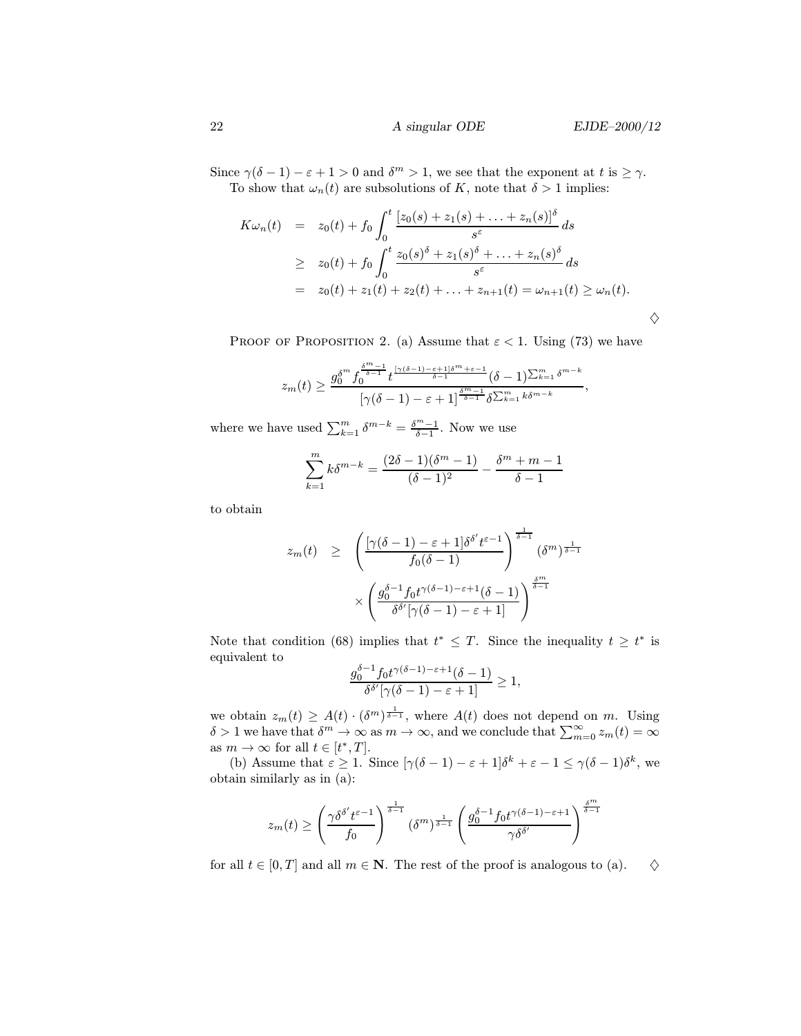Since $\gamma(\delta-1)-\varepsilon+1>0$ and $\delta^m>1$, we see that the exponent at $t$ is $\geq \gamma$.

To show that $\omega_n(t)$ are subsolutions of $K$, note that $\delta>1$ implies:

$$
\begin{aligned}
K\omega_n(t) &= z_0(t)+f_0\int_0^t \frac{[z_0(s)+z_1(s)+\ldots+z_n(s)]^\delta}{s^\varepsilon}\,ds\\
&\geq z_0(t)+f_0\int_0^t \frac{z_0(s)^\delta+z_1(s)^\delta+\ldots+z_n(s)^\delta}{s^\varepsilon}\,ds\\
&= z_0(t)+z_1(t)+z_2(t)+\ldots+z_{n+1}(t)=\omega_{n+1}(t)\geq \omega_n(t).
\end{aligned}
$$

$\diamondsuit$

Proof of Proposition 2. (a) Assume that $\varepsilon<1$. Using (73) we have

$$
z_m(t)\geq \frac{g_0^{\delta^m} f_0^{\frac{\delta^m-1}{\delta-1}} t^{\frac{[\gamma(\delta-1)-\varepsilon+1]\delta^m+\varepsilon-1}{\delta-1}}(\delta-1)^{\sum_{k=1}^m \delta^{m-k}}}{[\gamma(\delta-1)-\varepsilon+1]^{\frac{\delta^m-1}{\delta-1}}\delta^{\sum_{k=1}^m k\delta^{m-k}}},
$$

where we have used $\sum_{k=1}^m \delta^{m-k}=\frac{\delta^m-1}{\delta-1}$. Now we use

$$
\sum_{k=1}^m k\delta^{m-k}=\frac{(2\delta-1)(\delta^m-1)}{(\delta-1)^2}-\frac{\delta^m+m-1}{\delta-1}
$$

to obtain

$$
\begin{aligned}
z_m(t) &\geq \left(\frac{[\gamma(\delta-1)-\varepsilon+1]\delta^{\delta'}t^{\varepsilon-1}}{f_0(\delta-1)}\right)^{\frac{1}{\delta-1}}(\delta^m)^{\frac{1}{\delta-1}}\\
&\quad\times\left(\frac{g_0^{\delta-1}f_0 t^{\gamma(\delta-1)-\varepsilon+1}(\delta-1)}{\delta^{\delta'}[\gamma(\delta-1)-\varepsilon+1]}\right)^{\frac{\delta^m}{\delta-1}}
\end{aligned}
$$

Note that condition (68) implies that $t^*\leq T$. Since the inequality $t\geq t^*$ is equivalent to

$$
\frac{g_0^{\delta-1}f_0 t^{\gamma(\delta-1)-\varepsilon+1}(\delta-1)}{\delta^{\delta'}[\gamma(\delta-1)-\varepsilon+1]}\geq 1,
$$

we obtain $z_m(t)\geq A(t)\cdot(\delta^m)^{\frac{1}{\delta-1}}$, where $A(t)$ does not depend on $m$. Using $\delta>1$ we have that $\delta^m\to\infty$ as $m\to\infty$, and we conclude that $\sum_{m=0}^\infty z_m(t)=\infty$ as $m\to\infty$ for all $t\in[t^*,T]$.

(b) Assume that $\varepsilon\geq 1$. Since $[\gamma(\delta-1)-\varepsilon+1]\delta^k+\varepsilon-1\leq\gamma(\delta-1)\delta^k$, we obtain similarly as in (a):

$$
z_m(t)\geq\left(\frac{\gamma\delta^{\delta'}t^{\varepsilon-1}}{f_0}\right)^{\frac{1}{\delta-1}}(\delta^m)^{\frac{1}{\delta-1}}\left(\frac{g_0^{\delta-1}f_0 t^{\gamma(\delta-1)-\varepsilon+1}}{\gamma\delta^{\delta'}}\right)^{\frac{\delta^m}{\delta-1}}
$$

for all $t\in[0,T]$ and all $m\in\mathbf{N}$. The rest of the proof is analogous to (a). $\diamondsuit$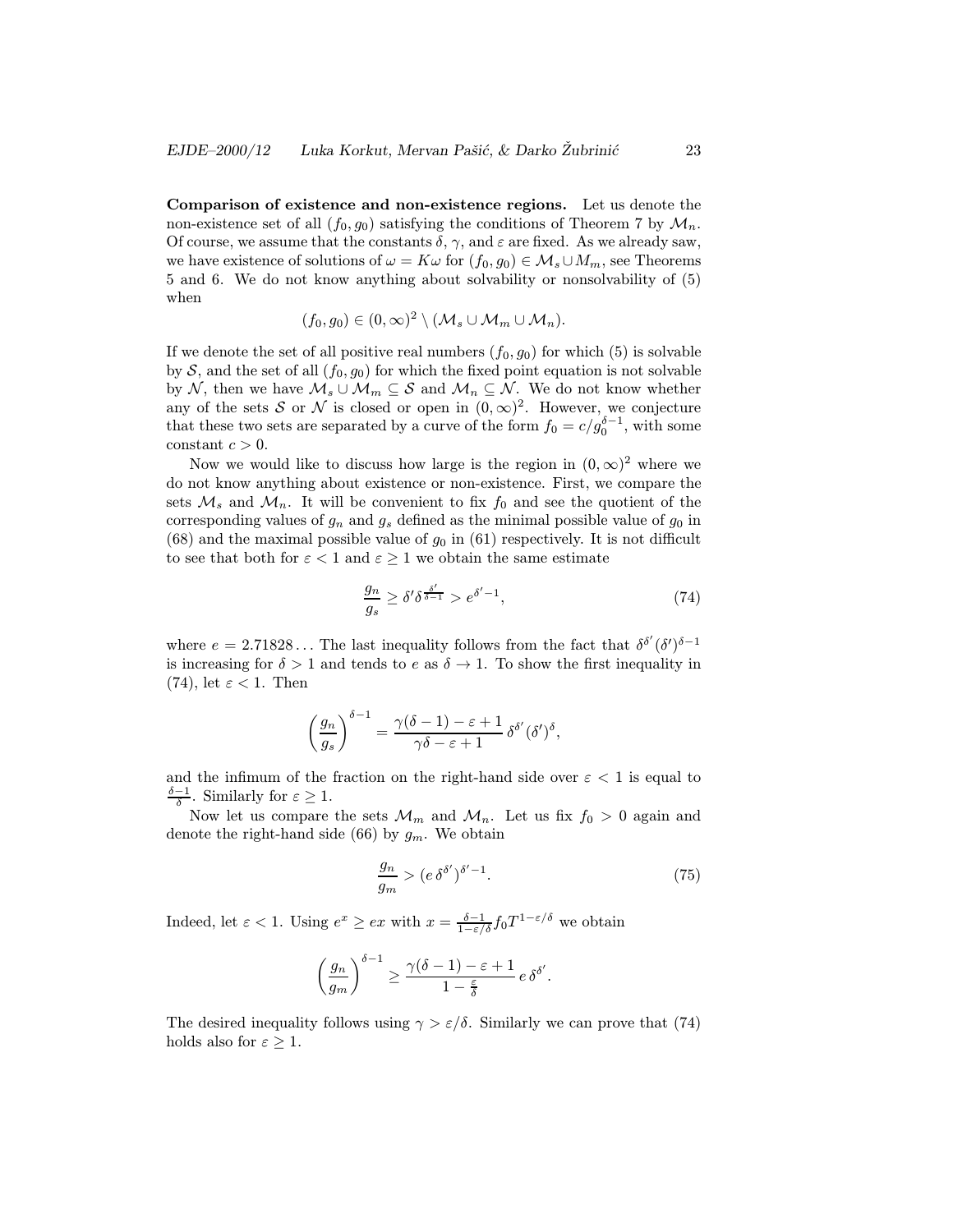**Comparison of existence and non-existence regions.** Let us denote the non-existence set of all $(f_0, g_0)$ satisfying the conditions of Theorem 7 by $\mathcal{M}_n$. Of course, we assume that the constants $\delta$, $\gamma$, and $\varepsilon$ are fixed. As we already saw, we have existence of solutions of $\omega = K\omega$ for $(f_0, g_0) \in \mathcal{M}_s \cup M_m$, see Theorems 5 and 6. We do not know anything about solvability or nonsolvability of (5) when

$$(f_0, g_0) \in (0,\infty)^2 \setminus (\mathcal{M}_s \cup \mathcal{M}_m \cup \mathcal{M}_n).$$

If we denote the set of all positive real numbers $(f_0, g_0)$ for which (5) is solvable by $\mathcal{S}$, and the set of all $(f_0, g_0)$ for which the fixed point equation is not solvable by $\mathcal{N}$, then we have $\mathcal{M}_s \cup \mathcal{M}_m \subseteq \mathcal{S}$ and $\mathcal{M}_n \subseteq \mathcal{N}$. We do not know whether any of the sets $\mathcal{S}$ or $\mathcal{N}$ is closed or open in $(0,\infty)^2$. However, we conjecture that these two sets are separated by a curve of the form $f_0 = c/g_0^{\delta-1}$, with some constant $c > 0$.

Now we would like to discuss how large is the region in $(0,\infty)^2$ where we do not know anything about existence or non-existence. First, we compare the sets $\mathcal{M}_s$ and $\mathcal{M}_n$. It will be convenient to fix $f_0$ and see the quotient of the corresponding values of $g_n$ and $g_s$ defined as the minimal possible value of $g_0$ in (68) and the maximal possible value of $g_0$ in (61) respectively. It is not difficult to see that both for $\varepsilon < 1$ and $\varepsilon \geq 1$ we obtain the same estimate

$$\frac{g_n}{g_s} \geq \delta' \delta^{\frac{\delta'}{\delta-1}} > e^{\delta'-1}, \tag{74}$$

where $e = 2.71828\ldots$ The last inequality follows from the fact that $\delta^{\delta'}(\delta')^{\delta-1}$ is increasing for $\delta > 1$ and tends to $e$ as $\delta \to 1$. To show the first inequality in (74), let $\varepsilon < 1$. Then

$$\left(\frac{g_n}{g_s}\right)^{\delta-1} = \frac{\gamma(\delta-1) - \varepsilon + 1}{\gamma\delta - \varepsilon + 1}\, \delta^{\delta'}(\delta')^{\delta},$$

and the infimum of the fraction on the right-hand side over $\varepsilon < 1$ is equal to $\frac{\delta-1}{\delta}$. Similarly for $\varepsilon \geq 1$.

Now let us compare the sets $\mathcal{M}_m$ and $\mathcal{M}_n$. Let us fix $f_0 > 0$ again and denote the right-hand side (66) by $g_m$. We obtain

$$\frac{g_n}{g_m} > (e\,\delta^{\delta'})^{\delta'-1}. \tag{75}$$

Indeed, let $\varepsilon < 1$. Using $e^x \geq ex$ with $x = \frac{\delta-1}{1-\varepsilon/\delta} f_0 T^{1-\varepsilon/\delta}$ we obtain

$$\left(\frac{g_n}{g_m}\right)^{\delta-1} \geq \frac{\gamma(\delta-1) - \varepsilon + 1}{1 - \frac{\varepsilon}{\delta}}\, e\, \delta^{\delta'}.$$

The desired inequality follows using $\gamma > \varepsilon/\delta$. Similarly we can prove that (74) holds also for $\varepsilon \geq 1$.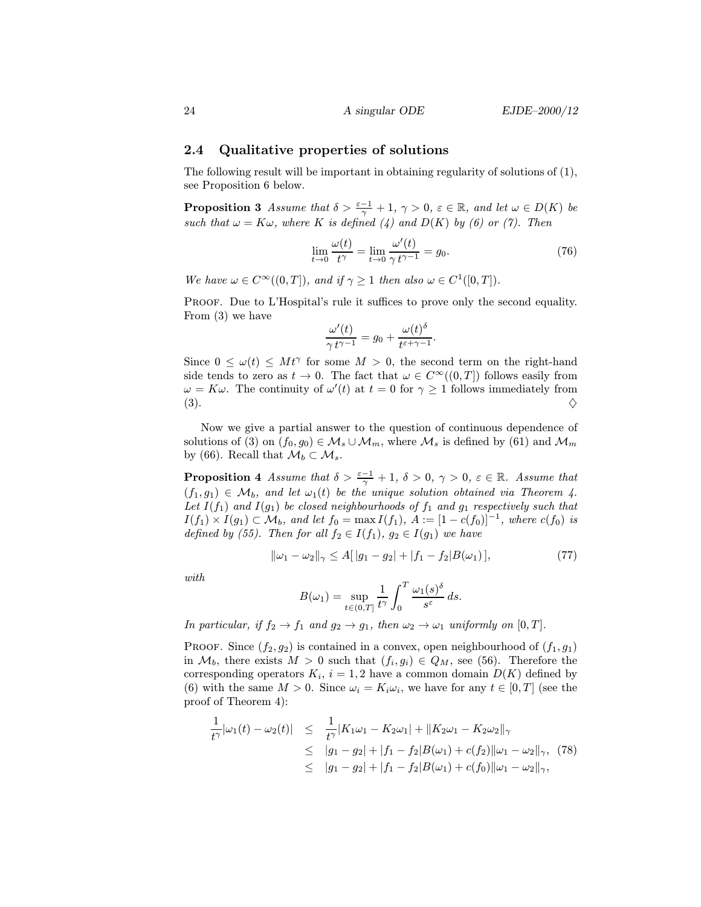### 2.4 Qualitative properties of solutions

The following result will be important in obtaining regularity of solutions of (1), see Proposition 6 below.

**Proposition 3** *Assume that $\delta > \frac{\varepsilon - 1}{\gamma} + 1$, $\gamma > 0$, $\varepsilon \in \mathbb{R}$, and let $\omega \in D(K)$ be such that $\omega = K\omega$, where $K$ is defined (4) and $D(K)$ by (6) or (7). Then*

$$\lim_{t \to 0} \frac{\omega(t)}{t^\gamma} = \lim_{t \to 0} \frac{\omega'(t)}{\gamma\, t^{\gamma - 1}} = g_0. \tag{76}$$

*We have $\omega \in C^\infty((0,T])$, and if $\gamma \geq 1$ then also $\omega \in C^1([0,T])$.*

Proof. Due to L'Hospital's rule it suffices to prove only the second equality. From (3) we have

$$\frac{\omega'(t)}{\gamma\, t^{\gamma-1}} = g_0 + \frac{\omega(t)^\delta}{t^{\varepsilon + \gamma - 1}}.$$

Since $0 \leq \omega(t) \leq M t^\gamma$ for some $M > 0$, the second term on the right-hand side tends to zero as $t \to 0$. The fact that $\omega \in C^\infty((0,T])$ follows easily from $\omega = K\omega$. The continuity of $\omega'(t)$ at $t = 0$ for $\gamma \geq 1$ follows immediately from (3). $\diamondsuit$

Now we give a partial answer to the question of continuous dependence of solutions of (3) on $(f_0, g_0) \in \mathcal{M}_s \cup \mathcal{M}_m$, where $\mathcal{M}_s$ is defined by (61) and $\mathcal{M}_m$ by (66). Recall that $\mathcal{M}_b \subset \mathcal{M}_s$.

**Proposition 4** *Assume that $\delta > \frac{\varepsilon - 1}{\gamma} + 1$, $\delta > 0$, $\gamma > 0$, $\varepsilon \in \mathbb{R}$. Assume that $(f_1, g_1) \in \mathcal{M}_b$, and let $\omega_1(t)$ be the unique solution obtained via Theorem 4. Let $I(f_1)$ and $I(g_1)$ be closed neighbourhoods of $f_1$ and $g_1$ respectively such that $I(f_1) \times I(g_1) \subset \mathcal{M}_b$, and let $f_0 = \max I(f_1)$, $A := [1 - c(f_0)]^{-1}$, where $c(f_0)$ is defined by (55). Then for all $f_2 \in I(f_1)$, $g_2 \in I(g_1)$ we have*

$$\|\omega_1 - \omega_2\|_\gamma \leq A[\, |g_1 - g_2| + |f_1 - f_2| B(\omega_1)\,], \tag{77}$$

*with*

$$B(\omega_1) = \sup_{t \in (0,T]} \frac{1}{t^\gamma} \int_0^T \frac{\omega_1(s)^\delta}{s^\varepsilon}\, ds.$$

*In particular, if $f_2 \to f_1$ and $g_2 \to g_1$, then $\omega_2 \to \omega_1$ uniformly on $[0,T]$.*

Proof. Since $(f_2, g_2)$ is contained in a convex, open neighbourhood of $(f_1, g_1)$ in $\mathcal{M}_b$, there exists $M > 0$ such that $(f_i, g_i) \in Q_M$, see (56). Therefore the corresponding operators $K_i$, $i = 1, 2$ have a common domain $D(K)$ defined by (6) with the same $M > 0$. Since $\omega_i = K_i \omega_i$, we have for any $t \in [0,T]$ (see the proof of Theorem 4):

$$\begin{aligned}
\frac{1}{t^\gamma}|\omega_1(t) - \omega_2(t)| &\leq \frac{1}{t^\gamma}|K_1\omega_1 - K_2\omega_1| + \|K_2\omega_1 - K_2\omega_2\|_\gamma \\
&\leq |g_1 - g_2| + |f_1 - f_2| B(\omega_1) + c(f_2)\|\omega_1 - \omega_2\|_\gamma, \quad (78)\\
&\leq |g_1 - g_2| + |f_1 - f_2| B(\omega_1) + c(f_0)\|\omega_1 - \omega_2\|_\gamma,
\end{aligned}$$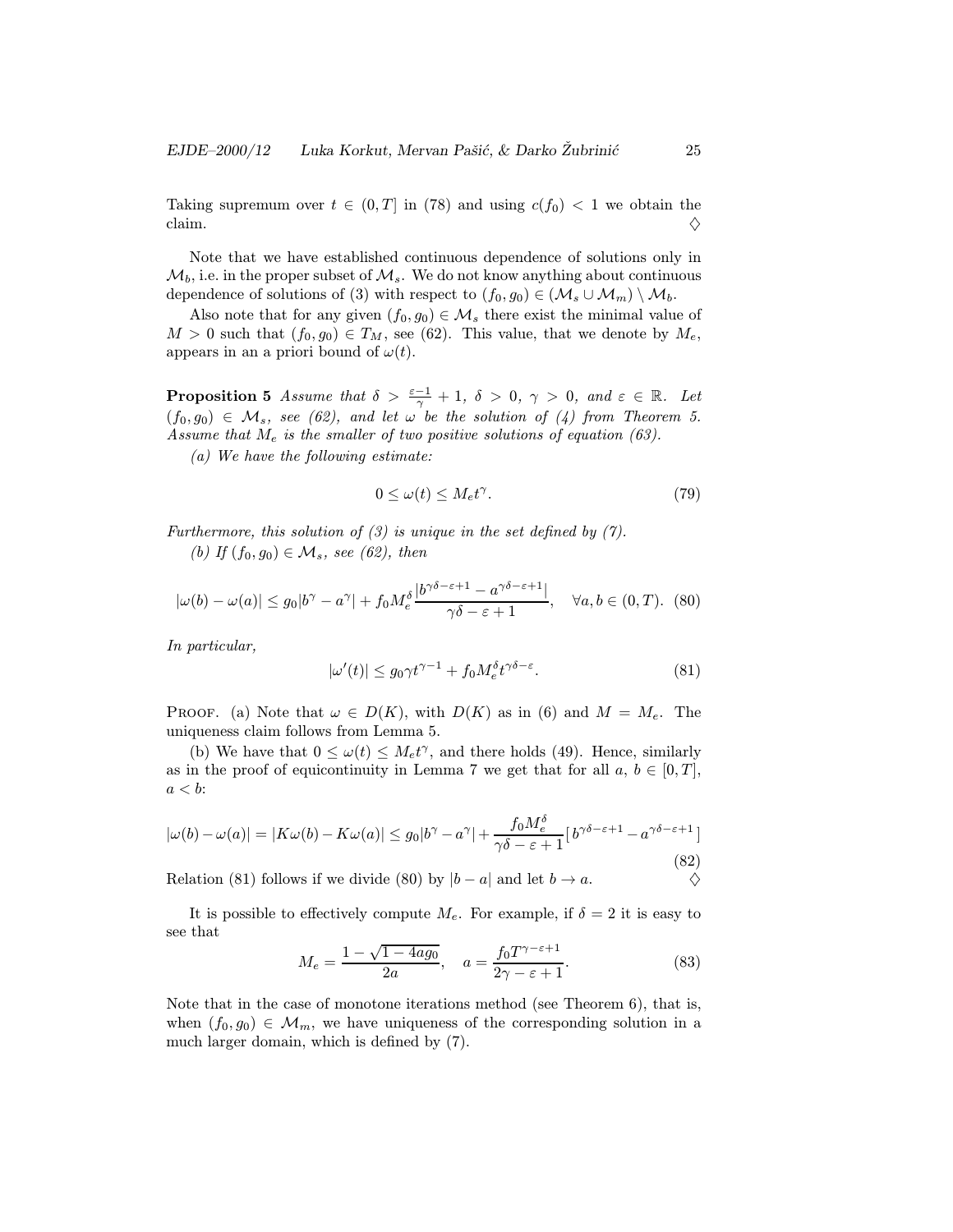Taking supremum over $t \in (0,T]$ in (78) and using $c(f_0) < 1$ we obtain the claim. $\diamondsuit$

Note that we have established continuous dependence of solutions only in $\mathcal{M}_b$, i.e. in the proper subset of $\mathcal{M}_s$. We do not know anything about continuous dependence of solutions of (3) with respect to $(f_0, g_0) \in (\mathcal{M}_s \cup \mathcal{M}_m) \setminus \mathcal{M}_b$.

Also note that for any given $(f_0, g_0) \in \mathcal{M}_s$ there exist the minimal value of $M > 0$ such that $(f_0, g_0) \in T_M$, see (62). This value, that we denote by $M_e$, appears in an a priori bound of $\omega(t)$.

**Proposition 5** *Assume that $\delta > \frac{\varepsilon - 1}{\gamma} + 1$, $\delta > 0$, $\gamma > 0$, and $\varepsilon \in \mathbb{R}$. Let $(f_0, g_0) \in \mathcal{M}_s$, see (62), and let $\omega$ be the solution of (4) from Theorem 5. Assume that $M_e$ is the smaller of two positive solutions of equation (63).*

*(a) We have the following estimate:*

$$0 \le \omega(t) \le M_e t^\gamma. \tag{79}$$

*Furthermore, this solution of (3) is unique in the set defined by (7).*

*(b) If $(f_0, g_0) \in \mathcal{M}_s$, see (62), then*

$$|\omega(b) - \omega(a)| \le g_0 |b^\gamma - a^\gamma| + f_0 M_e^\delta \frac{|b^{\gamma\delta - \varepsilon + 1} - a^{\gamma\delta - \varepsilon + 1}|}{\gamma\delta - \varepsilon + 1}, \quad \forall a, b \in (0, T). \tag{80}$$

*In particular,*

$$|\omega'(t)| \le g_0 \gamma t^{\gamma - 1} + f_0 M_e^\delta t^{\gamma\delta - \varepsilon}. \tag{81}$$

Proof. (a) Note that $\omega \in D(K)$, with $D(K)$ as in (6) and $M = M_e$. The uniqueness claim follows from Lemma 5.

(b) We have that $0 \le \omega(t) \le M_e t^\gamma$, and there holds (49). Hence, similarly as in the proof of equicontinuity in Lemma 7 we get that for all $a$, $b \in [0, T]$, $a < b$:

$$|\omega(b) - \omega(a)| = |K\omega(b) - K\omega(a)| \le g_0 |b^\gamma - a^\gamma| + \frac{f_0 M_e^\delta}{\gamma\delta - \varepsilon + 1} [\, b^{\gamma\delta - \varepsilon + 1} - a^{\gamma\delta - \varepsilon + 1} \,] \tag{82}$$

Relation (81) follows if we divide (80) by $|b - a|$ and let $b \to a$. $\diamondsuit$

It is possible to effectively compute $M_e$. For example, if $\delta = 2$ it is easy to see that

$$M_e = \frac{1 - \sqrt{1 - 4ag_0}}{2a}, \quad a = \frac{f_0 T^{\gamma - \varepsilon + 1}}{2\gamma - \varepsilon + 1}. \tag{83}$$

Note that in the case of monotone iterations method (see Theorem 6), that is, when $(f_0, g_0) \in \mathcal{M}_m$, we have uniqueness of the corresponding solution in a much larger domain, which is defined by (7).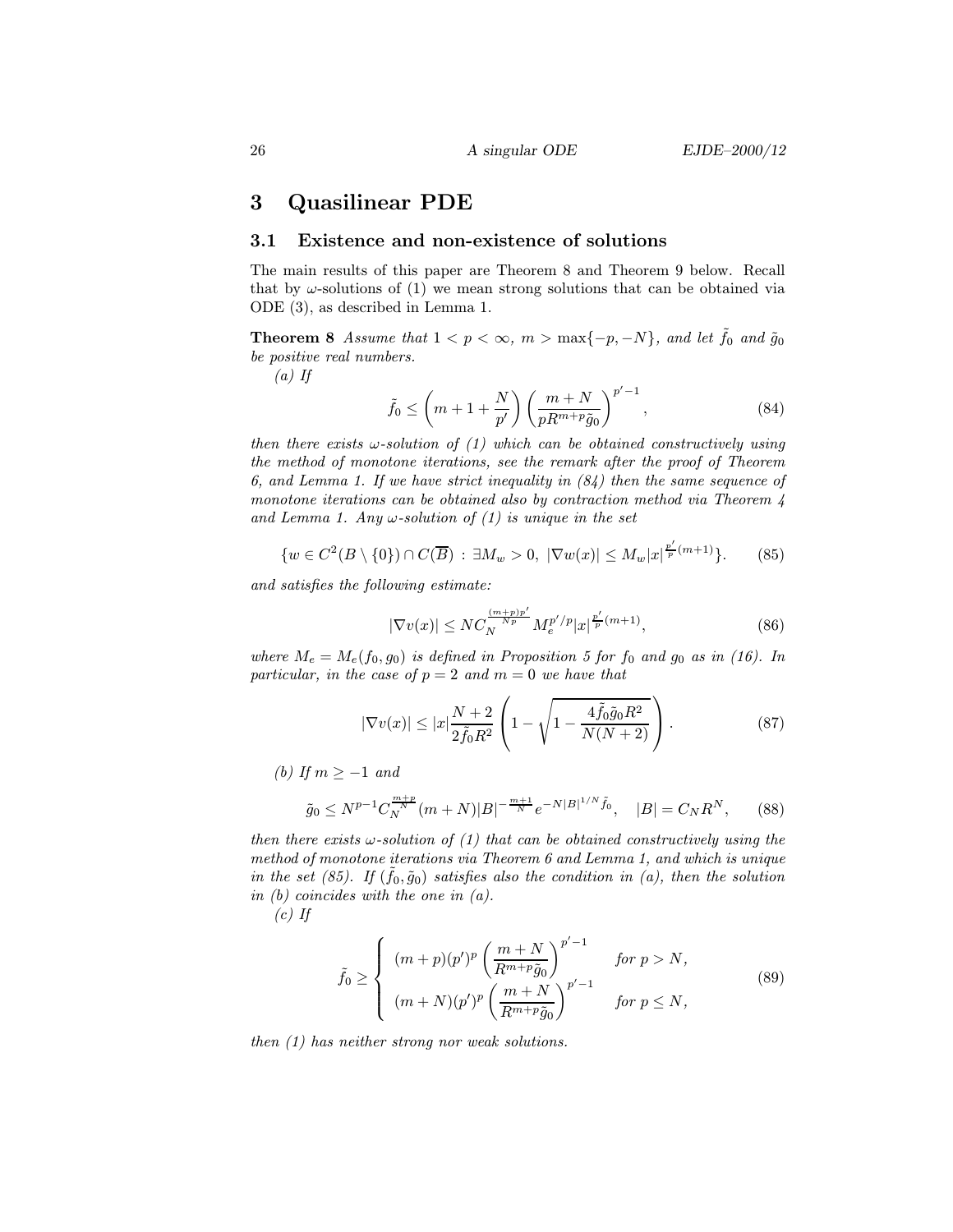## 3 Quasilinear PDE

### 3.1 Existence and non-existence of solutions

The main results of this paper are Theorem 8 and Theorem 9 below. Recall that by $\omega$-solutions of (1) we mean strong solutions that can be obtained via ODE (3), as described in Lemma 1.

**Theorem 8** *Assume that $1 < p < \infty$, $m > \max\{-p, -N\}$, and let $\tilde{f}_0$ and $\tilde{g}_0$ be positive real numbers.*

*(a) If*

$$\tilde{f}_0 \le \left(m + 1 + \frac{N}{p'}\right)\left(\frac{m+N}{pR^{m+p}\tilde{g}_0}\right)^{p'-1}, \tag{84}$$

*then there exists $\omega$-solution of (1) which can be obtained constructively using the method of monotone iterations, see the remark after the proof of Theorem 6, and Lemma 1. If we have strict inequality in (84) then the same sequence of monotone iterations can be obtained also by contraction method via Theorem 4 and Lemma 1. Any $\omega$-solution of (1) is unique in the set*

$$\{w \in C^2(B\setminus\{0\}) \cap C(\overline{B}) : \exists M_w > 0,\ |\nabla w(x)| \le M_w|x|^{\frac{p'}{p}(m+1)}\}. \tag{85}$$

*and satisfies the following estimate:*

$$|\nabla v(x)| \le NC_N^{\frac{(m+p)p'}{Np}} M_e^{p'/p}|x|^{\frac{p'}{p}(m+1)}, \tag{86}$$

*where $M_e = M_e(f_0, g_0)$ is defined in Proposition 5 for $f_0$ and $g_0$ as in (16). In particular, in the case of $p = 2$ and $m = 0$ we have that*

$$|\nabla v(x)| \le |x|\frac{N+2}{2\tilde{f}_0R^2}\left(1 - \sqrt{1 - \frac{4\tilde{f}_0\tilde{g}_0R^2}{N(N+2)}}\right). \tag{87}$$

*(b) If $m \ge -1$ and*

$$\tilde{g}_0 \le N^{p-1}C_N^{\frac{m+p}{N}}(m+N)|B|^{-\frac{m+1}{N}}e^{-N|B|^{1/N}\tilde{f}_0}, \quad |B| = C_NR^N, \tag{88}$$

*then there exists $\omega$-solution of (1) that can be obtained constructively using the method of monotone iterations via Theorem 6 and Lemma 1, and which is unique in the set (85). If $(\tilde{f}_0, \tilde{g}_0)$ satisfies also the condition in (a), then the solution in (b) coincides with the one in (a).*

*(c) If*

$$\tilde{f}_0 \ge \begin{cases} (m+p)(p')^p\left(\dfrac{m+N}{R^{m+p}\tilde{g}_0}\right)^{p'-1} & \text{for } p > N, \\ (m+N)(p')^p\left(\dfrac{m+N}{R^{m+p}\tilde{g}_0}\right)^{p'-1} & \text{for } p \le N, \end{cases} \tag{89}$$

*then (1) has neither strong nor weak solutions.*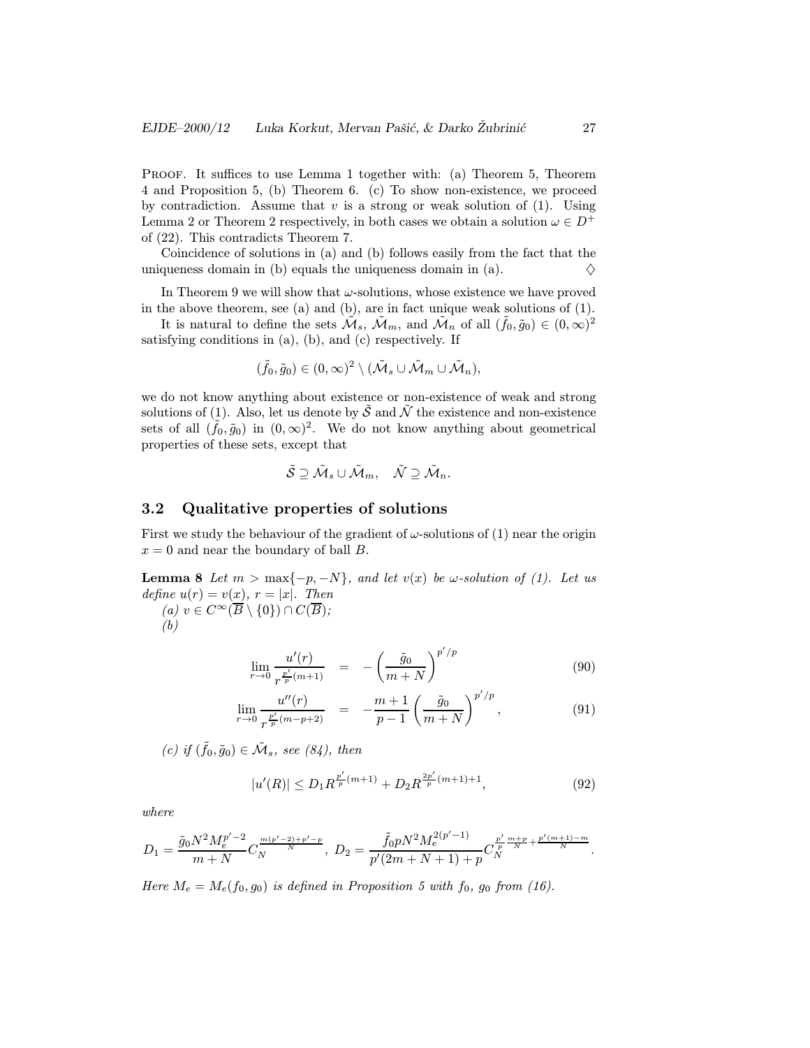PROOF. It suffices to use Lemma 1 together with: (a) Theorem 5, Theorem 4 and Proposition 5, (b) Theorem 6. (c) To show non-existence, we proceed by contradiction. Assume that $v$ is a strong or weak solution of (1). Using Lemma 2 or Theorem 2 respectively, in both cases we obtain a solution $\omega \in D^+$ of (22). This contradicts Theorem 7.

Coincidence of solutions in (a) and (b) follows easily from the fact that the uniqueness domain in (b) equals the uniqueness domain in (a). $\diamondsuit$

In Theorem 9 we will show that $\omega$-solutions, whose existence we have proved in the above theorem, see (a) and (b), are in fact unique weak solutions of (1).

It is natural to define the sets $\tilde{\mathcal{M}}_s$, $\tilde{\mathcal{M}}_m$, and $\tilde{\mathcal{M}}_n$ of all $(\tilde{f}_0, \tilde{g}_0) \in (0,\infty)^2$ satisfying conditions in (a), (b), and (c) respectively. If

$$(\tilde{f}_0, \tilde{g}_0) \in (0,\infty)^2 \setminus (\tilde{\mathcal{M}}_s \cup \tilde{\mathcal{M}}_m \cup \tilde{\mathcal{M}}_n),$$

we do not know anything about existence or non-existence of weak and strong solutions of (1). Also, let us denote by $\tilde{\mathcal{S}}$ and $\tilde{\mathcal{N}}$ the existence and non-existence sets of all $(\tilde{f}_0, \tilde{g}_0)$ in $(0,\infty)^2$. We do not know anything about geometrical properties of these sets, except that

$$\tilde{\mathcal{S}} \supseteq \tilde{\mathcal{M}}_s \cup \tilde{\mathcal{M}}_m, \quad \tilde{\mathcal{N}} \supseteq \tilde{\mathcal{M}}_n.$$

### 3.2 Qualitative properties of solutions

First we study the behaviour of the gradient of $\omega$-solutions of (1) near the origin $x = 0$ and near the boundary of ball $B$.

**Lemma 8** *Let $m > \max\{-p, -N\}$, and let $v(x)$ be $\omega$-solution of (1). Let us define $u(r) = v(x)$, $r = |x|$. Then*

*(a) $v \in C^\infty(\overline{B} \setminus \{0\}) \cap C(\overline{B})$;*

*(b)*

$$\lim_{r\to 0} \frac{u'(r)}{r^{\frac{p'}{p}(m+1)}} = -\left(\frac{\tilde{g}_0}{m+N}\right)^{p'/p} \tag{90}$$

$$\lim_{r\to 0} \frac{u''(r)}{r^{\frac{p'}{p}(m-p+2)}} = -\frac{m+1}{p-1}\left(\frac{\tilde{g}_0}{m+N}\right)^{p'/p}, \tag{91}$$

*(c) if $(\tilde{f}_0, \tilde{g}_0) \in \tilde{\mathcal{M}}_s$, see (84), then*

$$|u'(R)| \le D_1 R^{\frac{p'}{p}(m+1)} + D_2 R^{\frac{2p'}{p}(m+1)+1}, \tag{92}$$

*where*

$$D_1 = \frac{\tilde{g}_0 N^2 M_e^{p'-2}}{m+N} C_N^{\frac{m(p'-2)+p'-p}{N}},\ D_2 = \frac{\tilde{f}_0 p N^2 M_e^{2(p'-1)}}{p'(2m+N+1)+p} C_N^{\frac{p'}{p}\frac{m+p}{N}+\frac{p'(m+1)-m}{N}}.$$

*Here $M_e = M_e(f_0, g_0)$ is defined in Proposition 5 with $f_0$, $g_0$ from (16).*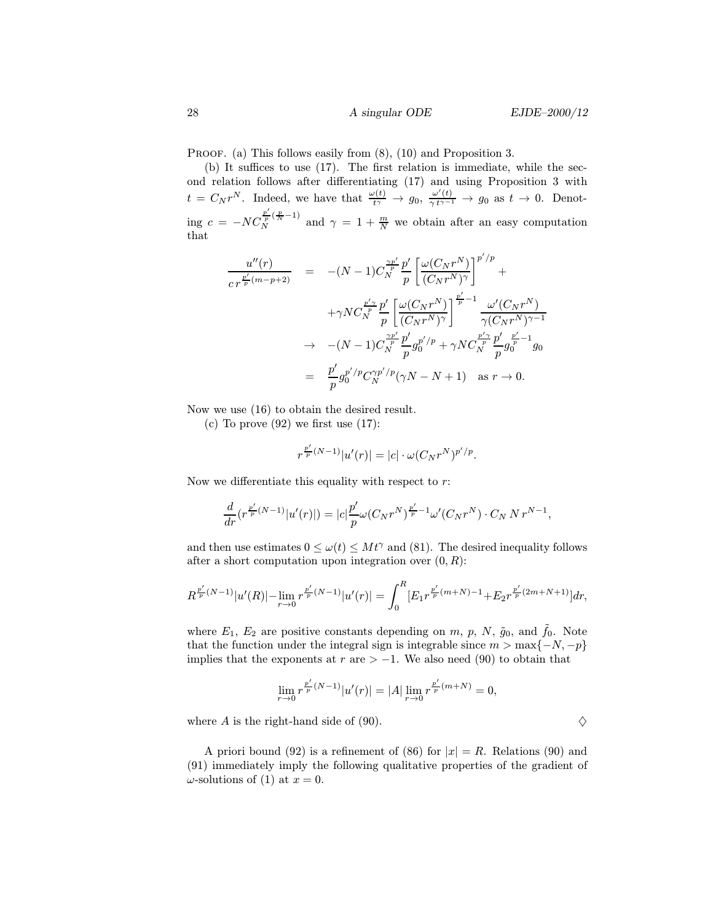PROOF. (a) This follows easily from (8), (10) and Proposition 3.

(b) It suffices to use (17). The first relation is immediate, while the second relation follows after differentiating (17) and using Proposition 3 with $t = C_N r^N$. Indeed, we have that $\frac{\omega(t)}{t^\gamma} \to g_0$, $\frac{\omega'(t)}{\gamma\, t^{\gamma-1}} \to g_0$ as $t \to 0$. Denoting $c = -NC_N^{\frac{p'}{p}(\frac{p}{N}-1)}$ and $\gamma = 1 + \frac{m}{N}$ we obtain after an easy computation that

$$
\begin{aligned}
\frac{u''(r)}{c\, r^{\frac{p'}{p}(m-p+2)}} &= -(N-1)C_N^{\frac{\gamma p'}{p}} \frac{p'}{p} \left[\frac{\omega(C_N r^N)}{(C_N r^N)^\gamma}\right]^{p'/p} + \\
&\quad + \gamma N C_N^{\frac{p'\gamma}{p}} \frac{p'}{p} \left[\frac{\omega(C_N r^N)}{(C_N r^N)^\gamma}\right]^{\frac{p'}{p}-1} \frac{\omega'(C_N r^N)}{\gamma (C_N r^N)^{\gamma-1}} \\
&\to -(N-1)C_N^{\frac{\gamma p'}{p}} \frac{p'}{p} g_0^{p'/p} + \gamma N C_N^{\frac{p'\gamma}{p}} \frac{p'}{p} g_0^{\frac{p'}{p}-1} g_0 \\
&= \frac{p'}{p} g_0^{p'/p} C_N^{\gamma p'/p} (\gamma N - N + 1) \quad \text{as } r \to 0.
\end{aligned}
$$

Now we use (16) to obtain the desired result.

(c) To prove (92) we first use (17):

$$
r^{\frac{p'}{p}(N-1)} |u'(r)| = |c| \cdot \omega(C_N r^N)^{p'/p}.
$$

Now we differentiate this equality with respect to $r$:

$$
\frac{d}{dr}(r^{\frac{p'}{p}(N-1)}|u'(r)|) = |c| \frac{p'}{p} \omega(C_N r^N)^{\frac{p'}{p}-1} \omega'(C_N r^N) \cdot C_N\, N\, r^{N-1},
$$

and then use estimates $0 \le \omega(t) \le Mt^\gamma$ and (81). The desired inequality follows after a short computation upon integration over $(0, R)$:

$$
R^{\frac{p'}{p}(N-1)}|u'(R)| - \lim_{r\to 0} r^{\frac{p'}{p}(N-1)}|u'(r)| = \int_0^R [E_1 r^{\frac{p'}{p}(m+N)-1} + E_2 r^{\frac{p'}{p}(2m+N+1)}]dr,
$$

where $E_1$, $E_2$ are positive constants depending on $m$, $p$, $N$, $\tilde{g}_0$, and $\tilde{f}_0$. Note that the function under the integral sign is integrable since $m > \max\{-N, -p\}$ implies that the exponents at $r$ are $> -1$. We also need (90) to obtain that

$$
\lim_{r\to 0} r^{\frac{p'}{p}(N-1)}|u'(r)| = |A| \lim_{r \to 0} r^{\frac{p'}{p}(m+N)} = 0,
$$

where $A$ is the right-hand side of (90). $\diamondsuit$

A priori bound (92) is a refinement of (86) for $|x| = R$. Relations (90) and (91) immediately imply the following qualitative properties of the gradient of $\omega$-solutions of (1) at $x = 0$.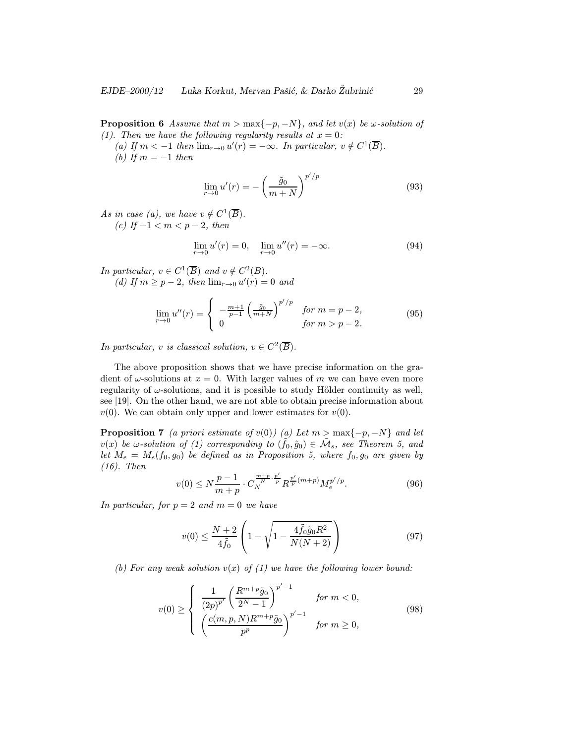**Proposition 6** *Assume that $m > \max\{-p, -N\}$, and let $v(x)$ be $\omega$-solution of (1). Then we have the following regularity results at $x = 0$:*

*(a) If $m < -1$ then $\lim_{r\to 0} u'(r) = -\infty$. In particular, $v \notin C^1(\overline{B})$.*

*(b) If $m = -1$ then*

$$\lim_{r\to 0} u'(r) = -\left(\frac{\tilde{g}_0}{m+N}\right)^{p'/p} \tag{93}$$

*As in case (a), we have $v \notin C^1(\overline{B})$.*

*(c) If $-1 < m < p-2$, then*

$$\lim_{r\to 0} u'(r) = 0, \quad \lim_{r\to 0} u''(r) = -\infty. \tag{94}$$

*In particular, $v \in C^1(\overline{B})$ and $v \notin C^2(B)$.*

*(d) If $m \geq p-2$, then $\lim_{r\to 0} u'(r) = 0$ and*

$$\lim_{r\to 0} u''(r) = \begin{cases} -\frac{m+1}{p-1}\left(\frac{\tilde{g}_0}{m+N}\right)^{p'/p} & \text{for } m = p-2, \\ 0 & \text{for } m > p-2. \end{cases} \tag{95}$$

*In particular, $v$ is classical solution, $v \in C^2(\overline{B})$.*

The above proposition shows that we have precise information on the gradient of $\omega$-solutions at $x = 0$. With larger values of $m$ we can have even more regularity of $\omega$-solutions, and it is possible to study Hölder continuity as well, see [19]. On the other hand, we are not able to obtain precise information about $v(0)$. We can obtain only upper and lower estimates for $v(0)$.

**Proposition 7** *(a priori estimate of $v(0)$) (a) Let $m > \max\{-p, -N\}$ and let $v(x)$ be $\omega$-solution of (1) corresponding to $(\tilde{f}_0, \tilde{g}_0) \in \tilde{\mathcal{M}}_s$, see Theorem 5, and let $M_e = M_e(f_0, g_0)$ be defined as in Proposition 5, where $f_0, g_0$ are given by (16). Then*

$$v(0) \leq N\frac{p-1}{m+p} \cdot C_N^{\frac{m+p}{N}\cdot\frac{p'}{p}} R^{\frac{p'}{p}(m+p)} M_e^{p'/p}. \tag{96}$$

*In particular, for $p = 2$ and $m = 0$ we have*

$$v(0) \leq \frac{N+2}{4\tilde{f}_0}\left(1 - \sqrt{1 - \frac{4\tilde{f}_0\tilde{g}_0 R^2}{N(N+2)}}\right) \tag{97}$$

*(b) For any weak solution $v(x)$ of (1) we have the following lower bound:*

$$v(0) \geq \begin{cases} \dfrac{1}{(2p)^{p'}}\left(\dfrac{R^{m+p}\tilde{g}_0}{2^N - 1}\right)^{p'-1} & \text{for } m < 0, \\ \left(\dfrac{c(m,p,N)R^{m+p}\tilde{g}_0}{p^p}\right)^{p'-1} & \text{for } m \geq 0, \end{cases} \tag{98}$$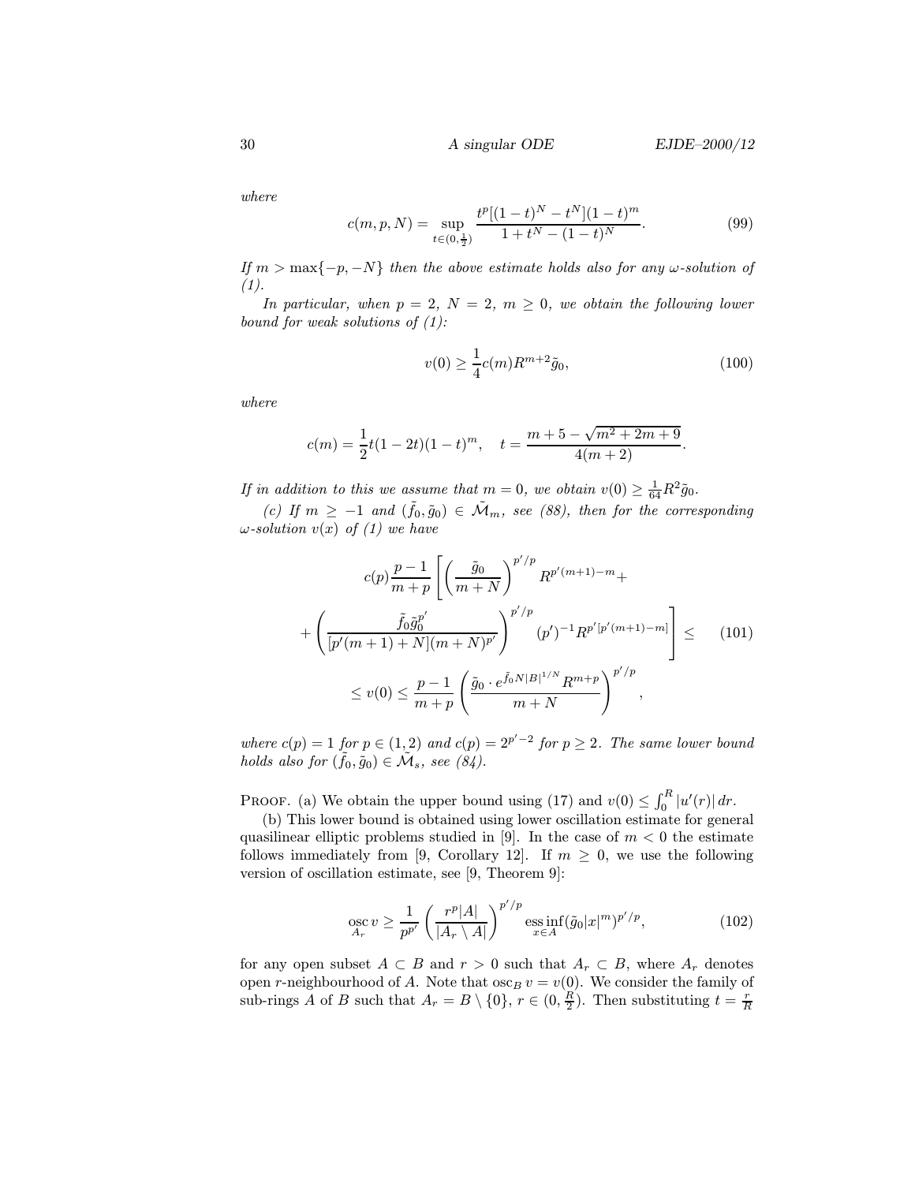*where*

$$c(m,p,N) = \sup_{t\in(0,\frac{1}{2})} \frac{t^p[(1-t)^N - t^N](1-t)^m}{1+t^N-(1-t)^N}. \tag{99}$$

*If $m > \max\{-p,-N\}$ then the above estimate holds also for any $\omega$-solution of (1).*

*In particular, when $p=2$, $N=2$, $m\ge 0$, we obtain the following lower bound for weak solutions of (1):*

$$v(0) \ge \frac{1}{4}c(m)R^{m+2}\tilde{g}_0, \tag{100}$$

*where*

$$c(m) = \frac{1}{2}t(1-2t)(1-t)^m, \quad t = \frac{m+5-\sqrt{m^2+2m+9}}{4(m+2)}.$$

*If in addition to this we assume that $m=0$, we obtain $v(0)\ge \frac{1}{64}R^2\tilde{g}_0$.*

*(c) If $m\ge -1$ and $(\tilde{f}_0,\tilde{g}_0)\in\tilde{\mathcal{M}}_m$, see (88), then for the corresponding $\omega$-solution $v(x)$ of (1) we have*

$$\begin{gathered} c(p)\frac{p-1}{m+p}\left[\left(\frac{\tilde{g}_0}{m+N}\right)^{p'/p} R^{p'(m+1)-m} + \right.\\ \left. +\left(\frac{\tilde{f}_0\tilde{g}_0^{p'}}{[p'(m+1)+N](m+N)^{p'}}\right)^{p'/p}(p')^{-1}R^{p'[p'(m+1)-m]}\right] \le \\ \le v(0) \le \frac{p-1}{m+p}\left(\frac{\tilde{g}_0\cdot e^{\tilde{f}_0 N|B|^{1/N}}R^{m+p}}{m+N}\right)^{p'/p}, \end{gathered} \tag{101}$$

*where $c(p)=1$ for $p\in(1,2)$ and $c(p)=2^{p'-2}$ for $p\ge 2$. The same lower bound holds also for $(\tilde{f}_0,\tilde{g}_0)\in\tilde{\mathcal{M}}_s$, see (84).*

Proof. (a) We obtain the upper bound using (17) and $v(0)\le\int_0^R|u'(r)|\,dr$.

(b) This lower bound is obtained using lower oscillation estimate for general quasilinear elliptic problems studied in [9]. In the case of $m<0$ the estimate follows immediately from [9, Corollary 12]. If $m\ge 0$, we use the following version of oscillation estimate, see [9, Theorem 9]:

$$\operatorname*{osc}_{A_r} v \ge \frac{1}{p^{p'}}\left(\frac{r^p|A|}{|A_r\setminus A|}\right)^{p'/p}\operatorname*{ess\,inf}_{x\in A}(\tilde{g}_0|x|^m)^{p'/p}, \tag{102}$$

for any open subset $A\subset B$ and $r>0$ such that $A_r\subset B$, where $A_r$ denotes open $r$-neighbourhood of $A$. Note that $\operatorname{osc}_B v = v(0)$. We consider the family of sub-rings $A$ of $B$ such that $A_r = B\setminus\{0\}$, $r\in(0,\frac{R}{2})$. Then substituting $t=\frac{r}{R}$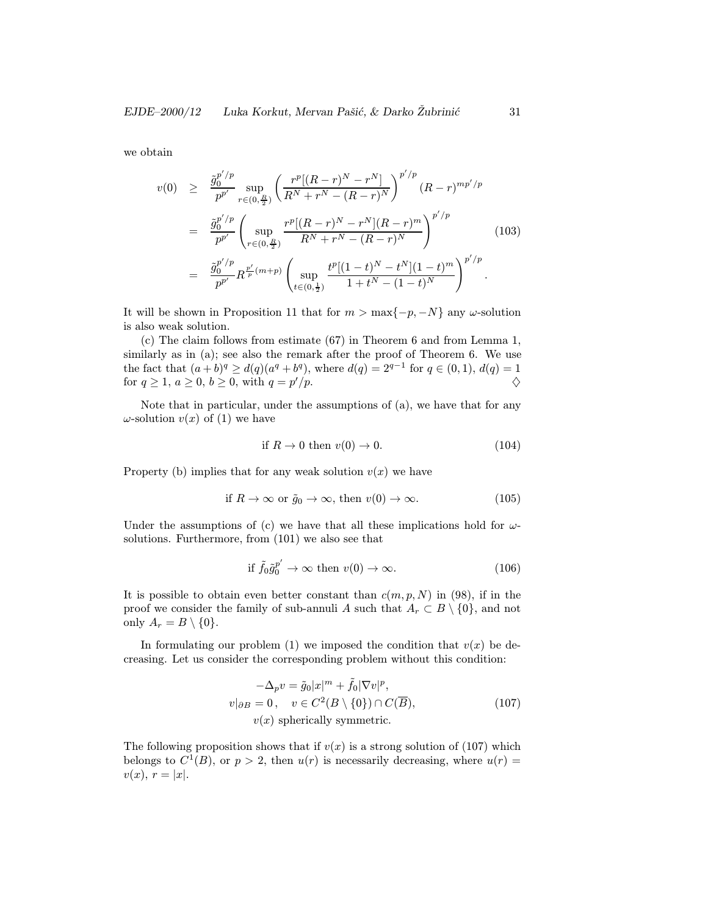we obtain

$$
\begin{aligned}
v(0) &\geq \frac{\tilde{g}_0^{p'/p}}{p^{p'}} \sup_{r\in(0,\frac{R}{2})} \left( \frac{r^p[(R-r)^N - r^N]}{R^N + r^N - (R-r)^N} \right)^{p'/p} (R-r)^{mp'/p} \\
&= \frac{\tilde{g}_0^{p'/p}}{p^{p'}} \left( \sup_{r\in(0,\frac{R}{2})} \frac{r^p[(R-r)^N - r^N](R-r)^m}{R^N + r^N - (R-r)^N} \right)^{p'/p} \qquad (103) \\
&= \frac{\tilde{g}_0^{p'/p}}{p^{p'}} R^{\frac{p'}{p}(m+p)} \left( \sup_{t\in(0,\frac{1}{2})} \frac{t^p[(1-t)^N - t^N](1-t)^m}{1 + t^N - (1-t)^N} \right)^{p'/p}.
\end{aligned}
$$

It will be shown in Proposition 11 that for $m > \max\{-p, -N\}$ any $\omega$-solution is also weak solution.

(c) The claim follows from estimate (67) in Theorem 6 and from Lemma 1, similarly as in (a); see also the remark after the proof of Theorem 6. We use the fact that $(a+b)^q \geq d(q)(a^q + b^q)$, where $d(q) = 2^{q-1}$ for $q \in (0,1)$, $d(q) = 1$ for $q \geq 1$, $a \geq 0$, $b \geq 0$, with $q = p'/p$. ♢

Note that in particular, under the assumptions of (a), we have that for any $\omega$-solution $v(x)$ of (1) we have

$$\text{if } R \to 0 \text{ then } v(0) \to 0. \qquad (104)$$

Property (b) implies that for any weak solution $v(x)$ we have

$$\text{if } R \to \infty \text{ or } \tilde{g}_0 \to \infty, \text{ then } v(0) \to \infty. \qquad (105)$$

Under the assumptions of (c) we have that all these implications hold for $\omega$-solutions. Furthermore, from (101) we also see that

$$\text{if } \tilde{f}_0 \tilde{g}_0^{p'} \to \infty \text{ then } v(0) \to \infty. \qquad (106)$$

It is possible to obtain even better constant than $c(m,p,N)$ in (98), if in the proof we consider the family of sub-annuli $A$ such that $A_r \subset B \setminus \{0\}$, and not only $A_r = B \setminus \{0\}$.

In formulating our problem (1) we imposed the condition that $v(x)$ be decreasing. Let us consider the corresponding problem without this condition:

$$
\begin{gathered}
-\Delta_p v = \tilde{g}_0 |x|^m + \tilde{f}_0 |\nabla v|^p, \\
v|_{\partial B} = 0, \quad v \in C^2(B \setminus \{0\}) \cap C(\overline{B}), \\
v(x) \text{ spherically symmetric.}
\end{gathered} \qquad (107)
$$

The following proposition shows that if $v(x)$ is a strong solution of (107) which belongs to $C^1(B)$, or $p > 2$, then $u(r)$ is necessarily decreasing, where $u(r) = v(x)$, $r = |x|$.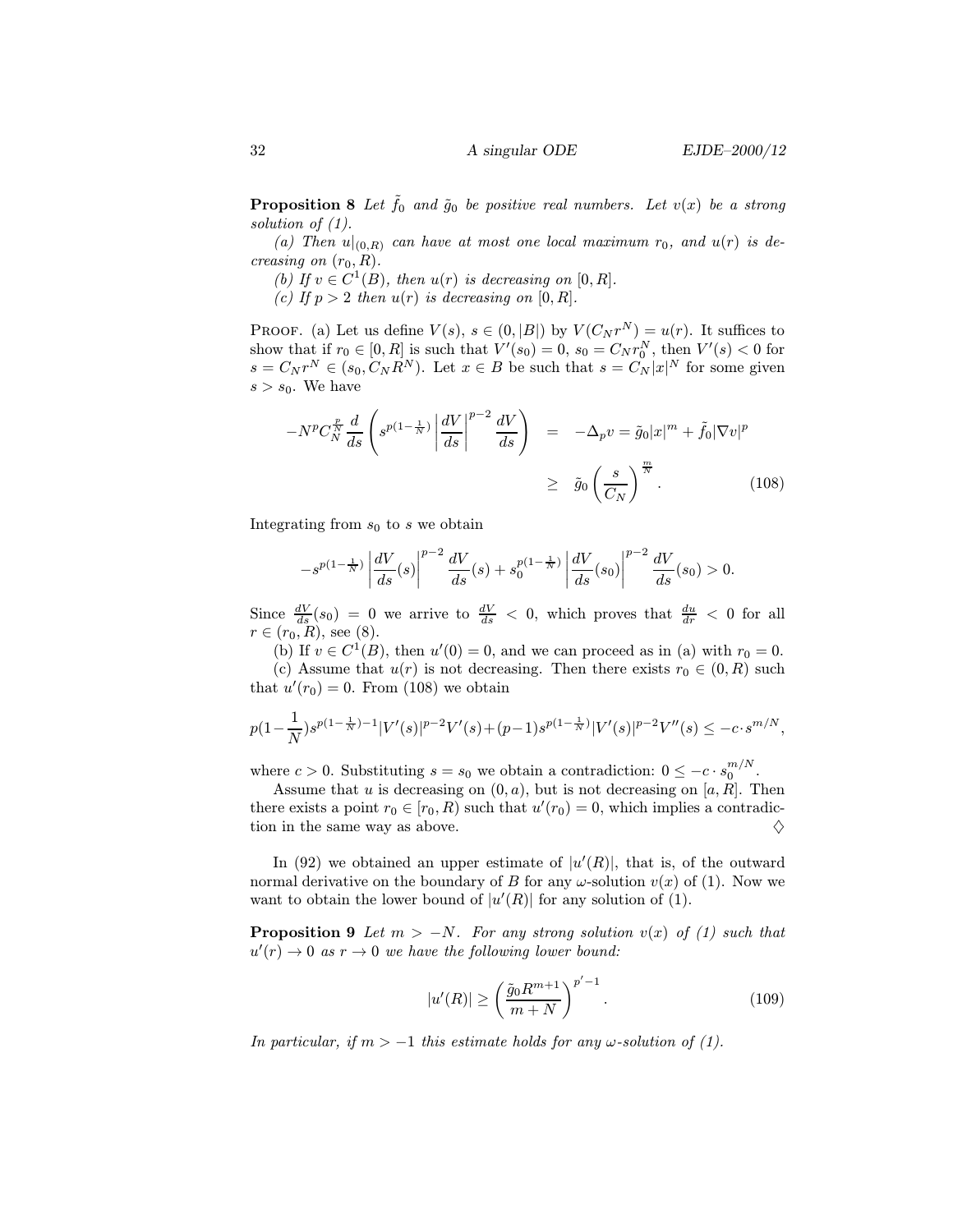**Proposition 8** *Let $\tilde{f}_0$ and $\tilde{g}_0$ be positive real numbers. Let $v(x)$ be a strong solution of (1).*

*(a) Then $u|_{(0,R)}$ can have at most one local maximum $r_0$, and $u(r)$ is decreasing on $(r_0, R)$.*

*(b) If $v \in C^1(B)$, then $u(r)$ is decreasing on $[0, R]$.*

*(c) If $p > 2$ then $u(r)$ is decreasing on $[0, R]$.*

Proof. (a) Let us define $V(s)$, $s \in (0, |B|)$ by $V(C_N r^N) = u(r)$. It suffices to show that if $r_0 \in [0, R]$ is such that $V'(s_0) = 0$, $s_0 = C_N r_0^N$, then $V'(s) < 0$ for $s = C_N r^N \in (s_0, C_N R^N)$. Let $x \in B$ be such that $s = C_N |x|^N$ for some given $s > s_0$. We have

$$
\begin{aligned}
-N^p C_N^{\frac{p}{N}} \frac{d}{ds}\left( s^{p(1-\frac{1}{N})} \left| \frac{dV}{ds} \right|^{p-2} \frac{dV}{ds} \right) &= -\Delta_p v = \tilde{g}_0 |x|^m + \tilde{f}_0 |\nabla v|^p \\
&\geq \tilde{g}_0 \left( \frac{s}{C_N} \right)^{\frac{m}{N}}. 
\end{aligned} \tag{108}
$$

Integrating from $s_0$ to $s$ we obtain

$$
-s^{p(1-\frac{1}{N})} \left| \frac{dV}{ds}(s) \right|^{p-2} \frac{dV}{ds}(s) + s_0^{p(1-\frac{1}{N})} \left| \frac{dV}{ds}(s_0) \right|^{p-2} \frac{dV}{ds}(s_0) > 0.
$$

Since $\frac{dV}{ds}(s_0) = 0$ we arrive to $\frac{dV}{ds} < 0$, which proves that $\frac{du}{dr} < 0$ for all $r \in (r_0, R)$, see (8).

(b) If $v \in C^1(B)$, then $u'(0) = 0$, and we can proceed as in (a) with $r_0 = 0$.

(c) Assume that $u(r)$ is not decreasing. Then there exists $r_0 \in (0, R)$ such that $u'(r_0) = 0$. From (108) we obtain

$$
p(1-\frac{1}{N}) s^{p(1-\frac{1}{N})-1} |V'(s)|^{p-2} V'(s) + (p-1) s^{p(1-\frac{1}{N})} |V'(s)|^{p-2} V''(s) \leq -c \cdot s^{m/N},
$$

where $c > 0$. Substituting $s = s_0$ we obtain a contradiction: $0 \leq -c \cdot s_0^{m/N}$.

Assume that $u$ is decreasing on $(0, a)$, but is not decreasing on $[a, R]$. Then there exists a point $r_0 \in [r_0, R)$ such that $u'(r_0) = 0$, which implies a contradiction in the same way as above. ◊

In (92) we obtained an upper estimate of $|u'(R)|$, that is, of the outward normal derivative on the boundary of $B$ for any $\omega$-solution $v(x)$ of (1). Now we want to obtain the lower bound of $|u'(R)|$ for any solution of (1).

**Proposition 9** *Let $m > -N$. For any strong solution $v(x)$ of (1) such that $u'(r) \to 0$ as $r \to 0$ we have the following lower bound:*

$$
|u'(R)| \geq \left( \frac{\tilde{g}_0 R^{m+1}}{m+N} \right)^{p'-1}. \tag{109}
$$

*In particular, if $m > -1$ this estimate holds for any $\omega$-solution of (1).*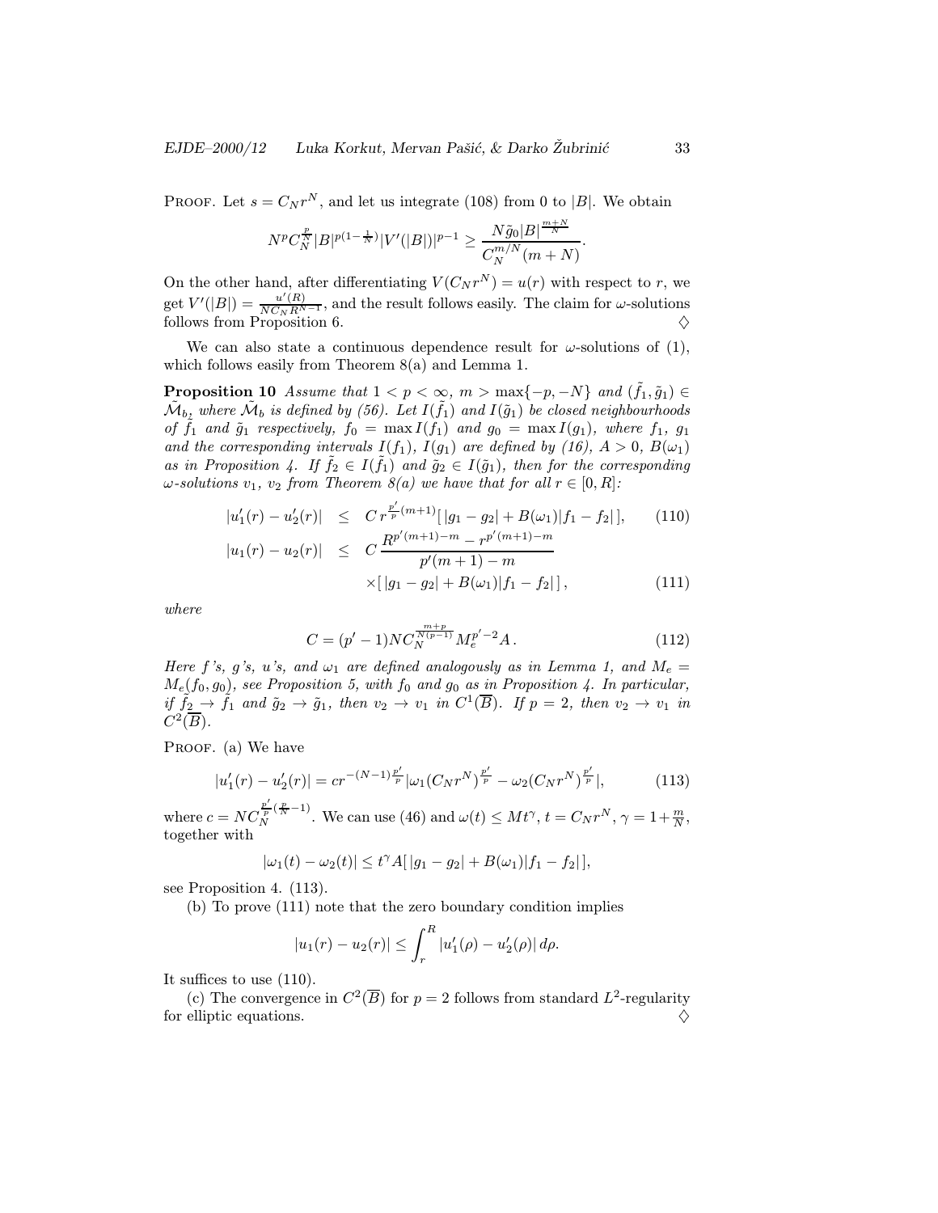PROOF. Let $s = C_N r^N$, and let us integrate (108) from 0 to $|B|$. We obtain

$$N^p C_N^{\frac{p}{N}} |B|^{p(1-\frac{1}{N})} |V'(|B|)|^{p-1} \geq \frac{N\tilde{g}_0 |B|^{\frac{m+N}{N}}}{C_N^{m/N}(m+N)}.$$

On the other hand, after differentiating $V(C_N r^N) = u(r)$ with respect to $r$, we get $V'(|B|) = \frac{u'(R)}{NC_N R^{N-1}}$, and the result follows easily. The claim for $\omega$-solutions follows from Proposition 6. $\diamondsuit$

We can also state a continuous dependence result for $\omega$-solutions of (1), which follows easily from Theorem 8(a) and Lemma 1.

**Proposition 10** *Assume that $1 < p < \infty$, $m > \max\{-p, -N\}$ and $(\tilde{f}_1, \tilde{g}_1) \in \tilde{\mathcal{M}}_b$, where $\tilde{\mathcal{M}}_b$ is defined by (56). Let $I(\tilde{f}_1)$ and $I(\tilde{g}_1)$ be closed neighbourhoods of $\tilde{f}_1$ and $\tilde{g}_1$ respectively, $f_0 = \max I(f_1)$ and $g_0 = \max I(g_1)$, where $f_1$, $g_1$ and the corresponding intervals $I(f_1)$, $I(g_1)$ are defined by (16), $A > 0$, $B(\omega_1)$ as in Proposition 4. If $\tilde{f}_2 \in I(\tilde{f}_1)$ and $\tilde{g}_2 \in I(\tilde{g}_1)$, then for the corresponding $\omega$-solutions $v_1$, $v_2$ from Theorem 8(a) we have that for all $r \in [0, R]$:*

$$|u_1'(r) - u_2'(r)| \leq C\, r^{\frac{p'}{p}(m+1)} [\,|g_1 - g_2| + B(\omega_1)|f_1 - f_2|\,], \qquad (110)$$

$$|u_1(r) - u_2(r)| \leq C\, \frac{R^{p'(m+1)-m} - r^{p'(m+1)-m}}{p'(m+1) - m} \times [\,|g_1 - g_2| + B(\omega_1)|f_1 - f_2|\,], \qquad (111)$$

*where*

$$C = (p'-1) N C_N^{\frac{m+p}{N(p-1)}} M_e^{p'-2} A\,. \qquad (112)$$

*Here $f$'s, $g$'s, $u$'s, and $\omega_1$ are defined analogously as in Lemma 1, and $M_e = M_e(f_0, g_0)$, see Proposition 5, with $f_0$ and $g_0$ as in Proposition 4. In particular, if $\tilde{f}_2 \to \tilde{f}_1$ and $\tilde{g}_2 \to \tilde{g}_1$, then $v_2 \to v_1$ in $C^1(\overline{B})$. If $p = 2$, then $v_2 \to v_1$ in $C^2(\overline{B})$.*

PROOF. (a) We have

$$|u_1'(r) - u_2'(r)| = c r^{-(N-1)\frac{p'}{p}} |\omega_1(C_N r^N)^{\frac{p'}{p}} - \omega_2(C_N r^N)^{\frac{p'}{p}}|, \qquad (113)$$

where $c = N C_N^{\frac{p'}{p}(\frac{p}{N}-1)}$. We can use (46) and $\omega(t) \leq M t^\gamma$, $t = C_N r^N$, $\gamma = 1 + \frac{m}{N}$, together with

$$|\omega_1(t) - \omega_2(t)| \leq t^\gamma A[\,|g_1 - g_2| + B(\omega_1)|f_1 - f_2|\,],$$

see Proposition 4. (113).

(b) To prove (111) note that the zero boundary condition implies

$$|u_1(r) - u_2(r)| \leq \int_r^R |u_1'(\rho) - u_2'(\rho)|\, d\rho.$$

It suffices to use (110).

(c) The convergence in $C^2(\overline{B})$ for $p = 2$ follows from standard $L^2$-regularity for elliptic equations. $\diamondsuit$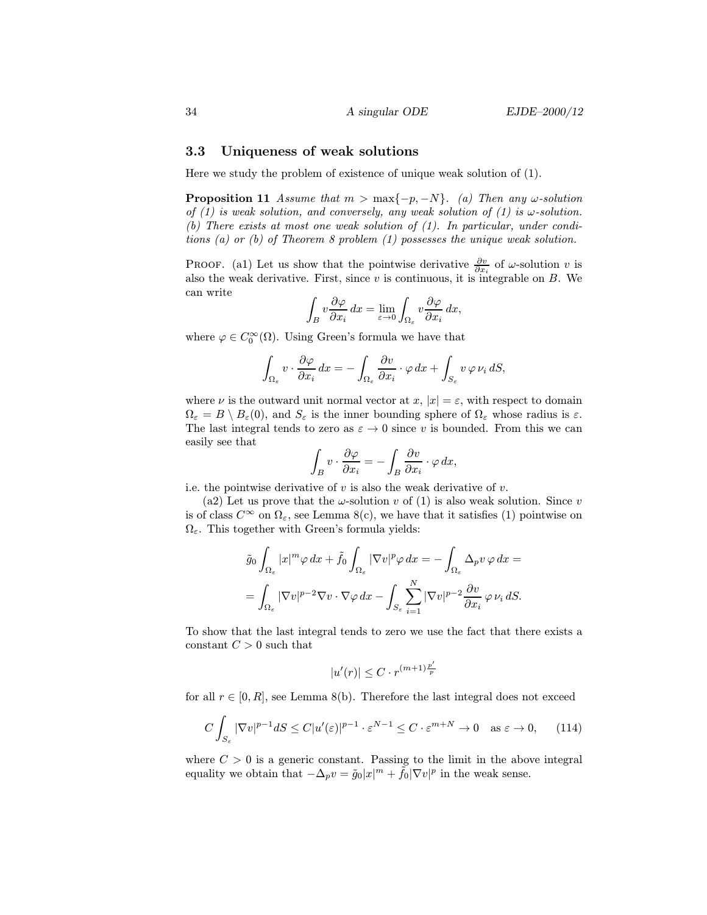### 3.3 Uniqueness of weak solutions

Here we study the problem of existence of unique weak solution of (1).

**Proposition 11** *Assume that $m > \max\{-p, -N\}$. (a) Then any $\omega$-solution of (1) is weak solution, and conversely, any weak solution of (1) is $\omega$-solution. (b) There exists at most one weak solution of (1). In particular, under conditions (a) or (b) of Theorem 8 problem (1) possesses the unique weak solution.*

PROOF. (a1) Let us show that the pointwise derivative $\frac{\partial v}{\partial x_i}$ of $\omega$-solution $v$ is also the weak derivative. First, since $v$ is continuous, it is integrable on $B$. We can write

$$\int_B v \frac{\partial \varphi}{\partial x_i}\, dx = \lim_{\varepsilon \to 0} \int_{\Omega_\varepsilon} v \frac{\partial \varphi}{\partial x_i}\, dx,$$

where $\varphi \in C_0^\infty(\Omega)$. Using Green's formula we have that

$$\int_{\Omega_\varepsilon} v \cdot \frac{\partial \varphi}{\partial x_i}\, dx = -\int_{\Omega_\varepsilon} \frac{\partial v}{\partial x_i} \cdot \varphi\, dx + \int_{S_\varepsilon} v\, \varphi\, \nu_i\, dS,$$

where $\nu$ is the outward unit normal vector at $x$, $|x| = \varepsilon$, with respect to domain $\Omega_\varepsilon = B \setminus B_\varepsilon(0)$, and $S_\varepsilon$ is the inner bounding sphere of $\Omega_\varepsilon$ whose radius is $\varepsilon$. The last integral tends to zero as $\varepsilon \to 0$ since $v$ is bounded. From this we can easily see that

$$\int_B v \cdot \frac{\partial \varphi}{\partial x_i} = -\int_B \frac{\partial v}{\partial x_i} \cdot \varphi\, dx,$$

i.e. the pointwise derivative of $v$ is also the weak derivative of $v$.

(a2) Let us prove that the $\omega$-solution $v$ of (1) is also weak solution. Since $v$ is of class $C^\infty$ on $\Omega_\varepsilon$, see Lemma 8(c), we have that it satisfies (1) pointwise on $\Omega_\varepsilon$. This together with Green's formula yields:

$$\tilde{g}_0 \int_{\Omega_\varepsilon} |x|^m \varphi\, dx + \tilde{f}_0 \int_{\Omega_\varepsilon} |\nabla v|^p \varphi\, dx = -\int_{\Omega_\varepsilon} \Delta_p v\, \varphi\, dx =$$

$$= \int_{\Omega_\varepsilon} |\nabla v|^{p-2} \nabla v \cdot \nabla \varphi\, dx - \int_{S_\varepsilon} \sum_{i=1}^N |\nabla v|^{p-2} \frac{\partial v}{\partial x_i}\, \varphi\, \nu_i\, dS.$$

To show that the last integral tends to zero we use the fact that there exists a constant $C > 0$ such that

$$|u'(r)| \le C \cdot r^{(m+1)\frac{p'}{p}}$$

for all $r \in [0, R]$, see Lemma 8(b). Therefore the last integral does not exceed

$$C \int_{S_\varepsilon} |\nabla v|^{p-1} dS \le C |u'(\varepsilon)|^{p-1} \cdot \varepsilon^{N-1} \le C \cdot \varepsilon^{m+N} \to 0 \quad \text{as } \varepsilon \to 0, \tag{114}$$

where $C > 0$ is a generic constant. Passing to the limit in the above integral equality we obtain that $-\Delta_p v = \tilde{g}_0 |x|^m + \tilde{f}_0 |\nabla v|^p$ in the weak sense.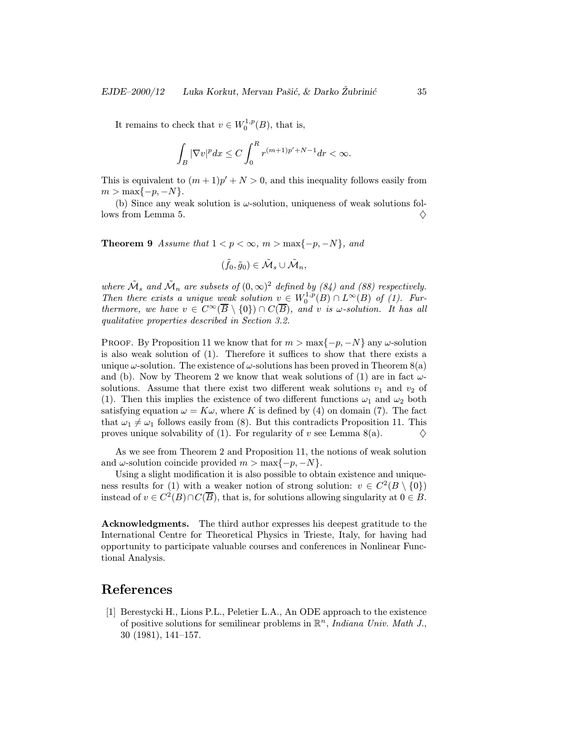It remains to check that $v \in W_0^{1,p}(B)$, that is,

$$\int_B |\nabla v|^p dx \le C \int_0^R r^{(m+1)p'+N-1} dr < \infty.$$

This is equivalent to $(m+1)p' + N > 0$, and this inequality follows easily from $m > \max\{-p, -N\}$.

(b) Since any weak solution is $\omega$-solution, uniqueness of weak solutions follows from Lemma 5. $\diamondsuit$

**Theorem 9** *Assume that $1 < p < \infty$, $m > \max\{-p, -N\}$, and*

$$(\tilde{f}_0, \tilde{g}_0) \in \tilde{\mathcal{M}}_s \cup \tilde{\mathcal{M}}_n,$$

*where $\tilde{\mathcal{M}}_s$ and $\tilde{\mathcal{M}}_n$ are subsets of $(0,\infty)^2$ defined by (84) and (88) respectively. Then there exists a unique weak solution $v \in W_0^{1,p}(B) \cap L^\infty(B)$ of (1). Furthermore, we have $v \in C^\infty(\overline{B} \setminus \{0\}) \cap C(\overline{B})$, and $v$ is $\omega$-solution. It has all qualitative properties described in Section 3.2.*

Proof. By Proposition 11 we know that for $m > \max\{-p, -N\}$ any $\omega$-solution is also weak solution of (1). Therefore it suffices to show that there exists a unique $\omega$-solution. The existence of $\omega$-solutions has been proved in Theorem 8(a) and (b). Now by Theorem 2 we know that weak solutions of (1) are in fact $\omega$-solutions. Assume that there exist two different weak solutions $v_1$ and $v_2$ of (1). Then this implies the existence of two different functions $\omega_1$ and $\omega_2$ both satisfying equation $\omega = K\omega$, where $K$ is defined by (4) on domain (7). The fact that $\omega_1 \neq \omega_1$ follows easily from (8). But this contradicts Proposition 11. This proves unique solvability of (1). For regularity of $v$ see Lemma 8(a). $\diamondsuit$

As we see from Theorem 2 and Proposition 11, the notions of weak solution and $\omega$-solution coincide provided $m > \max\{-p, -N\}$.

Using a slight modification it is also possible to obtain existence and uniqueness results for (1) with a weaker notion of strong solution: $v \in C^2(B \setminus \{0\})$ instead of $v \in C^2(B) \cap C(\overline{B})$, that is, for solutions allowing singularity at $0 \in B$.

**Acknowledgments.** The third author expresses his deepest gratitude to the International Centre for Theoretical Physics in Trieste, Italy, for having had opportunity to participate valuable courses and conferences in Nonlinear Functional Analysis.

# References

[1] Berestycki H., Lions P.L., Peletier L.A., An ODE approach to the existence of positive solutions for semilinear problems in $\mathbb{R}^n$, *Indiana Univ. Math J.*, 30 (1981), 141–157.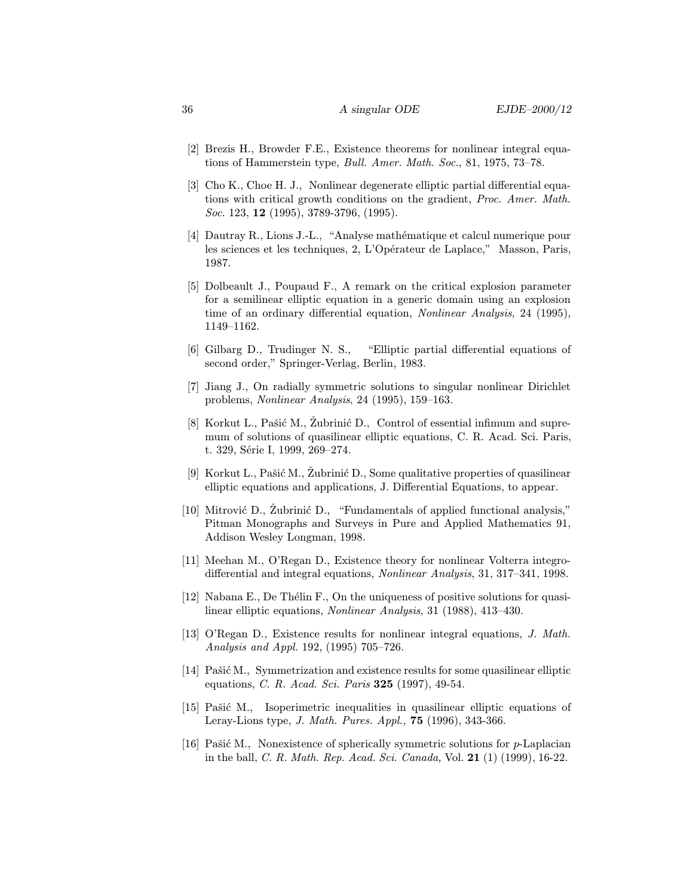[2] Brezis H., Browder F.E., Existence theorems for nonlinear integral equations of Hammerstein type, *Bull. Amer. Math. Soc.*, 81, 1975, 73–78.

[3] Cho K., Choe H. J., Nonlinear degenerate elliptic partial differential equations with critical growth conditions on the gradient, *Proc. Amer. Math. Soc.* 123, **12** (1995), 3789-3796, (1995).

[4] Dautray R., Lions J.-L., "Analyse mathématique et calcul numerique pour les sciences et les techniques, 2, L'Opérateur de Laplace," Masson, Paris, 1987.

[5] Dolbeault J., Poupaud F., A remark on the critical explosion parameter for a semilinear elliptic equation in a generic domain using an explosion time of an ordinary differential equation, *Nonlinear Analysis*, 24 (1995), 1149–1162.

[6] Gilbarg D., Trudinger N. S., "Elliptic partial differential equations of second order," Springer-Verlag, Berlin, 1983.

[7] Jiang J., On radially symmetric solutions to singular nonlinear Dirichlet problems, *Nonlinear Analysis*, 24 (1995), 159–163.

[8] Korkut L., Pašić M., Žubrinić D., Control of essential infimum and supremum of solutions of quasilinear elliptic equations, C. R. Acad. Sci. Paris, t. 329, Série I, 1999, 269–274.

[9] Korkut L., Pašić M., Žubrinić D., Some qualitative properties of quasilinear elliptic equations and applications, J. Differential Equations, to appear.

[10] Mitrović D., Žubrinić D., "Fundamentals of applied functional analysis," Pitman Monographs and Surveys in Pure and Applied Mathematics 91, Addison Wesley Longman, 1998.

[11] Meehan M., O'Regan D., Existence theory for nonlinear Volterra integro-differential and integral equations, *Nonlinear Analysis*, 31, 317–341, 1998.

[12] Nabana E., De Thélin F., On the uniqueness of positive solutions for quasilinear elliptic equations, *Nonlinear Analysis*, 31 (1988), 413–430.

[13] O'Regan D., Existence results for nonlinear integral equations, *J. Math. Analysis and Appl.* 192, (1995) 705–726.

[14] Pašić M., Symmetrization and existence results for some quasilinear elliptic equations, *C. R. Acad. Sci. Paris* **325** (1997), 49-54.

[15] Pašić M., Isoperimetric inequalities in quasilinear elliptic equations of Leray-Lions type, *J. Math. Pures. Appl.,* **75** (1996), 343-366.

[16] Pašić M., Nonexistence of spherically symmetric solutions for $p$-Laplacian in the ball, *C. R. Math. Rep. Acad. Sci. Canada,* Vol. **21** (1) (1999), 16-22.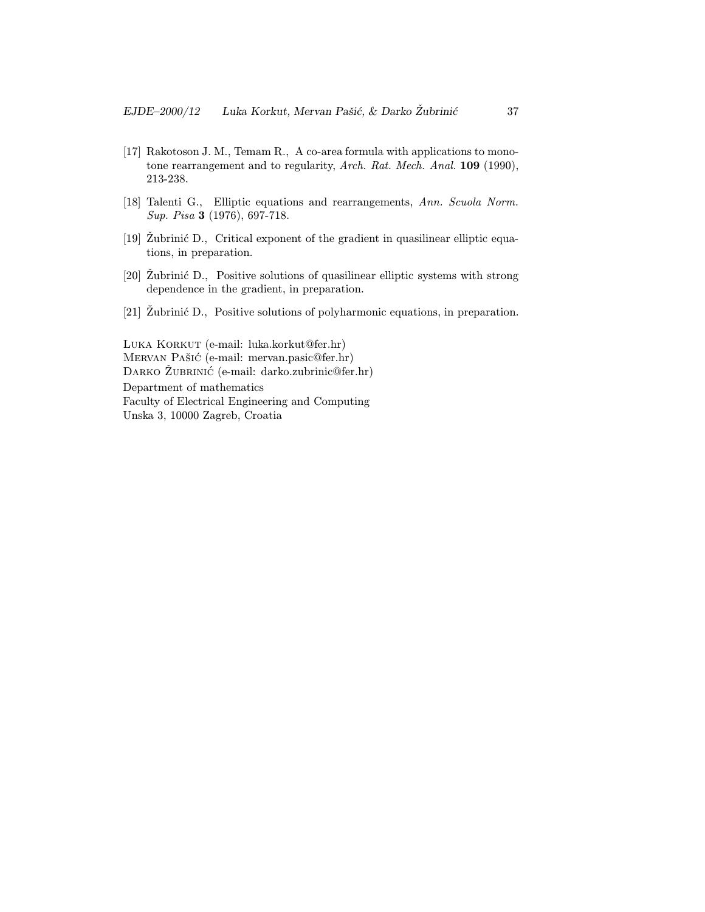[17] Rakotoson J. M., Temam R., A co-area formula with applications to monotone rearrangement and to regularity, *Arch. Rat. Mech. Anal.* **109** (1990), 213-238.

[18] Talenti G., Elliptic equations and rearrangements, *Ann. Scuola Norm. Sup. Pisa* **3** (1976), 697-718.

[19] Žubrinić D., Critical exponent of the gradient in quasilinear elliptic equations, in preparation.

[20] Žubrinić D., Positive solutions of quasilinear elliptic systems with strong dependence in the gradient, in preparation.

[21] Žubrinić D., Positive solutions of polyharmonic equations, in preparation.

Luka Korkut (e-mail: luka.korkut@fer.hr)
Mervan Pašić (e-mail: mervan.pasic@fer.hr)
Darko Žubrinić (e-mail: darko.zubrinic@fer.hr)
Department of mathematics
Faculty of Electrical Engineering and Computing
Unska 3, 10000 Zagreb, Croatia